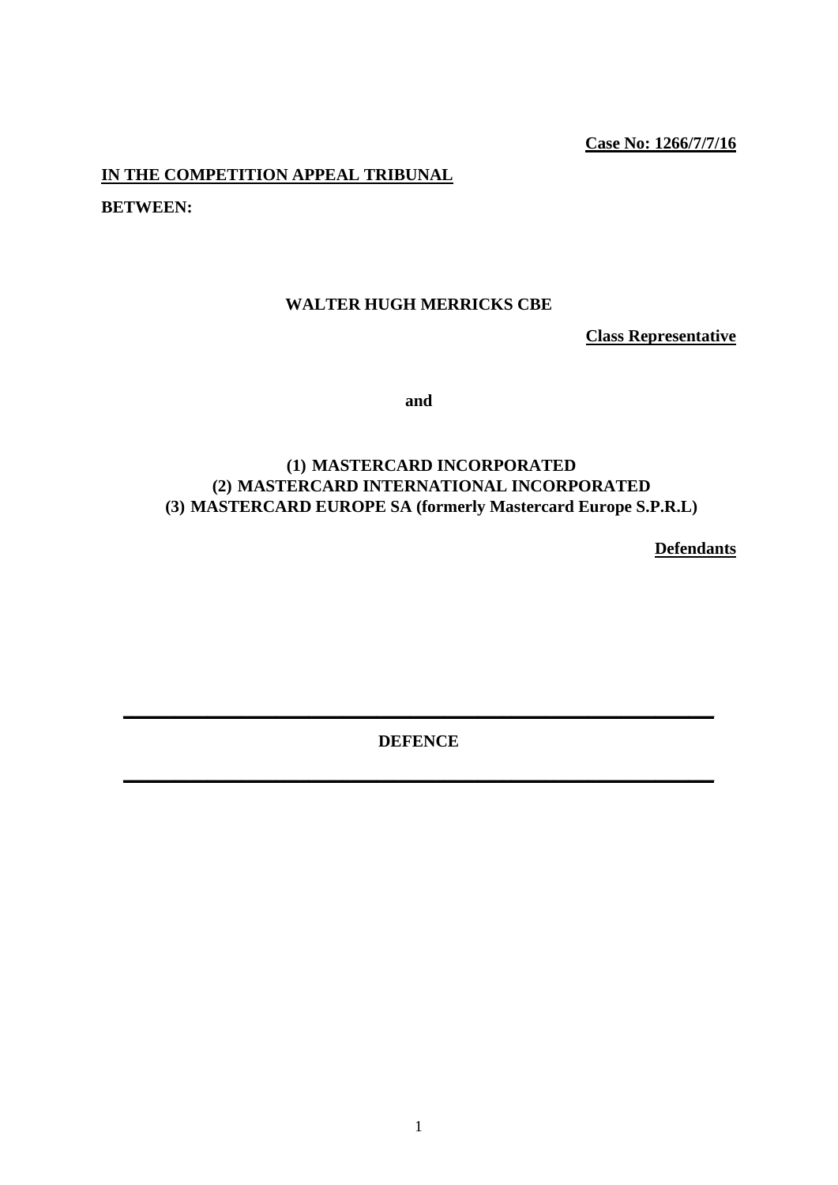**Case No: 1266/7/7/16**

**IN THE COMPETITION APPEAL TRIBUNAL**

**BETWEEN:**

**WALTER HUGH MERRICKS CBE**

**Class Representative**

**and**

**(1) MASTERCARD INCORPORATED**
**(2) MASTERCARD INTERNATIONAL INCORPORATED**
**(3) MASTERCARD EUROPE SA (formerly Mastercard Europe S.P.R.L)**

**Defendants**

---

**DEFENCE**

---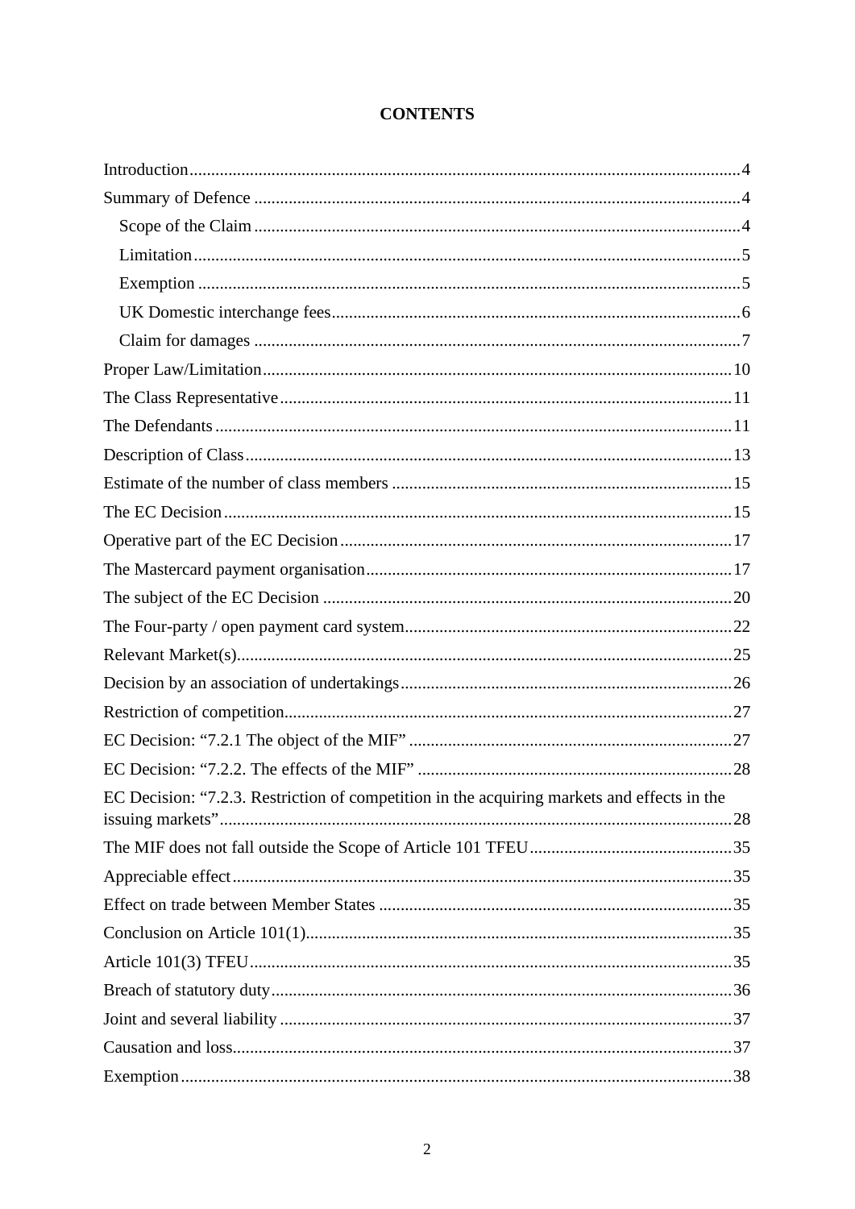# CONTENTS

Introduction....................................................................................................................4

Summary of Defence ......................................................................................................4

  Scope of the Claim ......................................................................................................4

  Limitation....................................................................................................................5

  Exemption ...................................................................................................................5

  UK Domestic interchange fees....................................................................................6

  Claim for damages ......................................................................................................7

Proper Law/Limitation...................................................................................................10

The Class Representative...............................................................................................11

The Defendants ..............................................................................................................11

Description of Class.......................................................................................................13

Estimate of the number of class members .....................................................................15

The EC Decision.............................................................................................................15

Operative part of the EC Decision .................................................................................17

The Mastercard payment organisation...........................................................................17

The subject of the EC Decision .....................................................................................20

The Four-party / open payment card system..................................................................22

Relevant Market(s).........................................................................................................25

Decision by an association of undertakings...................................................................26

Restriction of competition..............................................................................................27

EC Decision: “7.2.1 The object of the MIF” ..................................................................27

EC Decision: “7.2.2. The effects of the MIF” ................................................................28

EC Decision: “7.2.3. Restriction of competition in the acquiring markets and effects in the issuing markets”.............................................................................................................28

The MIF does not fall outside the Scope of Article 101 TFEU......................................35

Appreciable effect..........................................................................................................35

Effect on trade between Member States ........................................................................35

Conclusion on Article 101(1).........................................................................................35

Article 101(3) TFEU......................................................................................................35

Breach of statutory duty.................................................................................................36

Joint and several liability ...............................................................................................37

Causation and loss..........................................................................................................37

Exemption......................................................................................................................38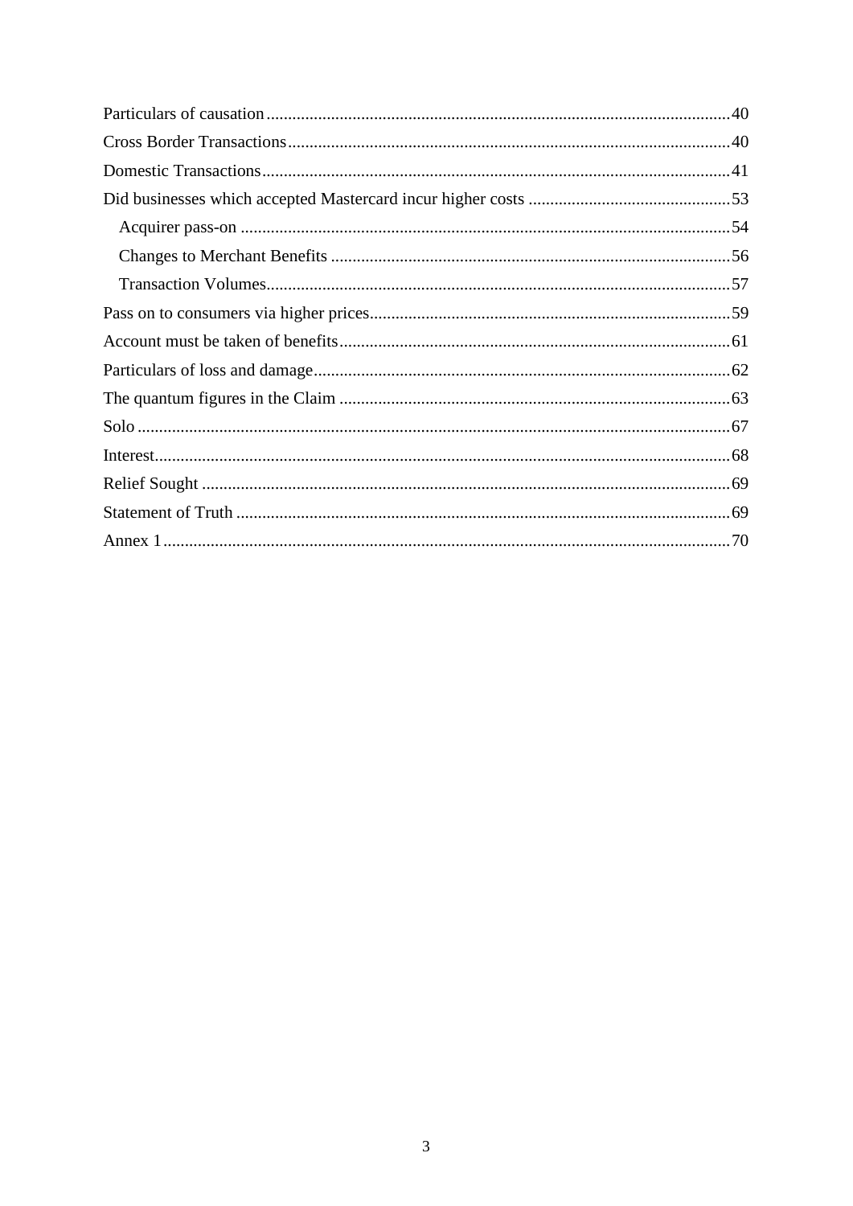Particulars of causation .......... 40

Cross Border Transactions .......... 40

Domestic Transactions .......... 41

Did businesses which accepted Mastercard incur higher costs .......... 53

- Acquirer pass-on .......... 54
- Changes to Merchant Benefits .......... 56
- Transaction Volumes .......... 57

Pass on to consumers via higher prices .......... 59

Account must be taken of benefits .......... 61

Particulars of loss and damage .......... 62

The quantum figures in the Claim .......... 63

Solo .......... 67

Interest .......... 68

Relief Sought .......... 69

Statement of Truth .......... 69

Annex 1 .......... 70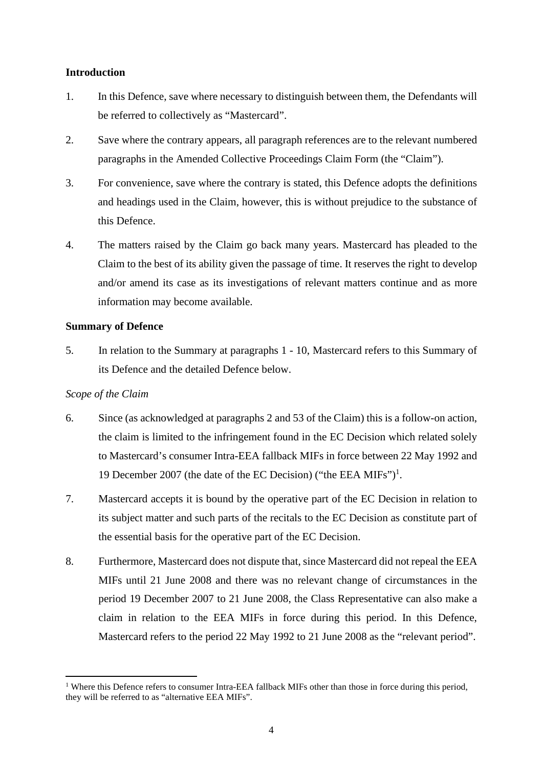**Introduction**

1. In this Defence, save where necessary to distinguish between them, the Defendants will be referred to collectively as "Mastercard".

2. Save where the contrary appears, all paragraph references are to the relevant numbered paragraphs in the Amended Collective Proceedings Claim Form (the "Claim").

3. For convenience, save where the contrary is stated, this Defence adopts the definitions and headings used in the Claim, however, this is without prejudice to the substance of this Defence.

4. The matters raised by the Claim go back many years. Mastercard has pleaded to the Claim to the best of its ability given the passage of time. It reserves the right to develop and/or amend its case as its investigations of relevant matters continue and as more information may become available.

**Summary of Defence**

5. In relation to the Summary at paragraphs 1 - 10, Mastercard refers to this Summary of its Defence and the detailed Defence below.

*Scope of the Claim*

6. Since (as acknowledged at paragraphs 2 and 53 of the Claim) this is a follow-on action, the claim is limited to the infringement found in the EC Decision which related solely to Mastercard's consumer Intra-EEA fallback MIFs in force between 22 May 1992 and 19 December 2007 (the date of the EC Decision) ("the EEA MIFs")[1].

7. Mastercard accepts it is bound by the operative part of the EC Decision in relation to its subject matter and such parts of the recitals to the EC Decision as constitute part of the essential basis for the operative part of the EC Decision.

8. Furthermore, Mastercard does not dispute that, since Mastercard did not repeal the EEA MIFs until 21 June 2008 and there was no relevant change of circumstances in the period 19 December 2007 to 21 June 2008, the Class Representative can also make a claim in relation to the EEA MIFs in force during this period. In this Defence, Mastercard refers to the period 22 May 1992 to 21 June 2008 as the "relevant period".

[1] Where this Defence refers to consumer Intra-EEA fallback MIFs other than those in force during this period, they will be referred to as "alternative EEA MIFs".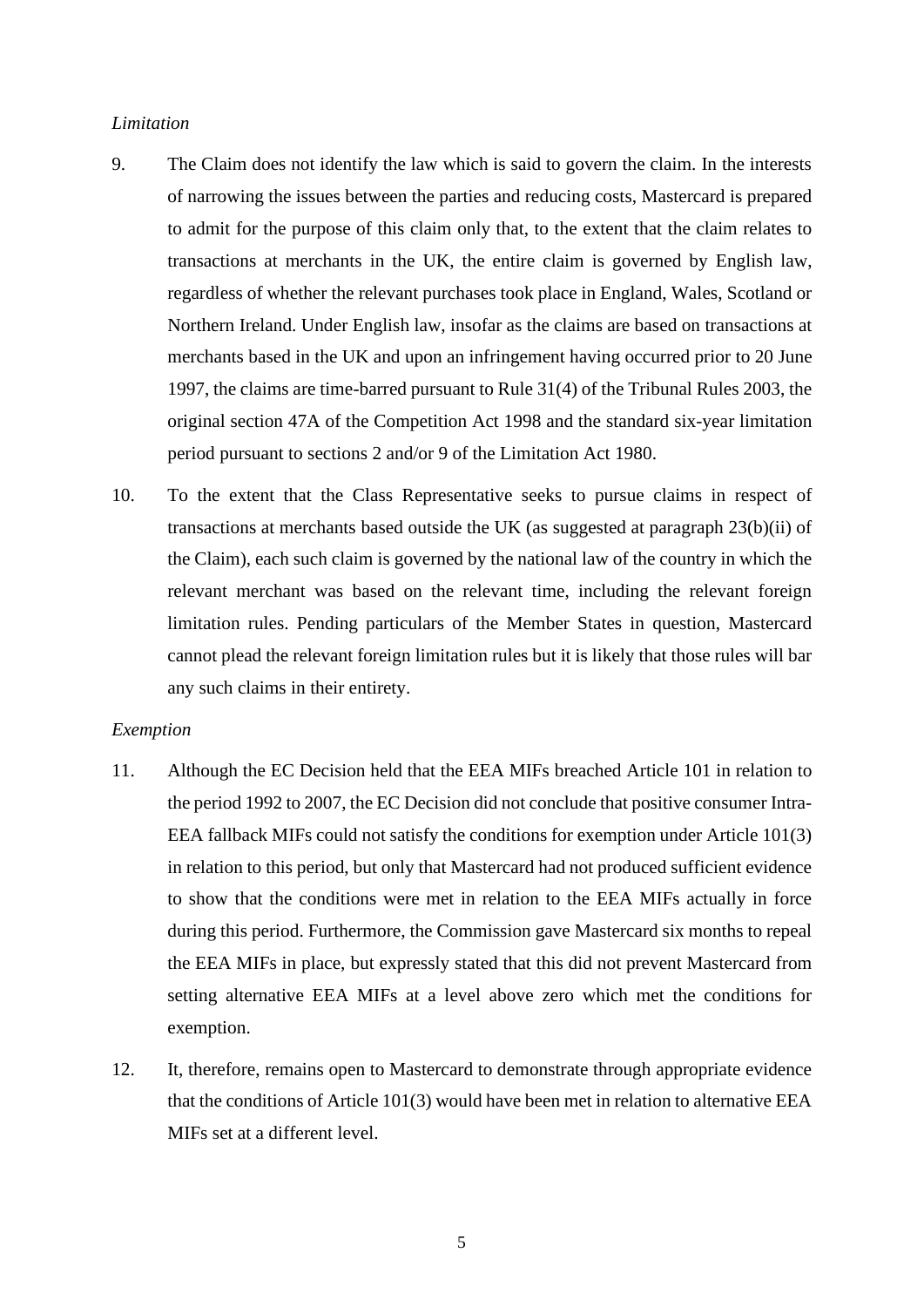*Limitation*

9. The Claim does not identify the law which is said to govern the claim. In the interests of narrowing the issues between the parties and reducing costs, Mastercard is prepared to admit for the purpose of this claim only that, to the extent that the claim relates to transactions at merchants in the UK, the entire claim is governed by English law, regardless of whether the relevant purchases took place in England, Wales, Scotland or Northern Ireland. Under English law, insofar as the claims are based on transactions at merchants based in the UK and upon an infringement having occurred prior to 20 June 1997, the claims are time-barred pursuant to Rule 31(4) of the Tribunal Rules 2003, the original section 47A of the Competition Act 1998 and the standard six-year limitation period pursuant to sections 2 and/or 9 of the Limitation Act 1980.

10. To the extent that the Class Representative seeks to pursue claims in respect of transactions at merchants based outside the UK (as suggested at paragraph 23(b)(ii) of the Claim), each such claim is governed by the national law of the country in which the relevant merchant was based on the relevant time, including the relevant foreign limitation rules. Pending particulars of the Member States in question, Mastercard cannot plead the relevant foreign limitation rules but it is likely that those rules will bar any such claims in their entirety.

*Exemption*

11. Although the EC Decision held that the EEA MIFs breached Article 101 in relation to the period 1992 to 2007, the EC Decision did not conclude that positive consumer Intra-EEA fallback MIFs could not satisfy the conditions for exemption under Article 101(3) in relation to this period, but only that Mastercard had not produced sufficient evidence to show that the conditions were met in relation to the EEA MIFs actually in force during this period. Furthermore, the Commission gave Mastercard six months to repeal the EEA MIFs in place, but expressly stated that this did not prevent Mastercard from setting alternative EEA MIFs at a level above zero which met the conditions for exemption.

12. It, therefore, remains open to Mastercard to demonstrate through appropriate evidence that the conditions of Article 101(3) would have been met in relation to alternative EEA MIFs set at a different level.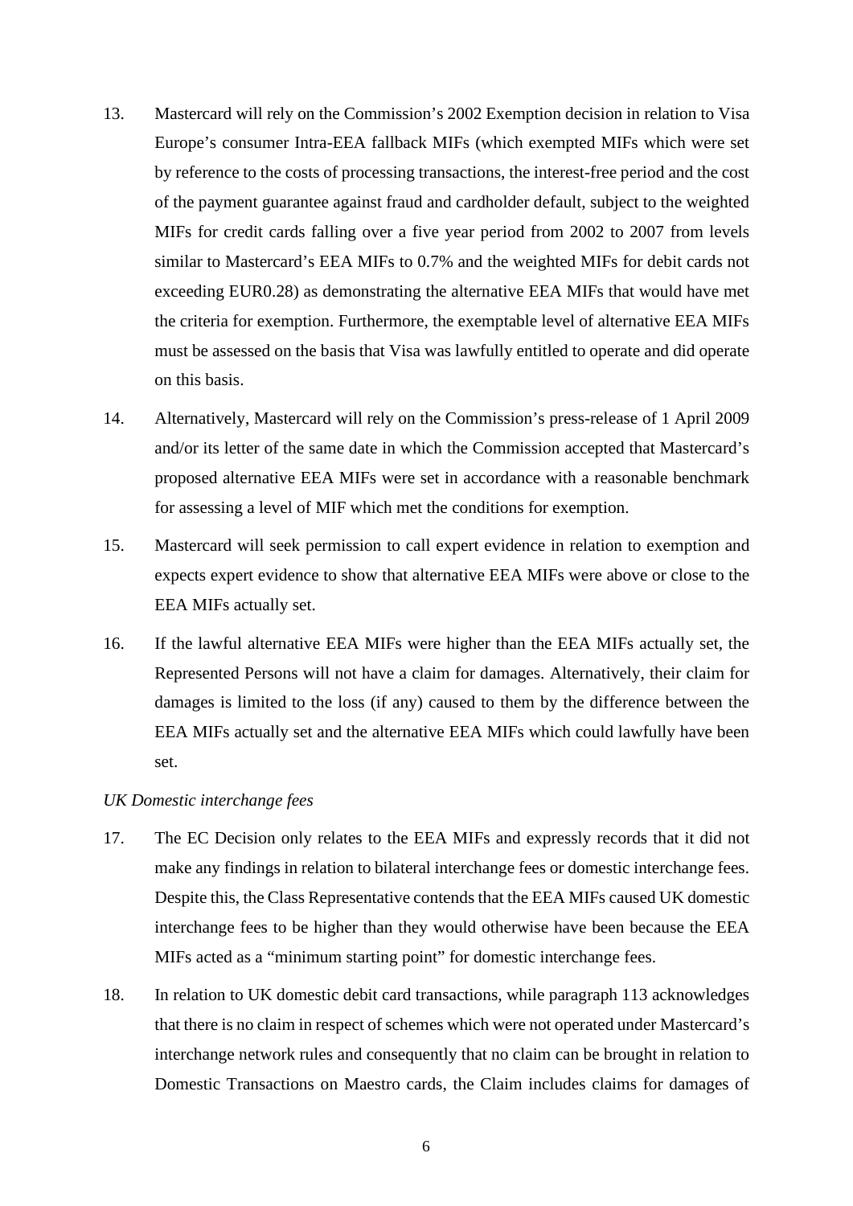13. Mastercard will rely on the Commission's 2002 Exemption decision in relation to Visa Europe's consumer Intra-EEA fallback MIFs (which exempted MIFs which were set by reference to the costs of processing transactions, the interest-free period and the cost of the payment guarantee against fraud and cardholder default, subject to the weighted MIFs for credit cards falling over a five year period from 2002 to 2007 from levels similar to Mastercard's EEA MIFs to 0.7% and the weighted MIFs for debit cards not exceeding EUR0.28) as demonstrating the alternative EEA MIFs that would have met the criteria for exemption. Furthermore, the exemptable level of alternative EEA MIFs must be assessed on the basis that Visa was lawfully entitled to operate and did operate on this basis.

14. Alternatively, Mastercard will rely on the Commission's press-release of 1 April 2009 and/or its letter of the same date in which the Commission accepted that Mastercard's proposed alternative EEA MIFs were set in accordance with a reasonable benchmark for assessing a level of MIF which met the conditions for exemption.

15. Mastercard will seek permission to call expert evidence in relation to exemption and expects expert evidence to show that alternative EEA MIFs were above or close to the EEA MIFs actually set.

16. If the lawful alternative EEA MIFs were higher than the EEA MIFs actually set, the Represented Persons will not have a claim for damages. Alternatively, their claim for damages is limited to the loss (if any) caused to them by the difference between the EEA MIFs actually set and the alternative EEA MIFs which could lawfully have been set.

*UK Domestic interchange fees*

17. The EC Decision only relates to the EEA MIFs and expressly records that it did not make any findings in relation to bilateral interchange fees or domestic interchange fees. Despite this, the Class Representative contends that the EEA MIFs caused UK domestic interchange fees to be higher than they would otherwise have been because the EEA MIFs acted as a "minimum starting point" for domestic interchange fees.

18. In relation to UK domestic debit card transactions, while paragraph 113 acknowledges that there is no claim in respect of schemes which were not operated under Mastercard's interchange network rules and consequently that no claim can be brought in relation to Domestic Transactions on Maestro cards, the Claim includes claims for damages of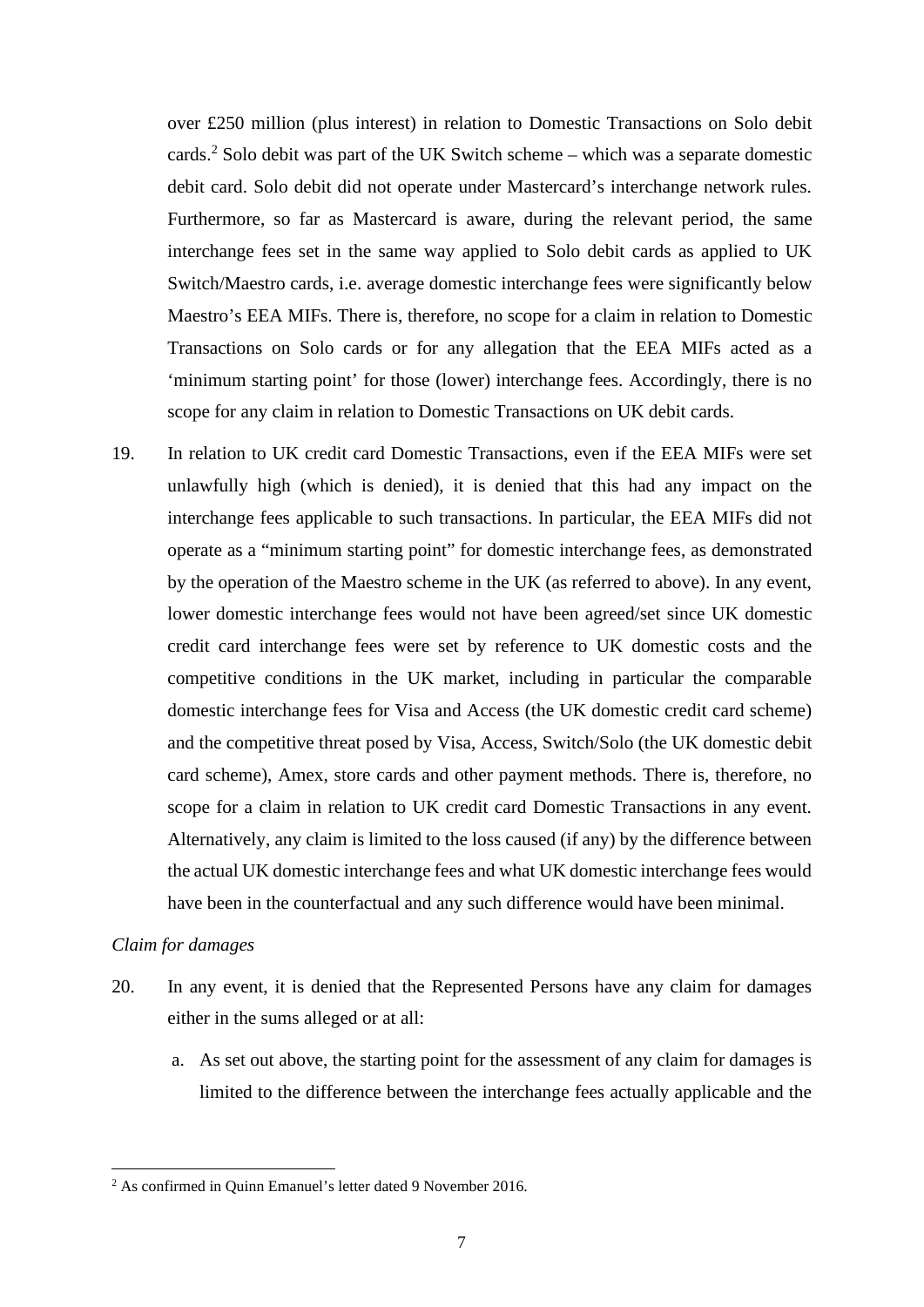over £250 million (plus interest) in relation to Domestic Transactions on Solo debit cards.[2] Solo debit was part of the UK Switch scheme – which was a separate domestic debit card. Solo debit did not operate under Mastercard's interchange network rules. Furthermore, so far as Mastercard is aware, during the relevant period, the same interchange fees set in the same way applied to Solo debit cards as applied to UK Switch/Maestro cards, i.e. average domestic interchange fees were significantly below Maestro's EEA MIFs. There is, therefore, no scope for a claim in relation to Domestic Transactions on Solo cards or for any allegation that the EEA MIFs acted as a 'minimum starting point' for those (lower) interchange fees. Accordingly, there is no scope for any claim in relation to Domestic Transactions on UK debit cards.

19. In relation to UK credit card Domestic Transactions, even if the EEA MIFs were set unlawfully high (which is denied), it is denied that this had any impact on the interchange fees applicable to such transactions. In particular, the EEA MIFs did not operate as a "minimum starting point" for domestic interchange fees, as demonstrated by the operation of the Maestro scheme in the UK (as referred to above). In any event, lower domestic interchange fees would not have been agreed/set since UK domestic credit card interchange fees were set by reference to UK domestic costs and the competitive conditions in the UK market, including in particular the comparable domestic interchange fees for Visa and Access (the UK domestic credit card scheme) and the competitive threat posed by Visa, Access, Switch/Solo (the UK domestic debit card scheme), Amex, store cards and other payment methods. There is, therefore, no scope for a claim in relation to UK credit card Domestic Transactions in any event. Alternatively, any claim is limited to the loss caused (if any) by the difference between the actual UK domestic interchange fees and what UK domestic interchange fees would have been in the counterfactual and any such difference would have been minimal.

*Claim for damages*

20. In any event, it is denied that the Represented Persons have any claim for damages either in the sums alleged or at all:

   a. As set out above, the starting point for the assessment of any claim for damages is limited to the difference between the interchange fees actually applicable and the

[2] As confirmed in Quinn Emanuel's letter dated 9 November 2016.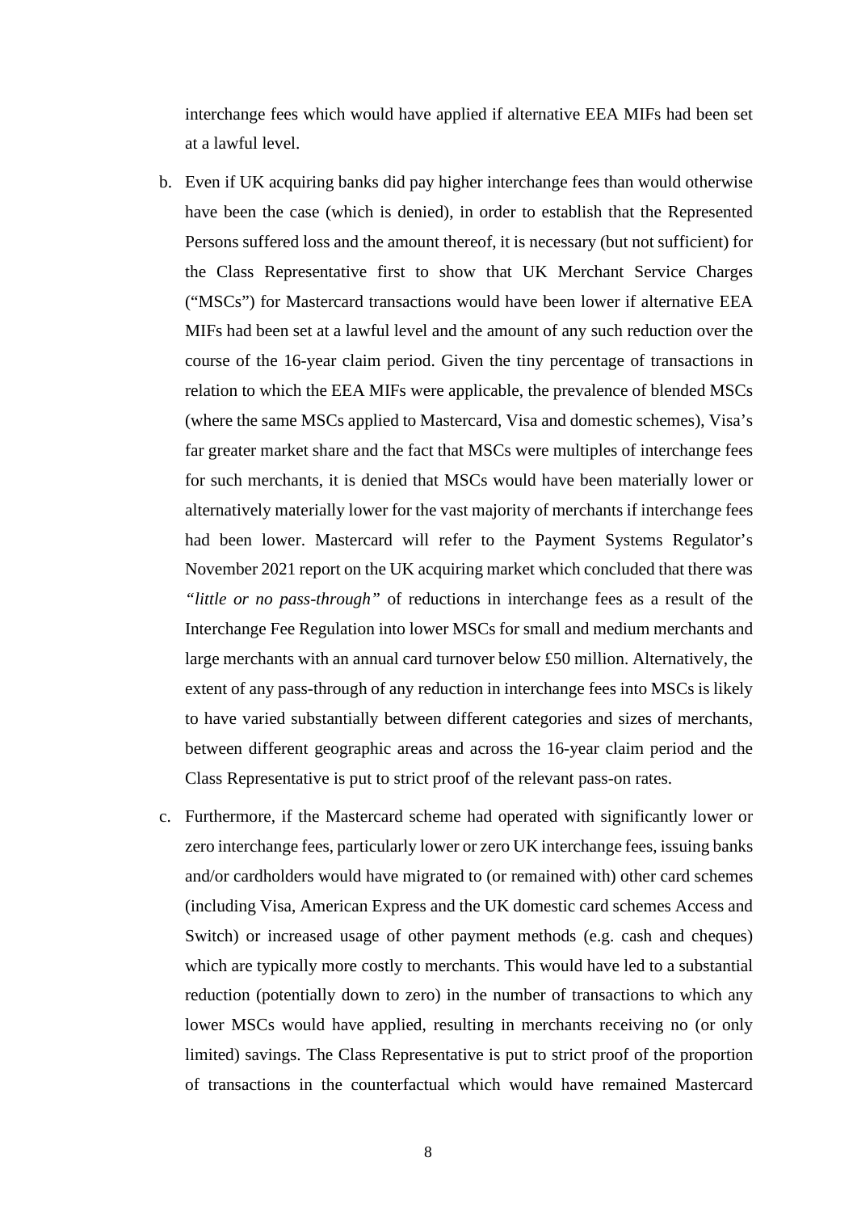interchange fees which would have applied if alternative EEA MIFs had been set at a lawful level.

b. Even if UK acquiring banks did pay higher interchange fees than would otherwise have been the case (which is denied), in order to establish that the Represented Persons suffered loss and the amount thereof, it is necessary (but not sufficient) for the Class Representative first to show that UK Merchant Service Charges ("MSCs") for Mastercard transactions would have been lower if alternative EEA MIFs had been set at a lawful level and the amount of any such reduction over the course of the 16-year claim period. Given the tiny percentage of transactions in relation to which the EEA MIFs were applicable, the prevalence of blended MSCs (where the same MSCs applied to Mastercard, Visa and domestic schemes), Visa's far greater market share and the fact that MSCs were multiples of interchange fees for such merchants, it is denied that MSCs would have been materially lower or alternatively materially lower for the vast majority of merchants if interchange fees had been lower. Mastercard will refer to the Payment Systems Regulator's November 2021 report on the UK acquiring market which concluded that there was *"little or no pass-through"* of reductions in interchange fees as a result of the Interchange Fee Regulation into lower MSCs for small and medium merchants and large merchants with an annual card turnover below £50 million. Alternatively, the extent of any pass-through of any reduction in interchange fees into MSCs is likely to have varied substantially between different categories and sizes of merchants, between different geographic areas and across the 16-year claim period and the Class Representative is put to strict proof of the relevant pass-on rates.

c. Furthermore, if the Mastercard scheme had operated with significantly lower or zero interchange fees, particularly lower or zero UK interchange fees, issuing banks and/or cardholders would have migrated to (or remained with) other card schemes (including Visa, American Express and the UK domestic card schemes Access and Switch) or increased usage of other payment methods (e.g. cash and cheques) which are typically more costly to merchants. This would have led to a substantial reduction (potentially down to zero) in the number of transactions to which any lower MSCs would have applied, resulting in merchants receiving no (or only limited) savings. The Class Representative is put to strict proof of the proportion of transactions in the counterfactual which would have remained Mastercard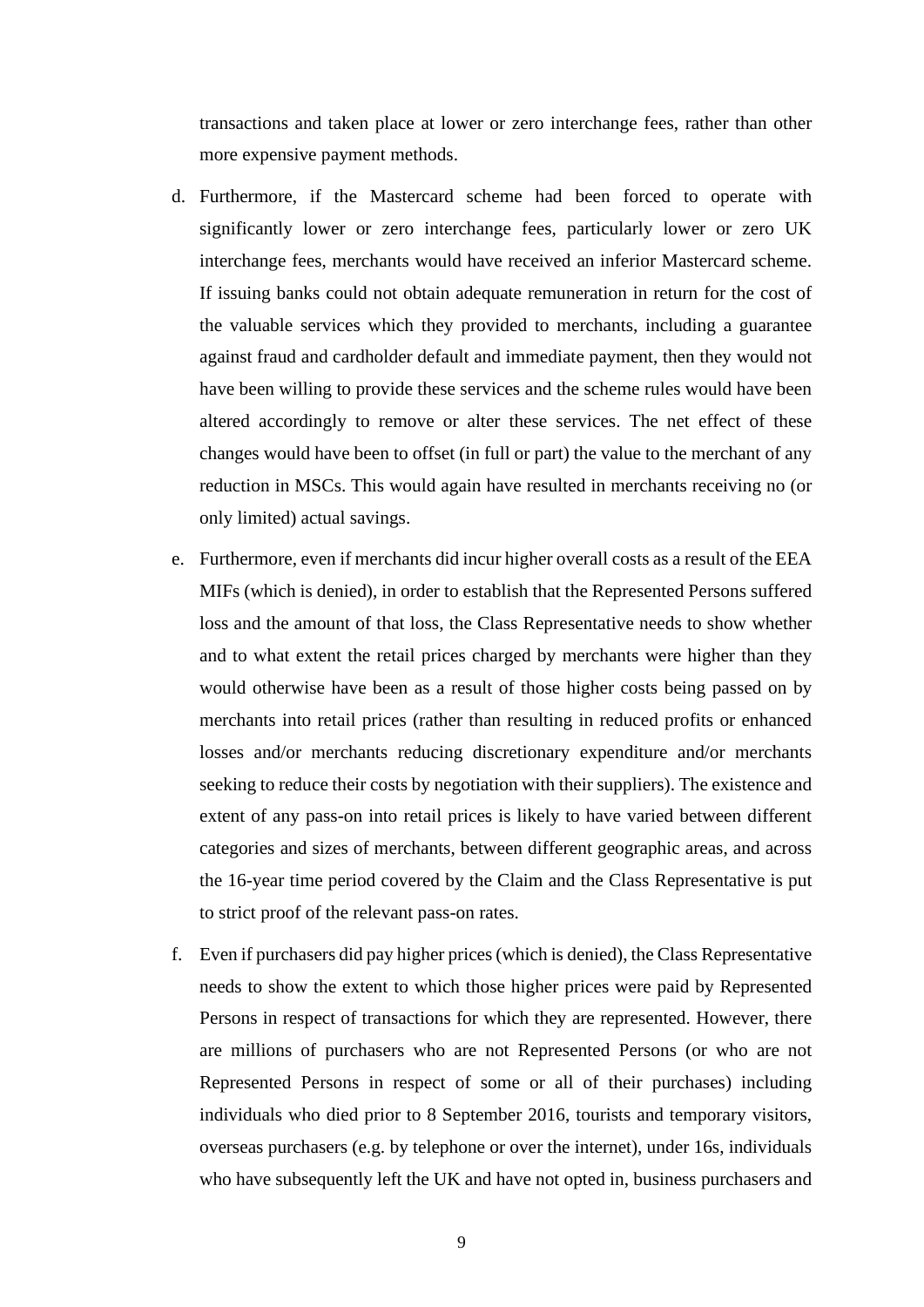transactions and taken place at lower or zero interchange fees, rather than other more expensive payment methods.

d. Furthermore, if the Mastercard scheme had been forced to operate with significantly lower or zero interchange fees, particularly lower or zero UK interchange fees, merchants would have received an inferior Mastercard scheme. If issuing banks could not obtain adequate remuneration in return for the cost of the valuable services which they provided to merchants, including a guarantee against fraud and cardholder default and immediate payment, then they would not have been willing to provide these services and the scheme rules would have been altered accordingly to remove or alter these services. The net effect of these changes would have been to offset (in full or part) the value to the merchant of any reduction in MSCs. This would again have resulted in merchants receiving no (or only limited) actual savings.

e. Furthermore, even if merchants did incur higher overall costs as a result of the EEA MIFs (which is denied), in order to establish that the Represented Persons suffered loss and the amount of that loss, the Class Representative needs to show whether and to what extent the retail prices charged by merchants were higher than they would otherwise have been as a result of those higher costs being passed on by merchants into retail prices (rather than resulting in reduced profits or enhanced losses and/or merchants reducing discretionary expenditure and/or merchants seeking to reduce their costs by negotiation with their suppliers). The existence and extent of any pass-on into retail prices is likely to have varied between different categories and sizes of merchants, between different geographic areas, and across the 16-year time period covered by the Claim and the Class Representative is put to strict proof of the relevant pass-on rates.

f. Even if purchasers did pay higher prices (which is denied), the Class Representative needs to show the extent to which those higher prices were paid by Represented Persons in respect of transactions for which they are represented. However, there are millions of purchasers who are not Represented Persons (or who are not Represented Persons in respect of some or all of their purchases) including individuals who died prior to 8 September 2016, tourists and temporary visitors, overseas purchasers (e.g. by telephone or over the internet), under 16s, individuals who have subsequently left the UK and have not opted in, business purchasers and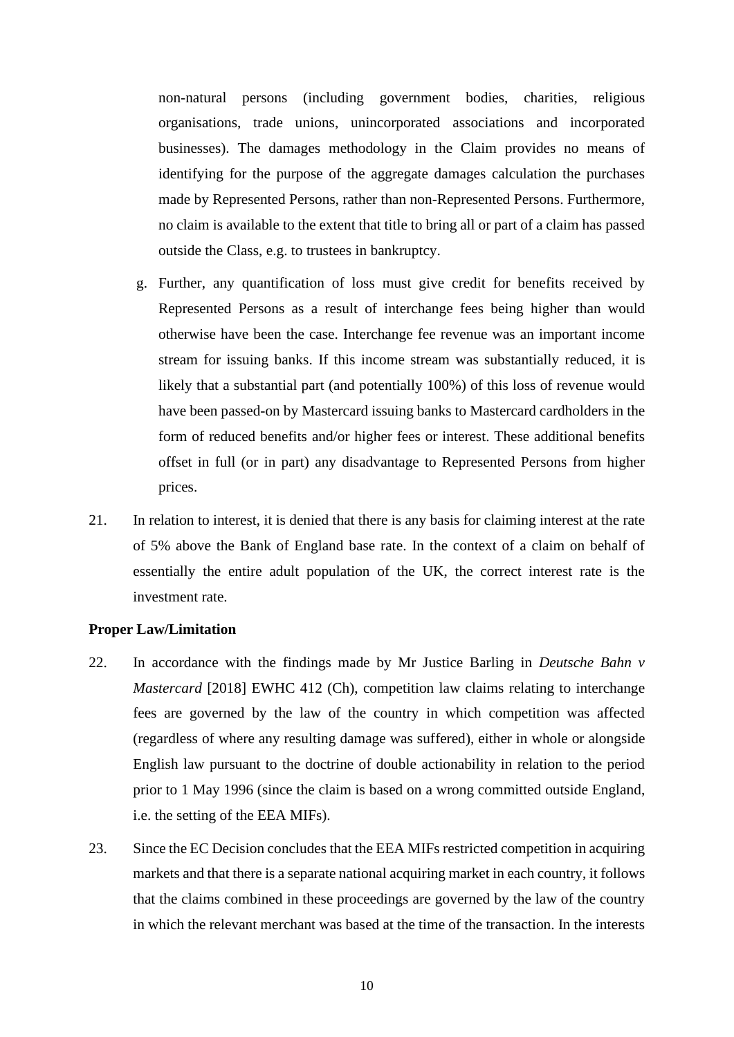non-natural persons (including government bodies, charities, religious organisations, trade unions, unincorporated associations and incorporated businesses). The damages methodology in the Claim provides no means of identifying for the purpose of the aggregate damages calculation the purchases made by Represented Persons, rather than non-Represented Persons. Furthermore, no claim is available to the extent that title to bring all or part of a claim has passed outside the Class, e.g. to trustees in bankruptcy.

g. Further, any quantification of loss must give credit for benefits received by Represented Persons as a result of interchange fees being higher than would otherwise have been the case. Interchange fee revenue was an important income stream for issuing banks. If this income stream was substantially reduced, it is likely that a substantial part (and potentially 100%) of this loss of revenue would have been passed-on by Mastercard issuing banks to Mastercard cardholders in the form of reduced benefits and/or higher fees or interest. These additional benefits offset in full (or in part) any disadvantage to Represented Persons from higher prices.

21. In relation to interest, it is denied that there is any basis for claiming interest at the rate of 5% above the Bank of England base rate. In the context of a claim on behalf of essentially the entire adult population of the UK, the correct interest rate is the investment rate.

**Proper Law/Limitation**

22. In accordance with the findings made by Mr Justice Barling in *Deutsche Bahn v Mastercard* [2018] EWHC 412 (Ch), competition law claims relating to interchange fees are governed by the law of the country in which competition was affected (regardless of where any resulting damage was suffered), either in whole or alongside English law pursuant to the doctrine of double actionability in relation to the period prior to 1 May 1996 (since the claim is based on a wrong committed outside England, i.e. the setting of the EEA MIFs).

23. Since the EC Decision concludes that the EEA MIFs restricted competition in acquiring markets and that there is a separate national acquiring market in each country, it follows that the claims combined in these proceedings are governed by the law of the country in which the relevant merchant was based at the time of the transaction. In the interests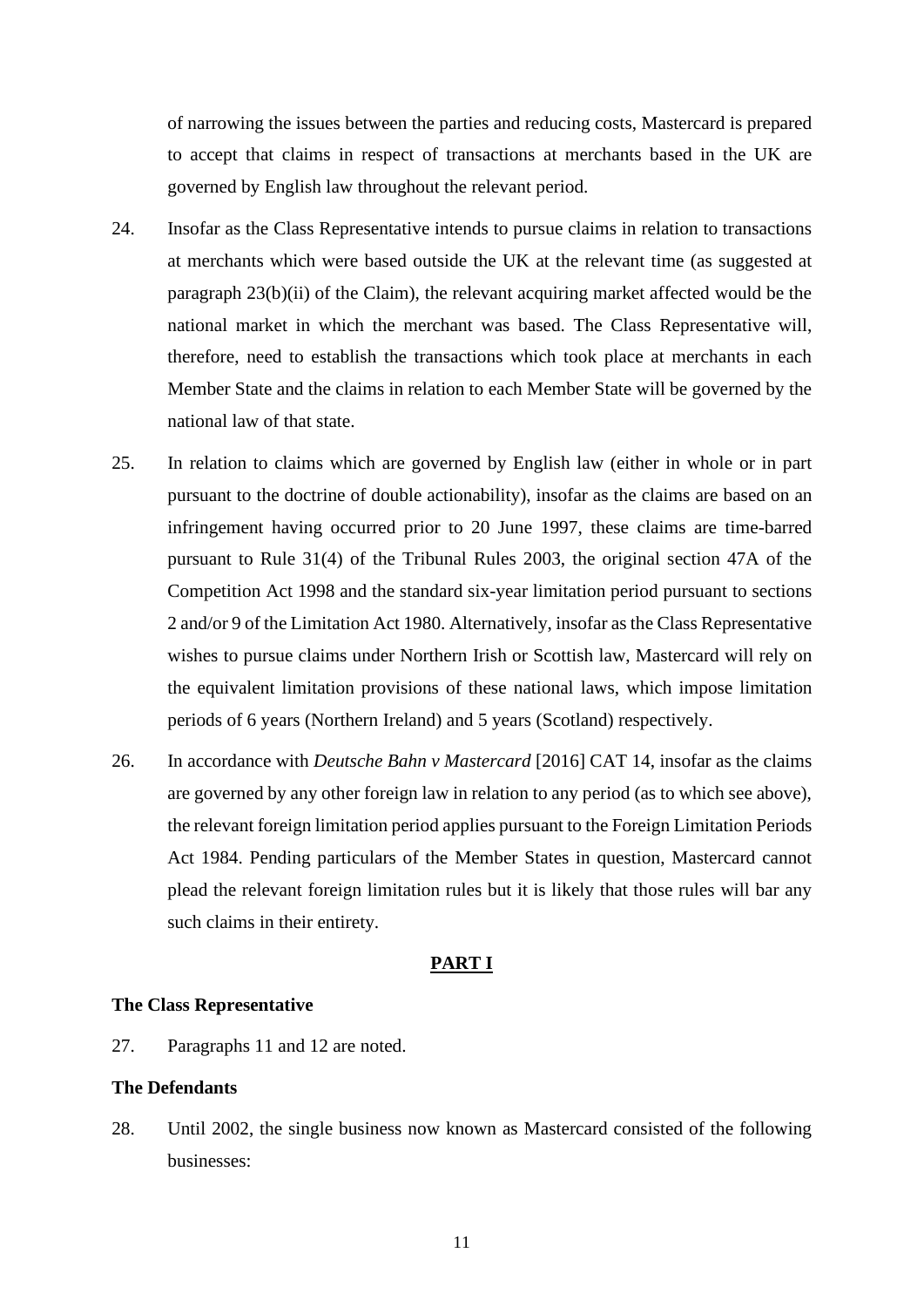of narrowing the issues between the parties and reducing costs, Mastercard is prepared to accept that claims in respect of transactions at merchants based in the UK are governed by English law throughout the relevant period.

24. Insofar as the Class Representative intends to pursue claims in relation to transactions at merchants which were based outside the UK at the relevant time (as suggested at paragraph 23(b)(ii) of the Claim), the relevant acquiring market affected would be the national market in which the merchant was based. The Class Representative will, therefore, need to establish the transactions which took place at merchants in each Member State and the claims in relation to each Member State will be governed by the national law of that state.

25. In relation to claims which are governed by English law (either in whole or in part pursuant to the doctrine of double actionability), insofar as the claims are based on an infringement having occurred prior to 20 June 1997, these claims are time-barred pursuant to Rule 31(4) of the Tribunal Rules 2003, the original section 47A of the Competition Act 1998 and the standard six-year limitation period pursuant to sections 2 and/or 9 of the Limitation Act 1980. Alternatively, insofar as the Class Representative wishes to pursue claims under Northern Irish or Scottish law, Mastercard will rely on the equivalent limitation provisions of these national laws, which impose limitation periods of 6 years (Northern Ireland) and 5 years (Scotland) respectively.

26. In accordance with *Deutsche Bahn v Mastercard* [2016] CAT 14, insofar as the claims are governed by any other foreign law in relation to any period (as to which see above), the relevant foreign limitation period applies pursuant to the Foreign Limitation Periods Act 1984. Pending particulars of the Member States in question, Mastercard cannot plead the relevant foreign limitation rules but it is likely that those rules will bar any such claims in their entirety.

## PART I

### The Class Representative

27. Paragraphs 11 and 12 are noted.

### The Defendants

28. Until 2002, the single business now known as Mastercard consisted of the following businesses: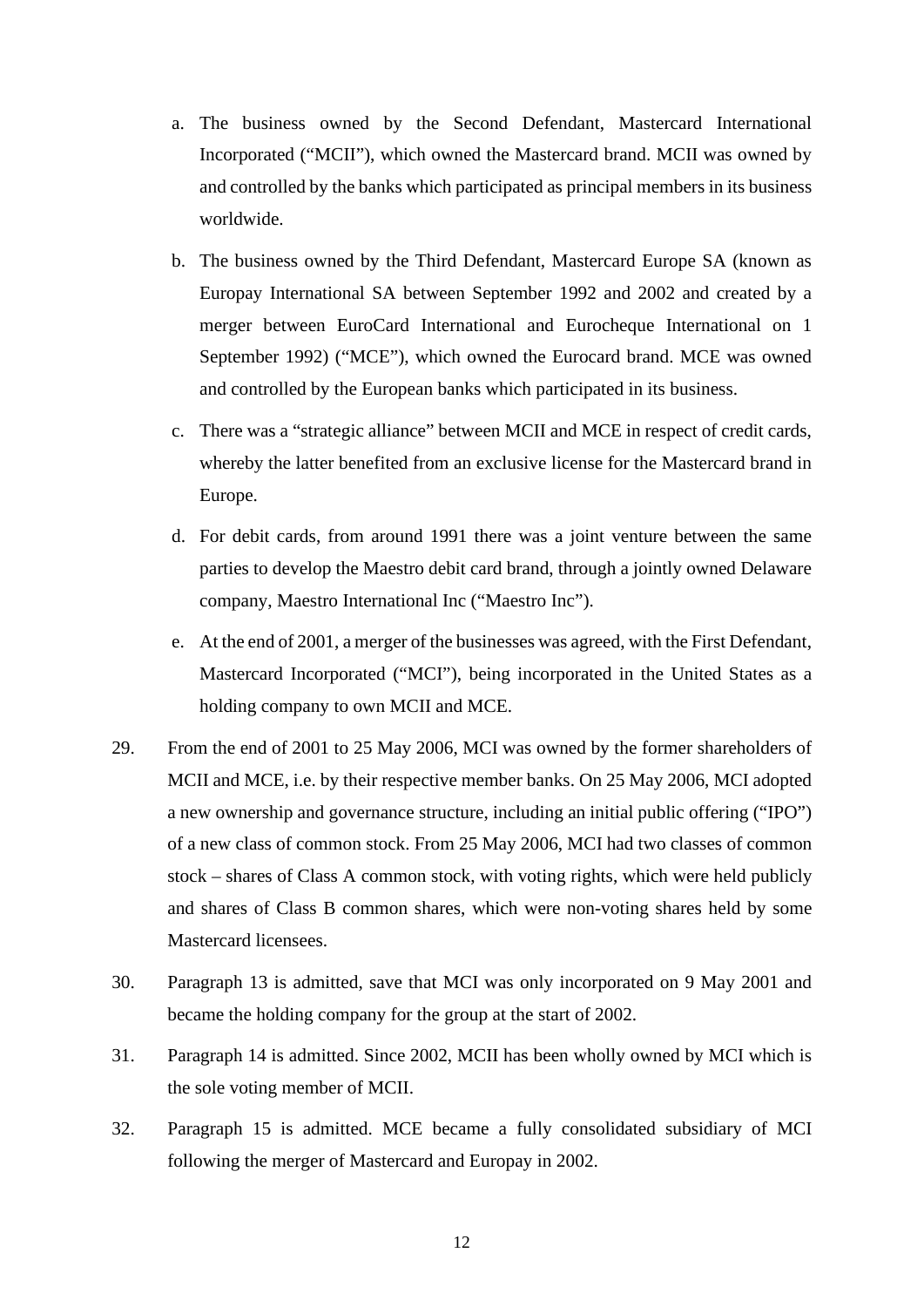a. The business owned by the Second Defendant, Mastercard International Incorporated ("MCII"), which owned the Mastercard brand. MCII was owned by and controlled by the banks which participated as principal members in its business worldwide.

b. The business owned by the Third Defendant, Mastercard Europe SA (known as Europay International SA between September 1992 and 2002 and created by a merger between EuroCard International and Eurocheque International on 1 September 1992) ("MCE"), which owned the Eurocard brand. MCE was owned and controlled by the European banks which participated in its business.

c. There was a "strategic alliance" between MCII and MCE in respect of credit cards, whereby the latter benefited from an exclusive license for the Mastercard brand in Europe.

d. For debit cards, from around 1991 there was a joint venture between the same parties to develop the Maestro debit card brand, through a jointly owned Delaware company, Maestro International Inc ("Maestro Inc").

e. At the end of 2001, a merger of the businesses was agreed, with the First Defendant, Mastercard Incorporated ("MCI"), being incorporated in the United States as a holding company to own MCII and MCE.

29. From the end of 2001 to 25 May 2006, MCI was owned by the former shareholders of MCII and MCE, i.e. by their respective member banks. On 25 May 2006, MCI adopted a new ownership and governance structure, including an initial public offering ("IPO") of a new class of common stock. From 25 May 2006, MCI had two classes of common stock – shares of Class A common stock, with voting rights, which were held publicly and shares of Class B common shares, which were non-voting shares held by some Mastercard licensees.

30. Paragraph 13 is admitted, save that MCI was only incorporated on 9 May 2001 and became the holding company for the group at the start of 2002.

31. Paragraph 14 is admitted. Since 2002, MCII has been wholly owned by MCI which is the sole voting member of MCII.

32. Paragraph 15 is admitted. MCE became a fully consolidated subsidiary of MCI following the merger of Mastercard and Europay in 2002.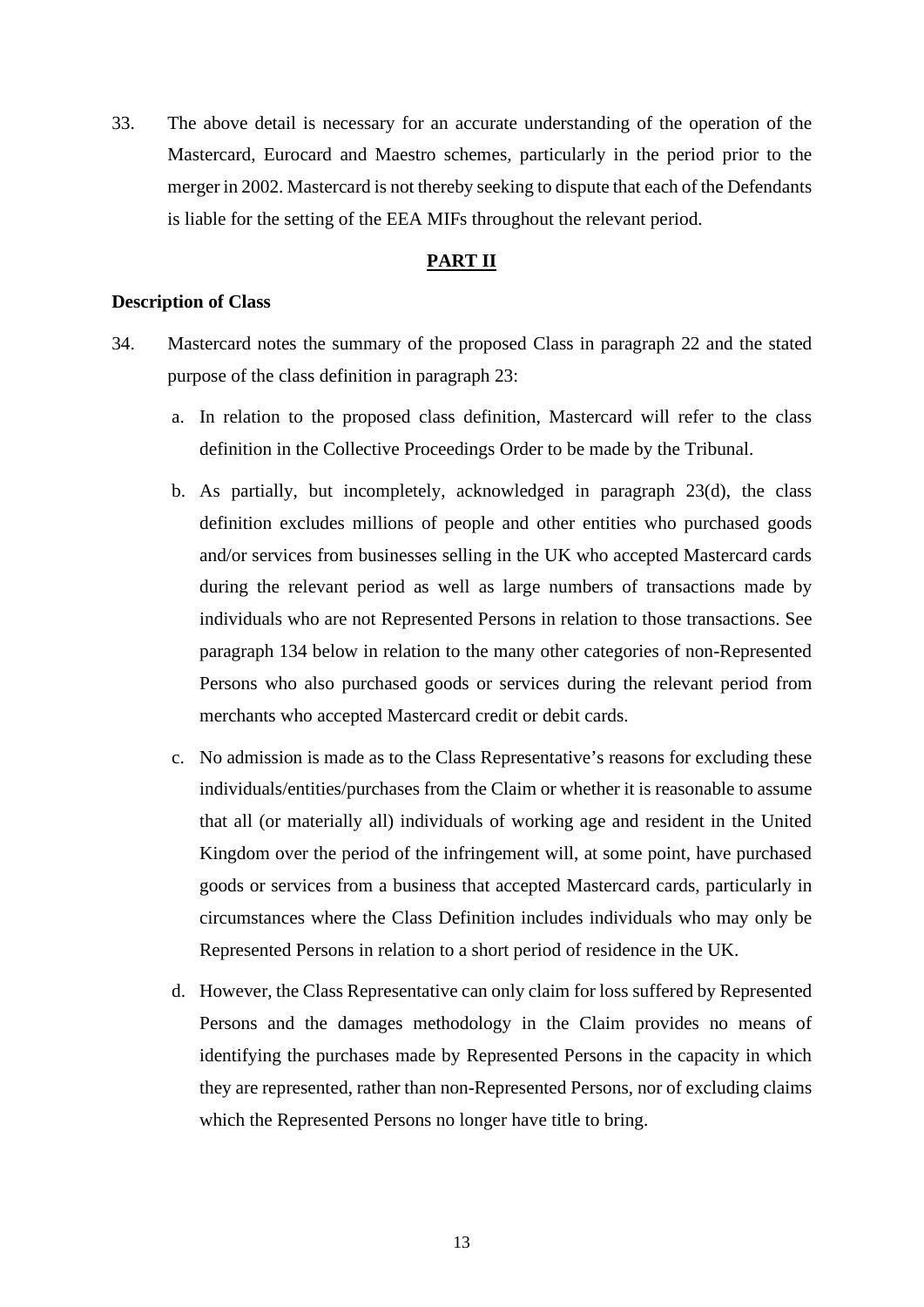33. The above detail is necessary for an accurate understanding of the operation of the Mastercard, Eurocard and Maestro schemes, particularly in the period prior to the merger in 2002. Mastercard is not thereby seeking to dispute that each of the Defendants is liable for the setting of the EEA MIFs throughout the relevant period.

## PART II

### Description of Class

34. Mastercard notes the summary of the proposed Class in paragraph 22 and the stated purpose of the class definition in paragraph 23:

   a. In relation to the proposed class definition, Mastercard will refer to the class definition in the Collective Proceedings Order to be made by the Tribunal.

   b. As partially, but incompletely, acknowledged in paragraph 23(d), the class definition excludes millions of people and other entities who purchased goods and/or services from businesses selling in the UK who accepted Mastercard cards during the relevant period as well as large numbers of transactions made by individuals who are not Represented Persons in relation to those transactions. See paragraph 134 below in relation to the many other categories of non-Represented Persons who also purchased goods or services during the relevant period from merchants who accepted Mastercard credit or debit cards.

   c. No admission is made as to the Class Representative's reasons for excluding these individuals/entities/purchases from the Claim or whether it is reasonable to assume that all (or materially all) individuals of working age and resident in the United Kingdom over the period of the infringement will, at some point, have purchased goods or services from a business that accepted Mastercard cards, particularly in circumstances where the Class Definition includes individuals who may only be Represented Persons in relation to a short period of residence in the UK.

   d. However, the Class Representative can only claim for loss suffered by Represented Persons and the damages methodology in the Claim provides no means of identifying the purchases made by Represented Persons in the capacity in which they are represented, rather than non-Represented Persons, nor of excluding claims which the Represented Persons no longer have title to bring.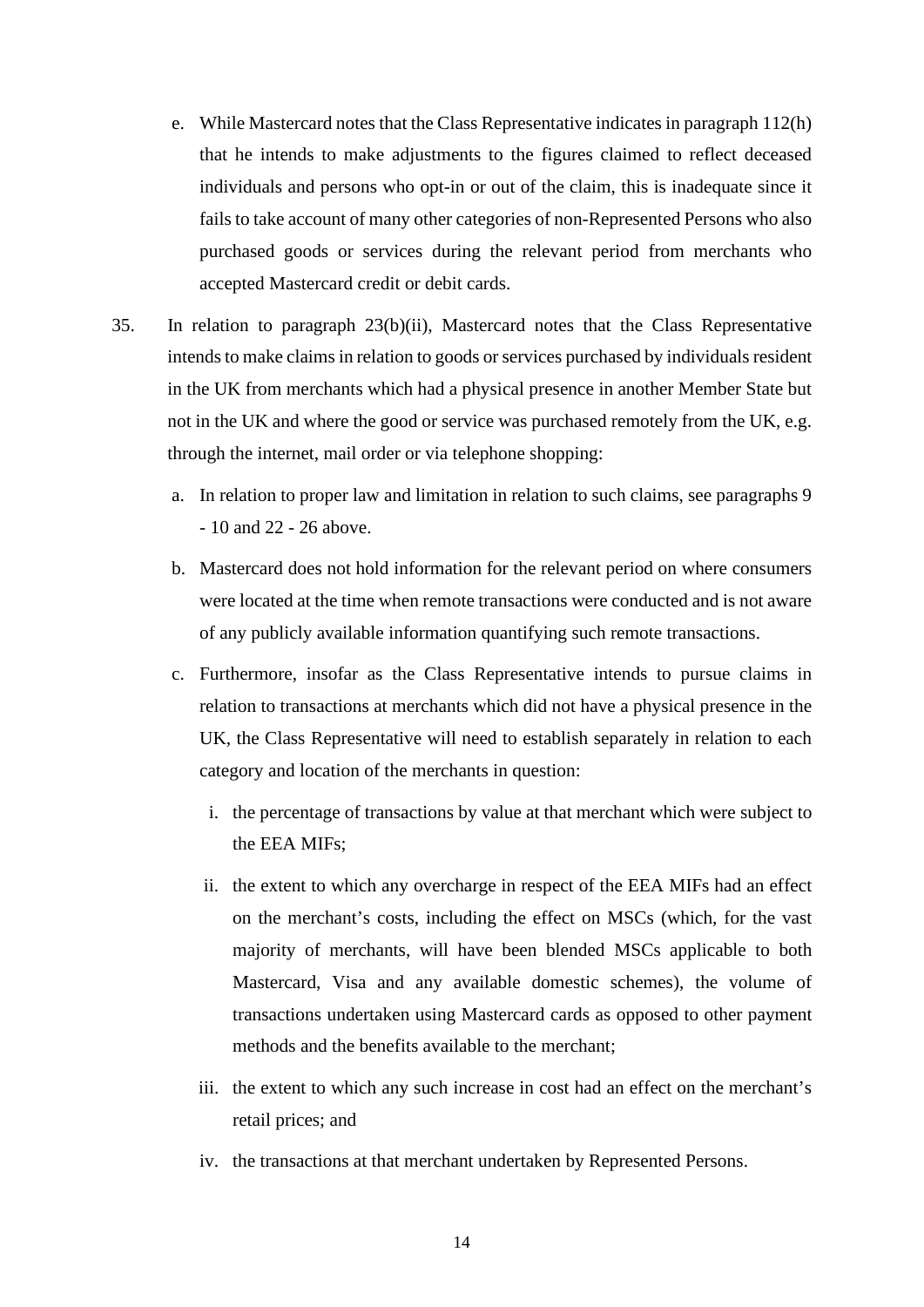e. While Mastercard notes that the Class Representative indicates in paragraph 112(h) that he intends to make adjustments to the figures claimed to reflect deceased individuals and persons who opt-in or out of the claim, this is inadequate since it fails to take account of many other categories of non-Represented Persons who also purchased goods or services during the relevant period from merchants who accepted Mastercard credit or debit cards.

35. In relation to paragraph 23(b)(ii), Mastercard notes that the Class Representative intends to make claims in relation to goods or services purchased by individuals resident in the UK from merchants which had a physical presence in another Member State but not in the UK and where the good or service was purchased remotely from the UK, e.g. through the internet, mail order or via telephone shopping:

   a. In relation to proper law and limitation in relation to such claims, see paragraphs 9 - 10 and 22 - 26 above.

   b. Mastercard does not hold information for the relevant period on where consumers were located at the time when remote transactions were conducted and is not aware of any publicly available information quantifying such remote transactions.

   c. Furthermore, insofar as the Class Representative intends to pursue claims in relation to transactions at merchants which did not have a physical presence in the UK, the Class Representative will need to establish separately in relation to each category and location of the merchants in question:

      i. the percentage of transactions by value at that merchant which were subject to the EEA MIFs;

      ii. the extent to which any overcharge in respect of the EEA MIFs had an effect on the merchant's costs, including the effect on MSCs (which, for the vast majority of merchants, will have been blended MSCs applicable to both Mastercard, Visa and any available domestic schemes), the volume of transactions undertaken using Mastercard cards as opposed to other payment methods and the benefits available to the merchant;

      iii. the extent to which any such increase in cost had an effect on the merchant's retail prices; and

      iv. the transactions at that merchant undertaken by Represented Persons.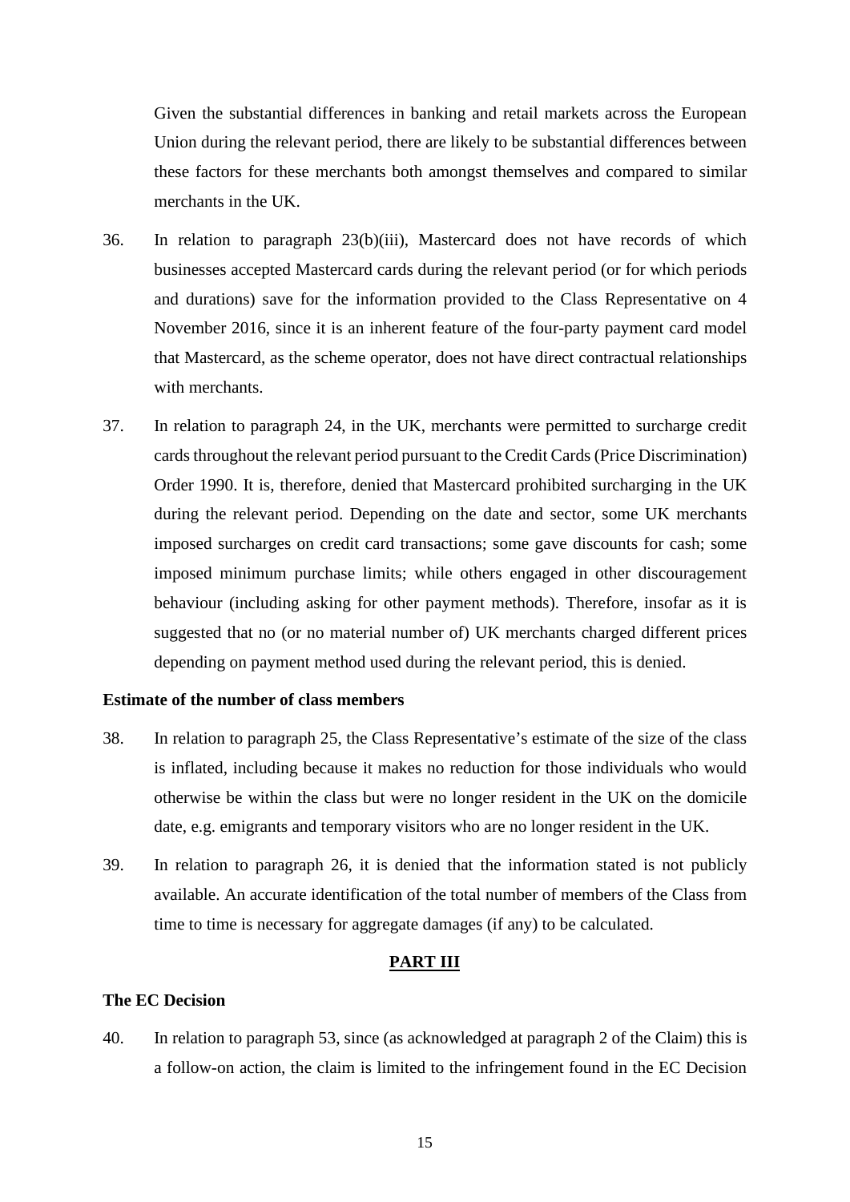Given the substantial differences in banking and retail markets across the European Union during the relevant period, there are likely to be substantial differences between these factors for these merchants both amongst themselves and compared to similar merchants in the UK.

36. In relation to paragraph 23(b)(iii), Mastercard does not have records of which businesses accepted Mastercard cards during the relevant period (or for which periods and durations) save for the information provided to the Class Representative on 4 November 2016, since it is an inherent feature of the four-party payment card model that Mastercard, as the scheme operator, does not have direct contractual relationships with merchants.

37. In relation to paragraph 24, in the UK, merchants were permitted to surcharge credit cards throughout the relevant period pursuant to the Credit Cards (Price Discrimination) Order 1990. It is, therefore, denied that Mastercard prohibited surcharging in the UK during the relevant period. Depending on the date and sector, some UK merchants imposed surcharges on credit card transactions; some gave discounts for cash; some imposed minimum purchase limits; while others engaged in other discouragement behaviour (including asking for other payment methods). Therefore, insofar as it is suggested that no (or no material number of) UK merchants charged different prices depending on payment method used during the relevant period, this is denied.

**Estimate of the number of class members**

38. In relation to paragraph 25, the Class Representative's estimate of the size of the class is inflated, including because it makes no reduction for those individuals who would otherwise be within the class but were no longer resident in the UK on the domicile date, e.g. emigrants and temporary visitors who are no longer resident in the UK.

39. In relation to paragraph 26, it is denied that the information stated is not publicly available. An accurate identification of the total number of members of the Class from time to time is necessary for aggregate damages (if any) to be calculated.

## PART III

**The EC Decision**

40. In relation to paragraph 53, since (as acknowledged at paragraph 2 of the Claim) this is a follow-on action, the claim is limited to the infringement found in the EC Decision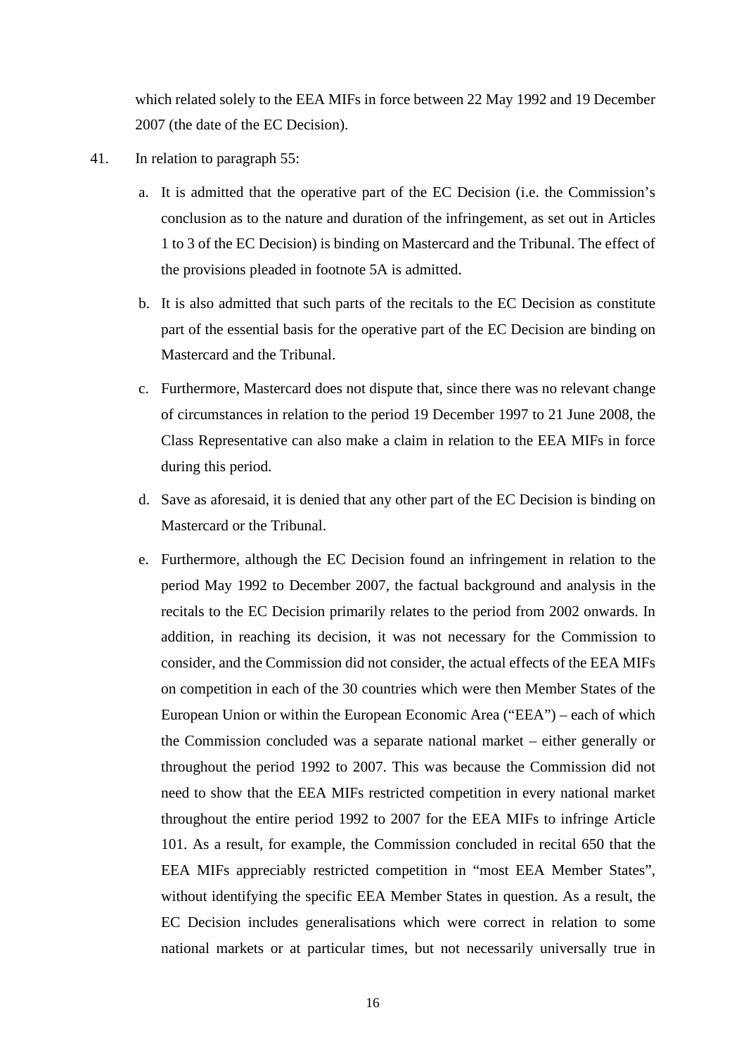which related solely to the EEA MIFs in force between 22 May 1992 and 19 December 2007 (the date of the EC Decision).

41. In relation to paragraph 55:

   a. It is admitted that the operative part of the EC Decision (i.e. the Commission's conclusion as to the nature and duration of the infringement, as set out in Articles 1 to 3 of the EC Decision) is binding on Mastercard and the Tribunal. The effect of the provisions pleaded in footnote 5A is admitted.

   b. It is also admitted that such parts of the recitals to the EC Decision as constitute part of the essential basis for the operative part of the EC Decision are binding on Mastercard and the Tribunal.

   c. Furthermore, Mastercard does not dispute that, since there was no relevant change of circumstances in relation to the period 19 December 1997 to 21 June 2008, the Class Representative can also make a claim in relation to the EEA MIFs in force during this period.

   d. Save as aforesaid, it is denied that any other part of the EC Decision is binding on Mastercard or the Tribunal.

   e. Furthermore, although the EC Decision found an infringement in relation to the period May 1992 to December 2007, the factual background and analysis in the recitals to the EC Decision primarily relates to the period from 2002 onwards. In addition, in reaching its decision, it was not necessary for the Commission to consider, and the Commission did not consider, the actual effects of the EEA MIFs on competition in each of the 30 countries which were then Member States of the European Union or within the European Economic Area ("EEA") – each of which the Commission concluded was a separate national market – either generally or throughout the period 1992 to 2007. This was because the Commission did not need to show that the EEA MIFs restricted competition in every national market throughout the entire period 1992 to 2007 for the EEA MIFs to infringe Article 101. As a result, for example, the Commission concluded in recital 650 that the EEA MIFs appreciably restricted competition in "most EEA Member States", without identifying the specific EEA Member States in question. As a result, the EC Decision includes generalisations which were correct in relation to some national markets or at particular times, but not necessarily universally true in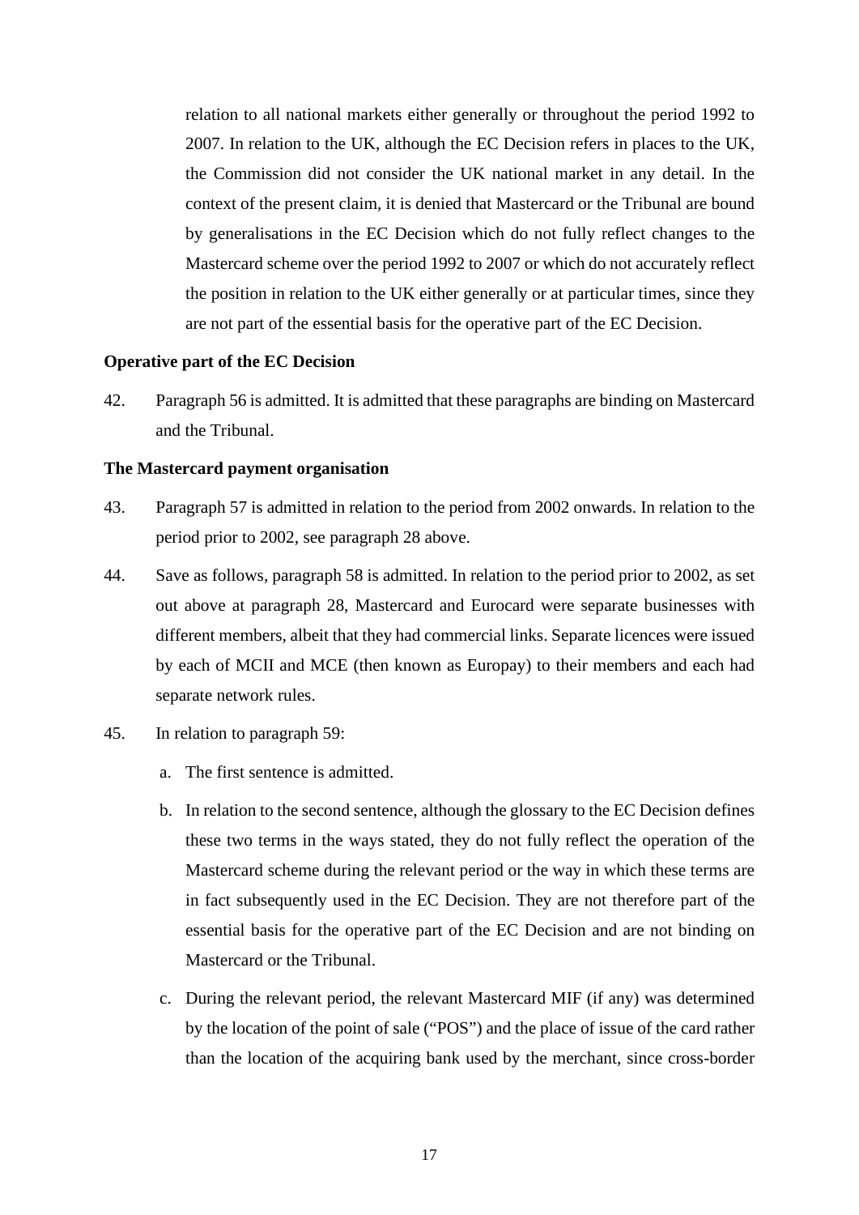relation to all national markets either generally or throughout the period 1992 to 2007. In relation to the UK, although the EC Decision refers in places to the UK, the Commission did not consider the UK national market in any detail. In the context of the present claim, it is denied that Mastercard or the Tribunal are bound by generalisations in the EC Decision which do not fully reflect changes to the Mastercard scheme over the period 1992 to 2007 or which do not accurately reflect the position in relation to the UK either generally or at particular times, since they are not part of the essential basis for the operative part of the EC Decision.

**Operative part of the EC Decision**

42. Paragraph 56 is admitted. It is admitted that these paragraphs are binding on Mastercard and the Tribunal.

**The Mastercard payment organisation**

43. Paragraph 57 is admitted in relation to the period from 2002 onwards. In relation to the period prior to 2002, see paragraph 28 above.

44. Save as follows, paragraph 58 is admitted. In relation to the period prior to 2002, as set out above at paragraph 28, Mastercard and Eurocard were separate businesses with different members, albeit that they had commercial links. Separate licences were issued by each of MCII and MCE (then known as Europay) to their members and each had separate network rules.

45. In relation to paragraph 59:

    a. The first sentence is admitted.

    b. In relation to the second sentence, although the glossary to the EC Decision defines these two terms in the ways stated, they do not fully reflect the operation of the Mastercard scheme during the relevant period or the way in which these terms are in fact subsequently used in the EC Decision. They are not therefore part of the essential basis for the operative part of the EC Decision and are not binding on Mastercard or the Tribunal.

    c. During the relevant period, the relevant Mastercard MIF (if any) was determined by the location of the point of sale ("POS") and the place of issue of the card rather than the location of the acquiring bank used by the merchant, since cross-border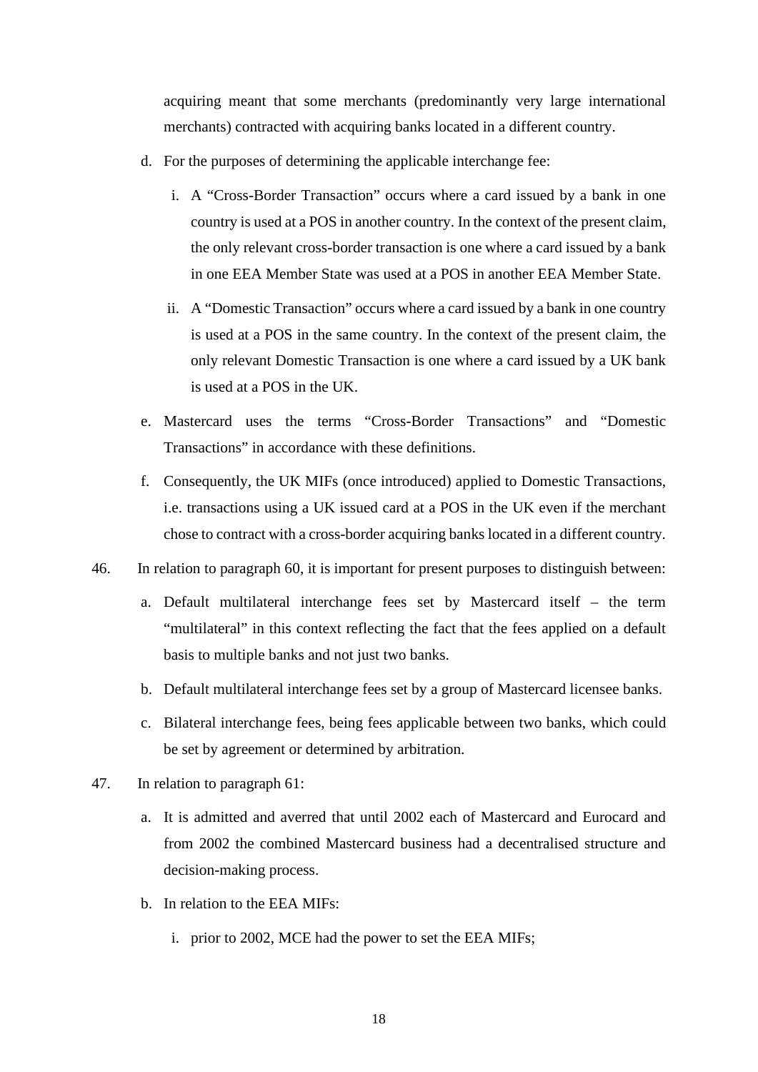acquiring meant that some merchants (predominantly very large international merchants) contracted with acquiring banks located in a different country.

d. For the purposes of determining the applicable interchange fee:

   i. A "Cross-Border Transaction" occurs where a card issued by a bank in one country is used at a POS in another country. In the context of the present claim, the only relevant cross-border transaction is one where a card issued by a bank in one EEA Member State was used at a POS in another EEA Member State.

   ii. A "Domestic Transaction" occurs where a card issued by a bank in one country is used at a POS in the same country. In the context of the present claim, the only relevant Domestic Transaction is one where a card issued by a UK bank is used at a POS in the UK.

e. Mastercard uses the terms "Cross-Border Transactions" and "Domestic Transactions" in accordance with these definitions.

f. Consequently, the UK MIFs (once introduced) applied to Domestic Transactions, i.e. transactions using a UK issued card at a POS in the UK even if the merchant chose to contract with a cross-border acquiring banks located in a different country.

46. In relation to paragraph 60, it is important for present purposes to distinguish between:

   a. Default multilateral interchange fees set by Mastercard itself – the term "multilateral" in this context reflecting the fact that the fees applied on a default basis to multiple banks and not just two banks.

   b. Default multilateral interchange fees set by a group of Mastercard licensee banks.

   c. Bilateral interchange fees, being fees applicable between two banks, which could be set by agreement or determined by arbitration.

47. In relation to paragraph 61:

   a. It is admitted and averred that until 2002 each of Mastercard and Eurocard and from 2002 the combined Mastercard business had a decentralised structure and decision-making process.

   b. In relation to the EEA MIFs:

      i. prior to 2002, MCE had the power to set the EEA MIFs;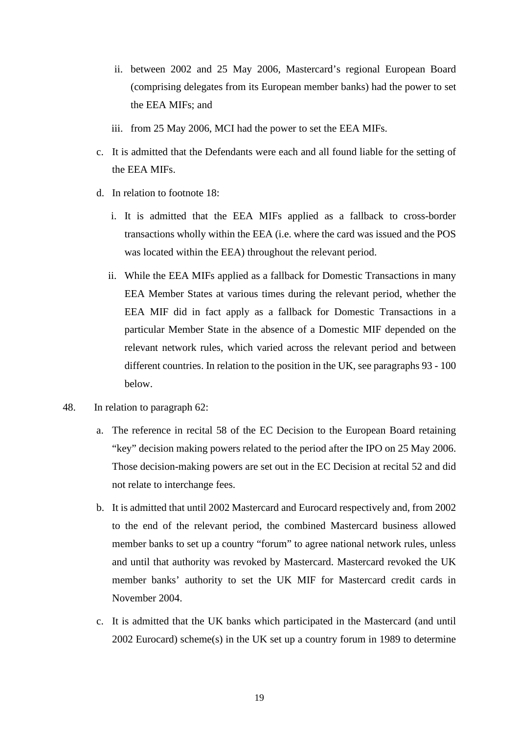ii. between 2002 and 25 May 2006, Mastercard's regional European Board (comprising delegates from its European member banks) had the power to set the EEA MIFs; and

   iii. from 25 May 2006, MCI had the power to set the EEA MIFs.

c. It is admitted that the Defendants were each and all found liable for the setting of the EEA MIFs.

d. In relation to footnote 18:

   i. It is admitted that the EEA MIFs applied as a fallback to cross-border transactions wholly within the EEA (i.e. where the card was issued and the POS was located within the EEA) throughout the relevant period.

   ii. While the EEA MIFs applied as a fallback for Domestic Transactions in many EEA Member States at various times during the relevant period, whether the EEA MIF did in fact apply as a fallback for Domestic Transactions in a particular Member State in the absence of a Domestic MIF depended on the relevant network rules, which varied across the relevant period and between different countries. In relation to the position in the UK, see paragraphs 93 - 100 below.

48. In relation to paragraph 62:

   a. The reference in recital 58 of the EC Decision to the European Board retaining "key" decision making powers related to the period after the IPO on 25 May 2006. Those decision-making powers are set out in the EC Decision at recital 52 and did not relate to interchange fees.

   b. It is admitted that until 2002 Mastercard and Eurocard respectively and, from 2002 to the end of the relevant period, the combined Mastercard business allowed member banks to set up a country "forum" to agree national network rules, unless and until that authority was revoked by Mastercard. Mastercard revoked the UK member banks' authority to set the UK MIF for Mastercard credit cards in November 2004.

   c. It is admitted that the UK banks which participated in the Mastercard (and until 2002 Eurocard) scheme(s) in the UK set up a country forum in 1989 to determine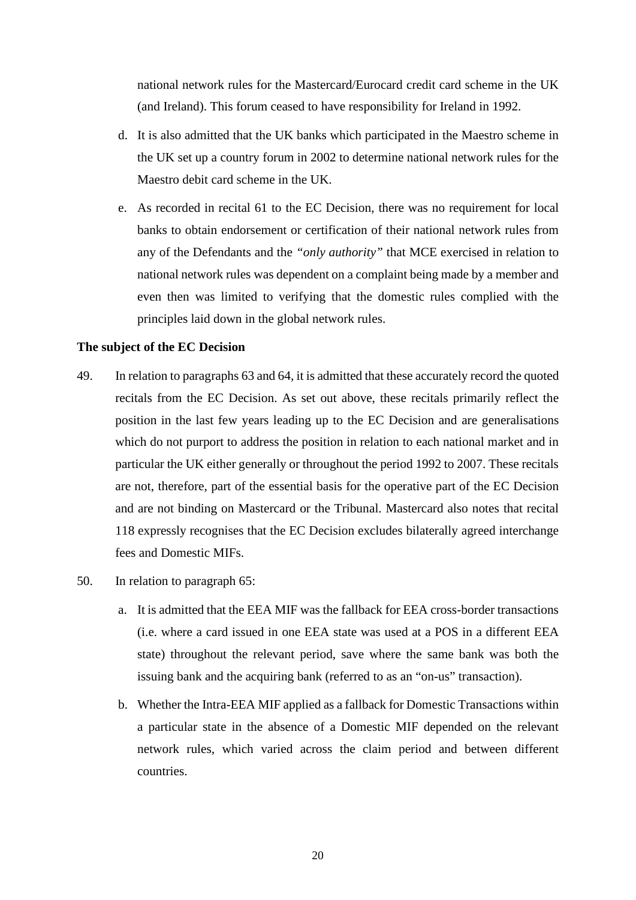national network rules for the Mastercard/Eurocard credit card scheme in the UK (and Ireland). This forum ceased to have responsibility for Ireland in 1992.

d. It is also admitted that the UK banks which participated in the Maestro scheme in the UK set up a country forum in 2002 to determine national network rules for the Maestro debit card scheme in the UK.

e. As recorded in recital 61 to the EC Decision, there was no requirement for local banks to obtain endorsement or certification of their national network rules from any of the Defendants and the *"only authority"* that MCE exercised in relation to national network rules was dependent on a complaint being made by a member and even then was limited to verifying that the domestic rules complied with the principles laid down in the global network rules.

**The subject of the EC Decision**

49. In relation to paragraphs 63 and 64, it is admitted that these accurately record the quoted recitals from the EC Decision. As set out above, these recitals primarily reflect the position in the last few years leading up to the EC Decision and are generalisations which do not purport to address the position in relation to each national market and in particular the UK either generally or throughout the period 1992 to 2007. These recitals are not, therefore, part of the essential basis for the operative part of the EC Decision and are not binding on Mastercard or the Tribunal. Mastercard also notes that recital 118 expressly recognises that the EC Decision excludes bilaterally agreed interchange fees and Domestic MIFs.

50. In relation to paragraph 65:

a. It is admitted that the EEA MIF was the fallback for EEA cross-border transactions (i.e. where a card issued in one EEA state was used at a POS in a different EEA state) throughout the relevant period, save where the same bank was both the issuing bank and the acquiring bank (referred to as an "on-us" transaction).

b. Whether the Intra-EEA MIF applied as a fallback for Domestic Transactions within a particular state in the absence of a Domestic MIF depended on the relevant network rules, which varied across the claim period and between different countries.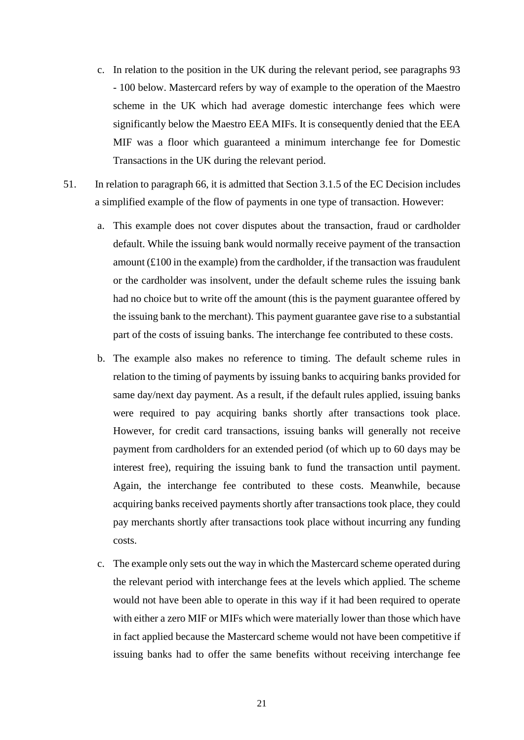c. In relation to the position in the UK during the relevant period, see paragraphs 93 - 100 below. Mastercard refers by way of example to the operation of the Maestro scheme in the UK which had average domestic interchange fees which were significantly below the Maestro EEA MIFs. It is consequently denied that the EEA MIF was a floor which guaranteed a minimum interchange fee for Domestic Transactions in the UK during the relevant period.

51. In relation to paragraph 66, it is admitted that Section 3.1.5 of the EC Decision includes a simplified example of the flow of payments in one type of transaction. However:

   a. This example does not cover disputes about the transaction, fraud or cardholder default. While the issuing bank would normally receive payment of the transaction amount (£100 in the example) from the cardholder, if the transaction was fraudulent or the cardholder was insolvent, under the default scheme rules the issuing bank had no choice but to write off the amount (this is the payment guarantee offered by the issuing bank to the merchant). This payment guarantee gave rise to a substantial part of the costs of issuing banks. The interchange fee contributed to these costs.

   b. The example also makes no reference to timing. The default scheme rules in relation to the timing of payments by issuing banks to acquiring banks provided for same day/next day payment. As a result, if the default rules applied, issuing banks were required to pay acquiring banks shortly after transactions took place. However, for credit card transactions, issuing banks will generally not receive payment from cardholders for an extended period (of which up to 60 days may be interest free), requiring the issuing bank to fund the transaction until payment. Again, the interchange fee contributed to these costs. Meanwhile, because acquiring banks received payments shortly after transactions took place, they could pay merchants shortly after transactions took place without incurring any funding costs.

   c. The example only sets out the way in which the Mastercard scheme operated during the relevant period with interchange fees at the levels which applied. The scheme would not have been able to operate in this way if it had been required to operate with either a zero MIF or MIFs which were materially lower than those which have in fact applied because the Mastercard scheme would not have been competitive if issuing banks had to offer the same benefits without receiving interchange fee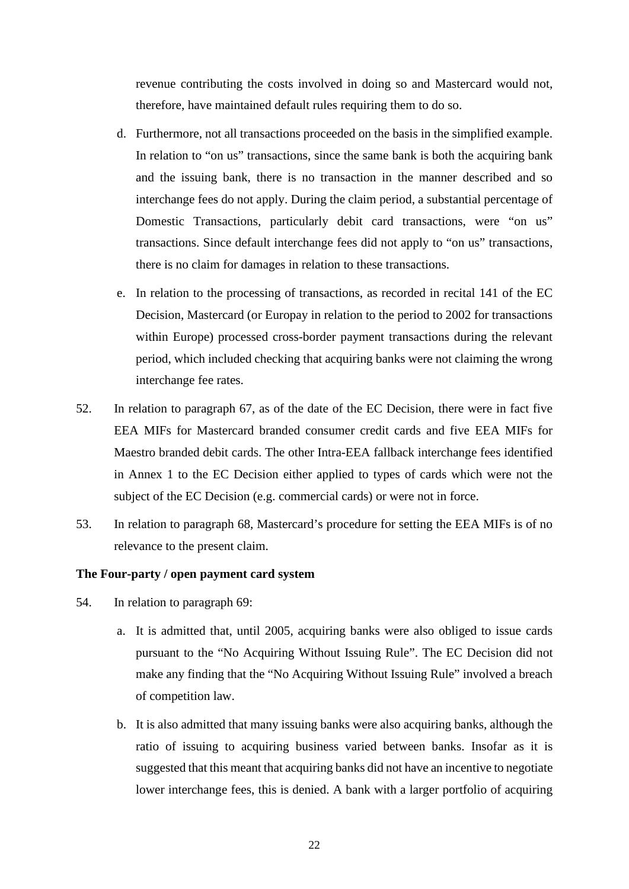revenue contributing the costs involved in doing so and Mastercard would not, therefore, have maintained default rules requiring them to do so.

d. Furthermore, not all transactions proceeded on the basis in the simplified example. In relation to "on us" transactions, since the same bank is both the acquiring bank and the issuing bank, there is no transaction in the manner described and so interchange fees do not apply. During the claim period, a substantial percentage of Domestic Transactions, particularly debit card transactions, were "on us" transactions. Since default interchange fees did not apply to "on us" transactions, there is no claim for damages in relation to these transactions.

e. In relation to the processing of transactions, as recorded in recital 141 of the EC Decision, Mastercard (or Europay in relation to the period to 2002 for transactions within Europe) processed cross-border payment transactions during the relevant period, which included checking that acquiring banks were not claiming the wrong interchange fee rates.

52. In relation to paragraph 67, as of the date of the EC Decision, there were in fact five EEA MIFs for Mastercard branded consumer credit cards and five EEA MIFs for Maestro branded debit cards. The other Intra-EEA fallback interchange fees identified in Annex 1 to the EC Decision either applied to types of cards which were not the subject of the EC Decision (e.g. commercial cards) or were not in force.

53. In relation to paragraph 68, Mastercard's procedure for setting the EEA MIFs is of no relevance to the present claim.

**The Four-party / open payment card system**

54. In relation to paragraph 69:

a. It is admitted that, until 2005, acquiring banks were also obliged to issue cards pursuant to the "No Acquiring Without Issuing Rule". The EC Decision did not make any finding that the "No Acquiring Without Issuing Rule" involved a breach of competition law.

b. It is also admitted that many issuing banks were also acquiring banks, although the ratio of issuing to acquiring business varied between banks. Insofar as it is suggested that this meant that acquiring banks did not have an incentive to negotiate lower interchange fees, this is denied. A bank with a larger portfolio of acquiring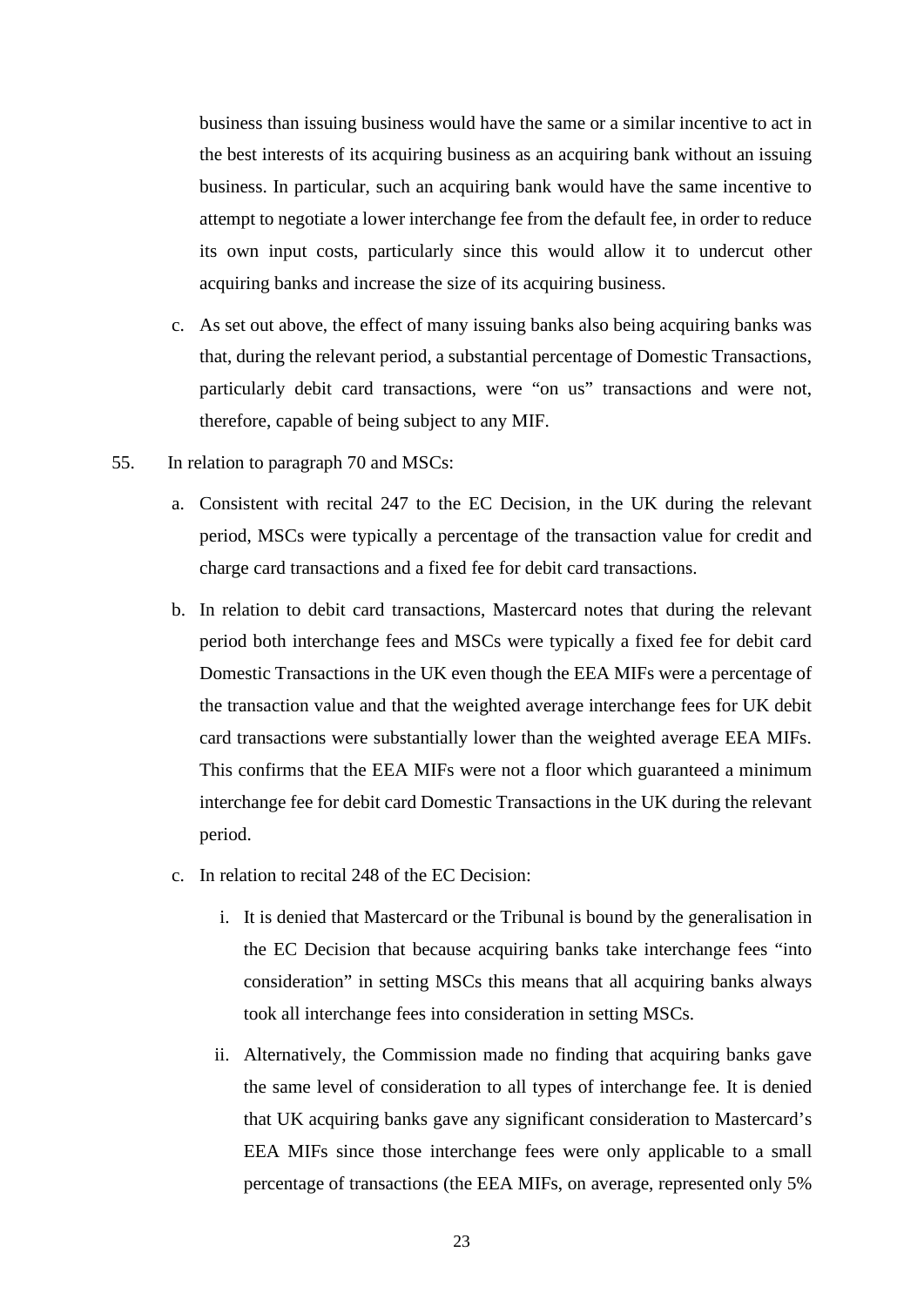business than issuing business would have the same or a similar incentive to act in the best interests of its acquiring business as an acquiring bank without an issuing business. In particular, such an acquiring bank would have the same incentive to attempt to negotiate a lower interchange fee from the default fee, in order to reduce its own input costs, particularly since this would allow it to undercut other acquiring banks and increase the size of its acquiring business.

c. As set out above, the effect of many issuing banks also being acquiring banks was that, during the relevant period, a substantial percentage of Domestic Transactions, particularly debit card transactions, were "on us" transactions and were not, therefore, capable of being subject to any MIF.

55. In relation to paragraph 70 and MSCs:

a. Consistent with recital 247 to the EC Decision, in the UK during the relevant period, MSCs were typically a percentage of the transaction value for credit and charge card transactions and a fixed fee for debit card transactions.

b. In relation to debit card transactions, Mastercard notes that during the relevant period both interchange fees and MSCs were typically a fixed fee for debit card Domestic Transactions in the UK even though the EEA MIFs were a percentage of the transaction value and that the weighted average interchange fees for UK debit card transactions were substantially lower than the weighted average EEA MIFs. This confirms that the EEA MIFs were not a floor which guaranteed a minimum interchange fee for debit card Domestic Transactions in the UK during the relevant period.

c. In relation to recital 248 of the EC Decision:

i. It is denied that Mastercard or the Tribunal is bound by the generalisation in the EC Decision that because acquiring banks take interchange fees "into consideration" in setting MSCs this means that all acquiring banks always took all interchange fees into consideration in setting MSCs.

ii. Alternatively, the Commission made no finding that acquiring banks gave the same level of consideration to all types of interchange fee. It is denied that UK acquiring banks gave any significant consideration to Mastercard's EEA MIFs since those interchange fees were only applicable to a small percentage of transactions (the EEA MIFs, on average, represented only 5%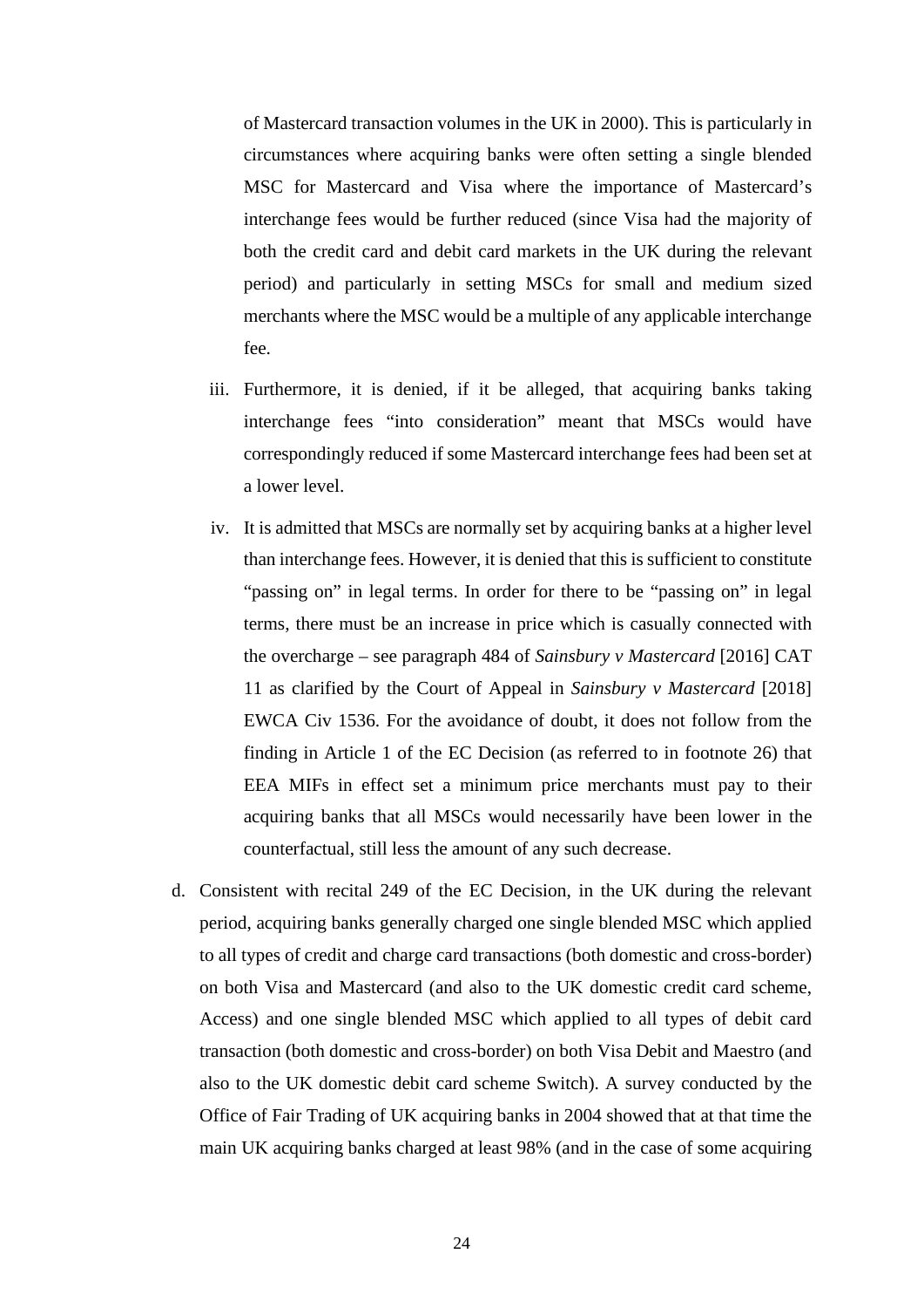of Mastercard transaction volumes in the UK in 2000). This is particularly in circumstances where acquiring banks were often setting a single blended MSC for Mastercard and Visa where the importance of Mastercard's interchange fees would be further reduced (since Visa had the majority of both the credit card and debit card markets in the UK during the relevant period) and particularly in setting MSCs for small and medium sized merchants where the MSC would be a multiple of any applicable interchange fee.

iii. Furthermore, it is denied, if it be alleged, that acquiring banks taking interchange fees "into consideration" meant that MSCs would have correspondingly reduced if some Mastercard interchange fees had been set at a lower level.

iv. It is admitted that MSCs are normally set by acquiring banks at a higher level than interchange fees. However, it is denied that this is sufficient to constitute "passing on" in legal terms. In order for there to be "passing on" in legal terms, there must be an increase in price which is casually connected with the overcharge – see paragraph 484 of *Sainsbury v Mastercard* [2016] CAT 11 as clarified by the Court of Appeal in *Sainsbury v Mastercard* [2018] EWCA Civ 1536. For the avoidance of doubt, it does not follow from the finding in Article 1 of the EC Decision (as referred to in footnote 26) that EEA MIFs in effect set a minimum price merchants must pay to their acquiring banks that all MSCs would necessarily have been lower in the counterfactual, still less the amount of any such decrease.

d. Consistent with recital 249 of the EC Decision, in the UK during the relevant period, acquiring banks generally charged one single blended MSC which applied to all types of credit and charge card transactions (both domestic and cross-border) on both Visa and Mastercard (and also to the UK domestic credit card scheme, Access) and one single blended MSC which applied to all types of debit card transaction (both domestic and cross-border) on both Visa Debit and Maestro (and also to the UK domestic debit card scheme Switch). A survey conducted by the Office of Fair Trading of UK acquiring banks in 2004 showed that at that time the main UK acquiring banks charged at least 98% (and in the case of some acquiring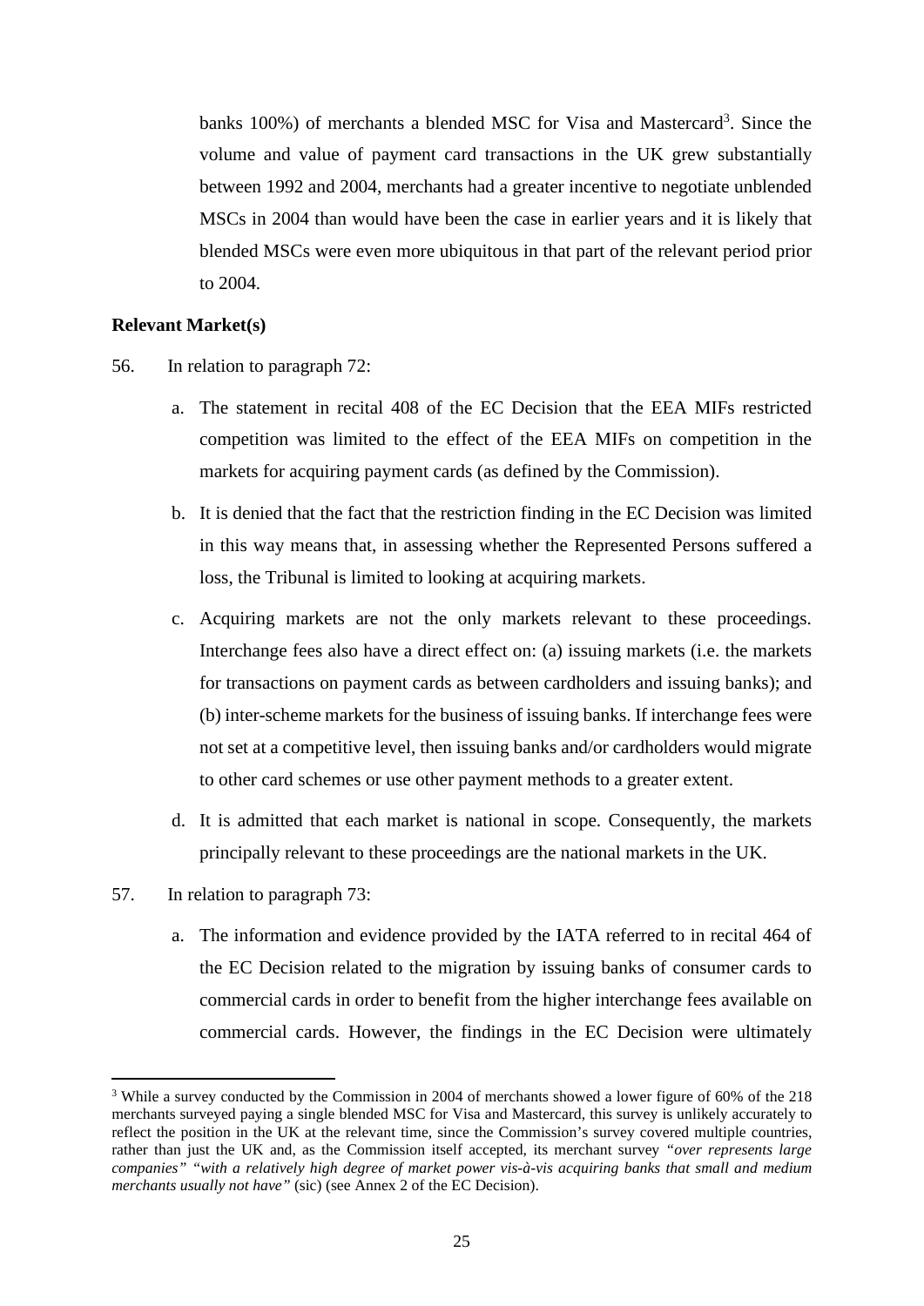banks 100%) of merchants a blended MSC for Visa and Mastercard[3]. Since the volume and value of payment card transactions in the UK grew substantially between 1992 and 2004, merchants had a greater incentive to negotiate unblended MSCs in 2004 than would have been the case in earlier years and it is likely that blended MSCs were even more ubiquitous in that part of the relevant period prior to 2004.

**Relevant Market(s)**

56. In relation to paragraph 72:

   a. The statement in recital 408 of the EC Decision that the EEA MIFs restricted competition was limited to the effect of the EEA MIFs on competition in the markets for acquiring payment cards (as defined by the Commission).

   b. It is denied that the fact that the restriction finding in the EC Decision was limited in this way means that, in assessing whether the Represented Persons suffered a loss, the Tribunal is limited to looking at acquiring markets.

   c. Acquiring markets are not the only markets relevant to these proceedings. Interchange fees also have a direct effect on: (a) issuing markets (i.e. the markets for transactions on payment cards as between cardholders and issuing banks); and (b) inter-scheme markets for the business of issuing banks. If interchange fees were not set at a competitive level, then issuing banks and/or cardholders would migrate to other card schemes or use other payment methods to a greater extent.

   d. It is admitted that each market is national in scope. Consequently, the markets principally relevant to these proceedings are the national markets in the UK.

57. In relation to paragraph 73:

   a. The information and evidence provided by the IATA referred to in recital 464 of the EC Decision related to the migration by issuing banks of consumer cards to commercial cards in order to benefit from the higher interchange fees available on commercial cards. However, the findings in the EC Decision were ultimately

[3] While a survey conducted by the Commission in 2004 of merchants showed a lower figure of 60% of the 218 merchants surveyed paying a single blended MSC for Visa and Mastercard, this survey is unlikely accurately to reflect the position in the UK at the relevant time, since the Commission's survey covered multiple countries, rather than just the UK and, as the Commission itself accepted, its merchant survey *"over represents large companies" "with a relatively high degree of market power vis-à-vis acquiring banks that small and medium merchants usually not have"* (sic) (see Annex 2 of the EC Decision).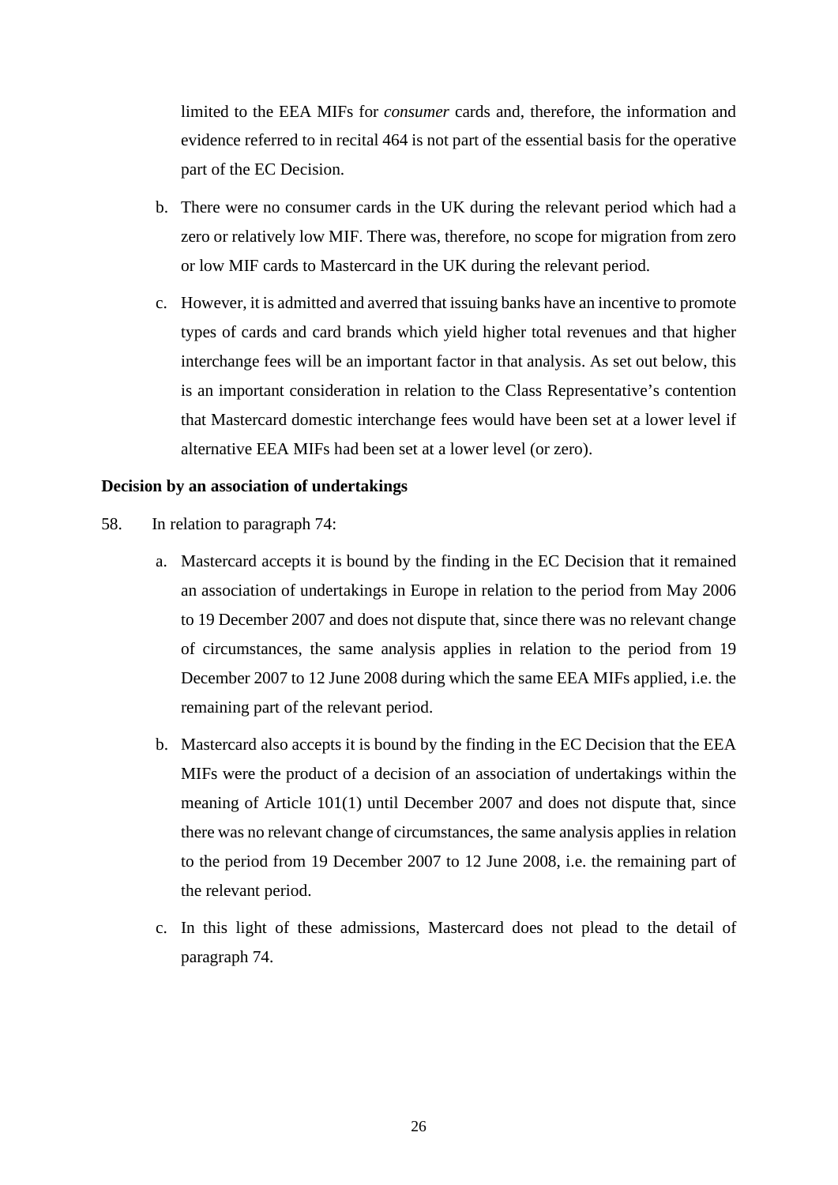limited to the EEA MIFs for *consumer* cards and, therefore, the information and evidence referred to in recital 464 is not part of the essential basis for the operative part of the EC Decision.

b. There were no consumer cards in the UK during the relevant period which had a zero or relatively low MIF. There was, therefore, no scope for migration from zero or low MIF cards to Mastercard in the UK during the relevant period.

c. However, it is admitted and averred that issuing banks have an incentive to promote types of cards and card brands which yield higher total revenues and that higher interchange fees will be an important factor in that analysis. As set out below, this is an important consideration in relation to the Class Representative's contention that Mastercard domestic interchange fees would have been set at a lower level if alternative EEA MIFs had been set at a lower level (or zero).

**Decision by an association of undertakings**

58. In relation to paragraph 74:

a. Mastercard accepts it is bound by the finding in the EC Decision that it remained an association of undertakings in Europe in relation to the period from May 2006 to 19 December 2007 and does not dispute that, since there was no relevant change of circumstances, the same analysis applies in relation to the period from 19 December 2007 to 12 June 2008 during which the same EEA MIFs applied, i.e. the remaining part of the relevant period.

b. Mastercard also accepts it is bound by the finding in the EC Decision that the EEA MIFs were the product of a decision of an association of undertakings within the meaning of Article 101(1) until December 2007 and does not dispute that, since there was no relevant change of circumstances, the same analysis applies in relation to the period from 19 December 2007 to 12 June 2008, i.e. the remaining part of the relevant period.

c. In this light of these admissions, Mastercard does not plead to the detail of paragraph 74.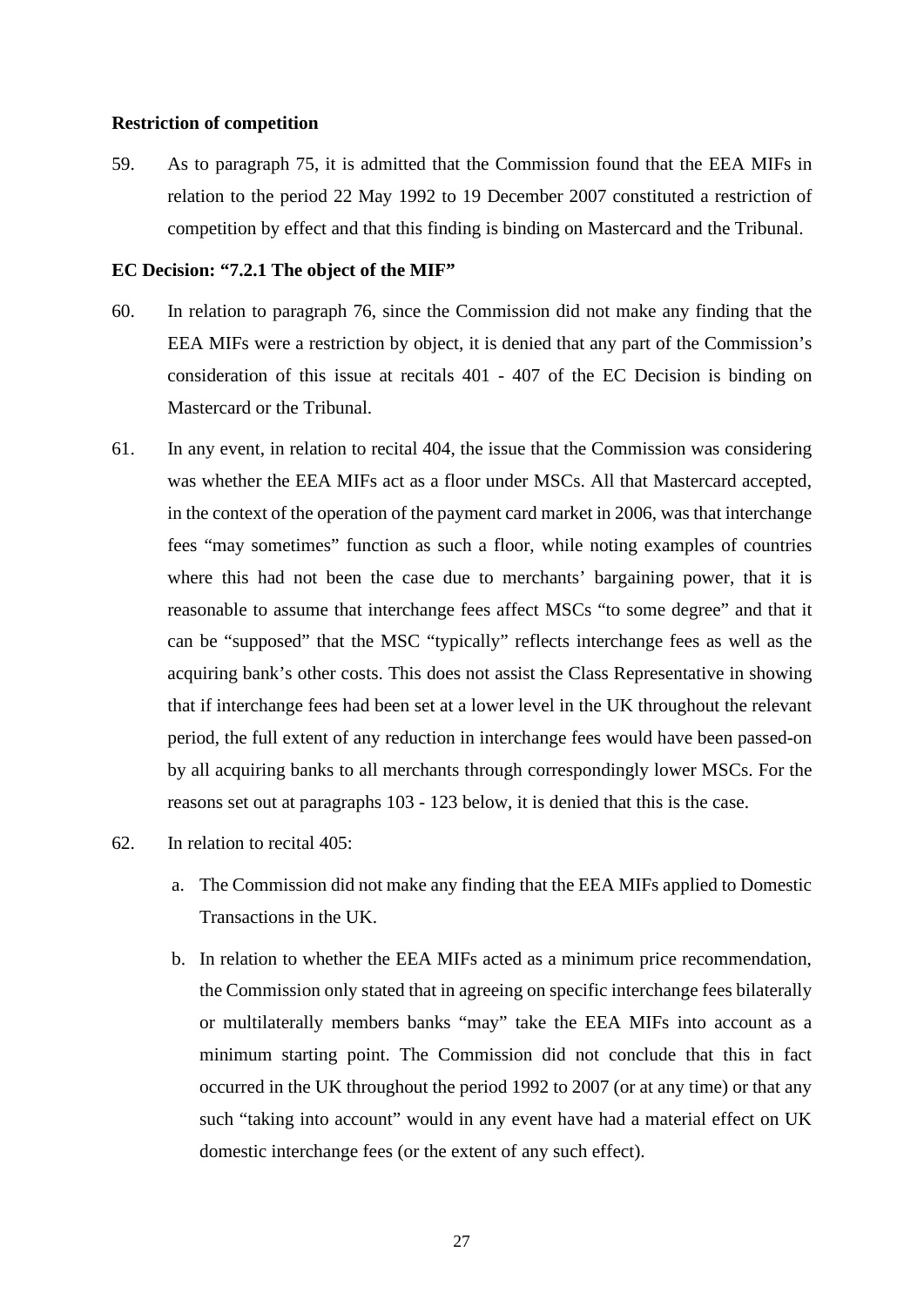**Restriction of competition**

59. As to paragraph 75, it is admitted that the Commission found that the EEA MIFs in relation to the period 22 May 1992 to 19 December 2007 constituted a restriction of competition by effect and that this finding is binding on Mastercard and the Tribunal.

**EC Decision: "7.2.1 The object of the MIF"**

60. In relation to paragraph 76, since the Commission did not make any finding that the EEA MIFs were a restriction by object, it is denied that any part of the Commission's consideration of this issue at recitals 401 - 407 of the EC Decision is binding on Mastercard or the Tribunal.

61. In any event, in relation to recital 404, the issue that the Commission was considering was whether the EEA MIFs act as a floor under MSCs. All that Mastercard accepted, in the context of the operation of the payment card market in 2006, was that interchange fees "may sometimes" function as such a floor, while noting examples of countries where this had not been the case due to merchants' bargaining power, that it is reasonable to assume that interchange fees affect MSCs "to some degree" and that it can be "supposed" that the MSC "typically" reflects interchange fees as well as the acquiring bank's other costs. This does not assist the Class Representative in showing that if interchange fees had been set at a lower level in the UK throughout the relevant period, the full extent of any reduction in interchange fees would have been passed-on by all acquiring banks to all merchants through correspondingly lower MSCs. For the reasons set out at paragraphs 103 - 123 below, it is denied that this is the case.

62. In relation to recital 405:

   a. The Commission did not make any finding that the EEA MIFs applied to Domestic Transactions in the UK.

   b. In relation to whether the EEA MIFs acted as a minimum price recommendation, the Commission only stated that in agreeing on specific interchange fees bilaterally or multilaterally members banks "may" take the EEA MIFs into account as a minimum starting point. The Commission did not conclude that this in fact occurred in the UK throughout the period 1992 to 2007 (or at any time) or that any such "taking into account" would in any event have had a material effect on UK domestic interchange fees (or the extent of any such effect).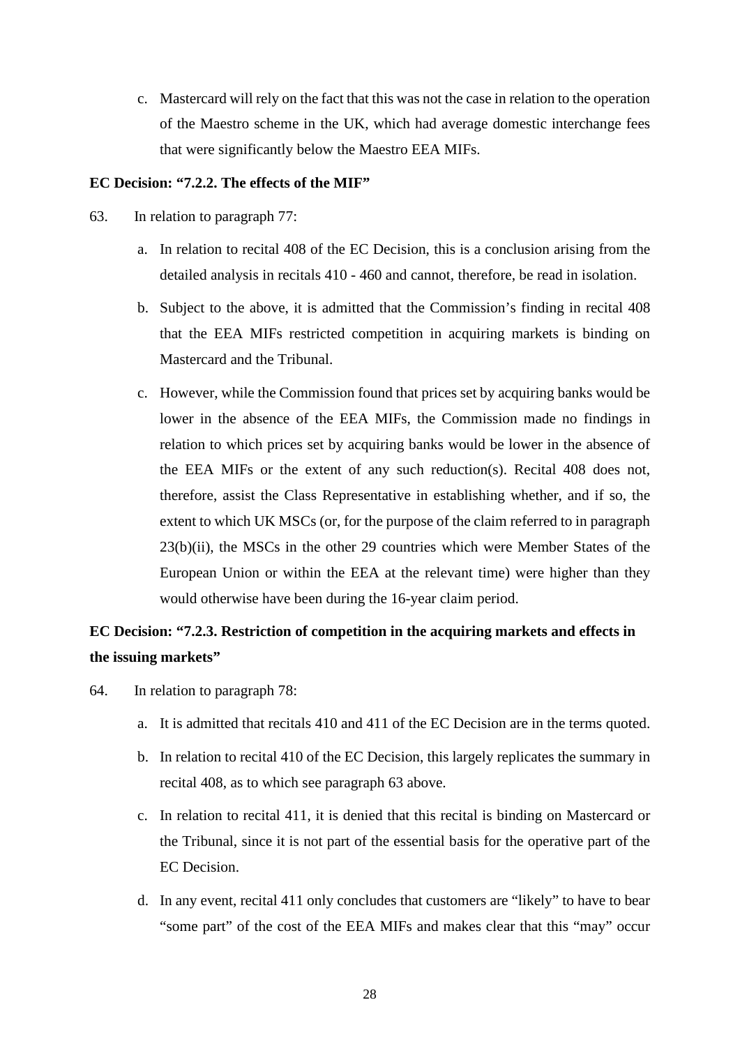c. Mastercard will rely on the fact that this was not the case in relation to the operation of the Maestro scheme in the UK, which had average domestic interchange fees that were significantly below the Maestro EEA MIFs.

**EC Decision: "7.2.2. The effects of the MIF"**

63. In relation to paragraph 77:

a. In relation to recital 408 of the EC Decision, this is a conclusion arising from the detailed analysis in recitals 410 - 460 and cannot, therefore, be read in isolation.

b. Subject to the above, it is admitted that the Commission's finding in recital 408 that the EEA MIFs restricted competition in acquiring markets is binding on Mastercard and the Tribunal.

c. However, while the Commission found that prices set by acquiring banks would be lower in the absence of the EEA MIFs, the Commission made no findings in relation to which prices set by acquiring banks would be lower in the absence of the EEA MIFs or the extent of any such reduction(s). Recital 408 does not, therefore, assist the Class Representative in establishing whether, and if so, the extent to which UK MSCs (or, for the purpose of the claim referred to in paragraph 23(b)(ii), the MSCs in the other 29 countries which were Member States of the European Union or within the EEA at the relevant time) were higher than they would otherwise have been during the 16-year claim period.

**EC Decision: "7.2.3. Restriction of competition in the acquiring markets and effects in the issuing markets"**

64. In relation to paragraph 78:

a. It is admitted that recitals 410 and 411 of the EC Decision are in the terms quoted.

b. In relation to recital 410 of the EC Decision, this largely replicates the summary in recital 408, as to which see paragraph 63 above.

c. In relation to recital 411, it is denied that this recital is binding on Mastercard or the Tribunal, since it is not part of the essential basis for the operative part of the EC Decision.

d. In any event, recital 411 only concludes that customers are "likely" to have to bear "some part" of the cost of the EEA MIFs and makes clear that this "may" occur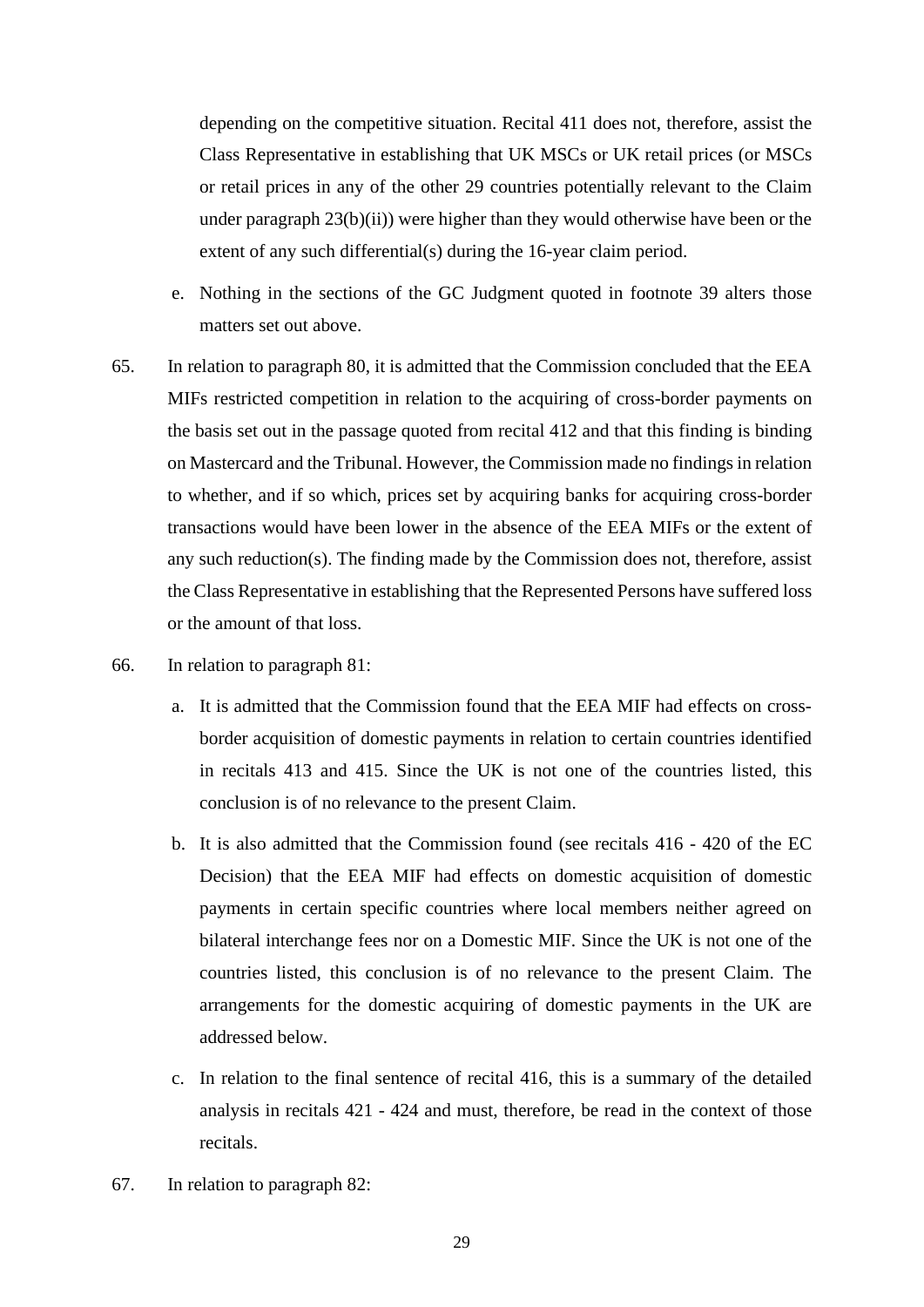depending on the competitive situation. Recital 411 does not, therefore, assist the Class Representative in establishing that UK MSCs or UK retail prices (or MSCs or retail prices in any of the other 29 countries potentially relevant to the Claim under paragraph 23(b)(ii)) were higher than they would otherwise have been or the extent of any such differential(s) during the 16-year claim period.

e. Nothing in the sections of the GC Judgment quoted in footnote 39 alters those matters set out above.

65. In relation to paragraph 80, it is admitted that the Commission concluded that the EEA MIFs restricted competition in relation to the acquiring of cross-border payments on the basis set out in the passage quoted from recital 412 and that this finding is binding on Mastercard and the Tribunal. However, the Commission made no findings in relation to whether, and if so which, prices set by acquiring banks for acquiring cross-border transactions would have been lower in the absence of the EEA MIFs or the extent of any such reduction(s). The finding made by the Commission does not, therefore, assist the Class Representative in establishing that the Represented Persons have suffered loss or the amount of that loss.

66. In relation to paragraph 81:

a. It is admitted that the Commission found that the EEA MIF had effects on cross-border acquisition of domestic payments in relation to certain countries identified in recitals 413 and 415. Since the UK is not one of the countries listed, this conclusion is of no relevance to the present Claim.

b. It is also admitted that the Commission found (see recitals 416 - 420 of the EC Decision) that the EEA MIF had effects on domestic acquisition of domestic payments in certain specific countries where local members neither agreed on bilateral interchange fees nor on a Domestic MIF. Since the UK is not one of the countries listed, this conclusion is of no relevance to the present Claim. The arrangements for the domestic acquiring of domestic payments in the UK are addressed below.

c. In relation to the final sentence of recital 416, this is a summary of the detailed analysis in recitals 421 - 424 and must, therefore, be read in the context of those recitals.

67. In relation to paragraph 82: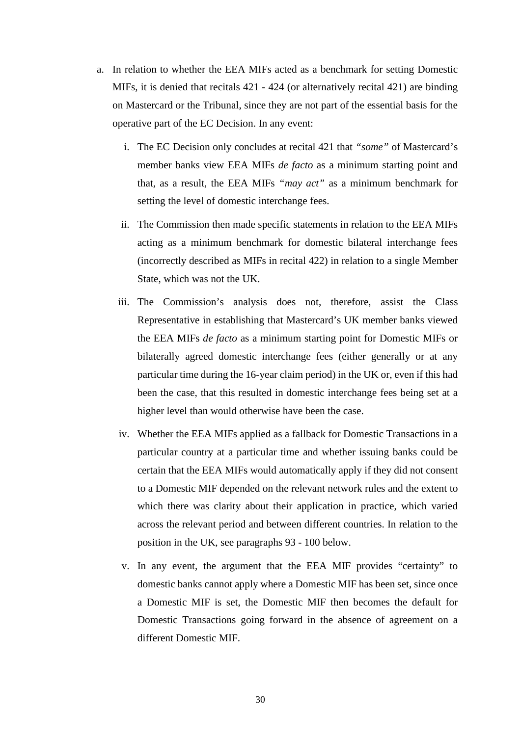a. In relation to whether the EEA MIFs acted as a benchmark for setting Domestic MIFs, it is denied that recitals 421 - 424 (or alternatively recital 421) are binding on Mastercard or the Tribunal, since they are not part of the essential basis for the operative part of the EC Decision. In any event:

   i. The EC Decision only concludes at recital 421 that *"some"* of Mastercard's member banks view EEA MIFs *de facto* as a minimum starting point and that, as a result, the EEA MIFs *"may act"* as a minimum benchmark for setting the level of domestic interchange fees.

   ii. The Commission then made specific statements in relation to the EEA MIFs acting as a minimum benchmark for domestic bilateral interchange fees (incorrectly described as MIFs in recital 422) in relation to a single Member State, which was not the UK.

   iii. The Commission's analysis does not, therefore, assist the Class Representative in establishing that Mastercard's UK member banks viewed the EEA MIFs *de facto* as a minimum starting point for Domestic MIFs or bilaterally agreed domestic interchange fees (either generally or at any particular time during the 16-year claim period) in the UK or, even if this had been the case, that this resulted in domestic interchange fees being set at a higher level than would otherwise have been the case.

   iv. Whether the EEA MIFs applied as a fallback for Domestic Transactions in a particular country at a particular time and whether issuing banks could be certain that the EEA MIFs would automatically apply if they did not consent to a Domestic MIF depended on the relevant network rules and the extent to which there was clarity about their application in practice, which varied across the relevant period and between different countries. In relation to the position in the UK, see paragraphs 93 - 100 below.

   v. In any event, the argument that the EEA MIF provides "certainty" to domestic banks cannot apply where a Domestic MIF has been set, since once a Domestic MIF is set, the Domestic MIF then becomes the default for Domestic Transactions going forward in the absence of agreement on a different Domestic MIF.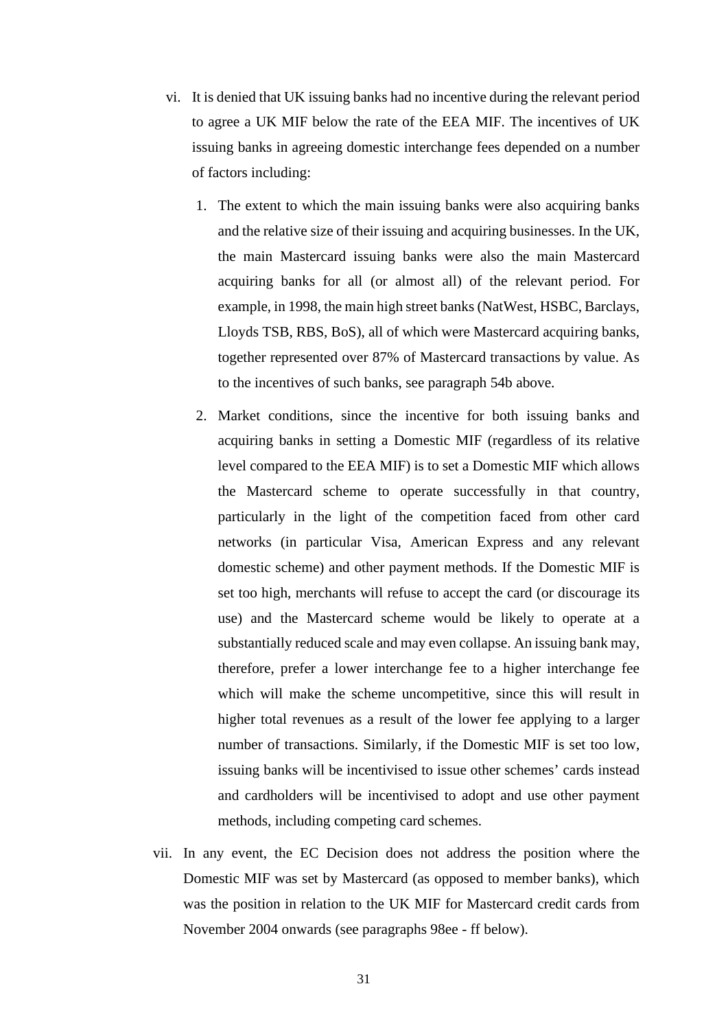vi. It is denied that UK issuing banks had no incentive during the relevant period to agree a UK MIF below the rate of the EEA MIF. The incentives of UK issuing banks in agreeing domestic interchange fees depended on a number of factors including:

   1. The extent to which the main issuing banks were also acquiring banks and the relative size of their issuing and acquiring businesses. In the UK, the main Mastercard issuing banks were also the main Mastercard acquiring banks for all (or almost all) of the relevant period. For example, in 1998, the main high street banks (NatWest, HSBC, Barclays, Lloyds TSB, RBS, BoS), all of which were Mastercard acquiring banks, together represented over 87% of Mastercard transactions by value. As to the incentives of such banks, see paragraph 54b above.

   2. Market conditions, since the incentive for both issuing banks and acquiring banks in setting a Domestic MIF (regardless of its relative level compared to the EEA MIF) is to set a Domestic MIF which allows the Mastercard scheme to operate successfully in that country, particularly in the light of the competition faced from other card networks (in particular Visa, American Express and any relevant domestic scheme) and other payment methods. If the Domestic MIF is set too high, merchants will refuse to accept the card (or discourage its use) and the Mastercard scheme would be likely to operate at a substantially reduced scale and may even collapse. An issuing bank may, therefore, prefer a lower interchange fee to a higher interchange fee which will make the scheme uncompetitive, since this will result in higher total revenues as a result of the lower fee applying to a larger number of transactions. Similarly, if the Domestic MIF is set too low, issuing banks will be incentivised to issue other schemes' cards instead and cardholders will be incentivised to adopt and use other payment methods, including competing card schemes.

vii. In any event, the EC Decision does not address the position where the Domestic MIF was set by Mastercard (as opposed to member banks), which was the position in relation to the UK MIF for Mastercard credit cards from November 2004 onwards (see paragraphs 98ee - ff below).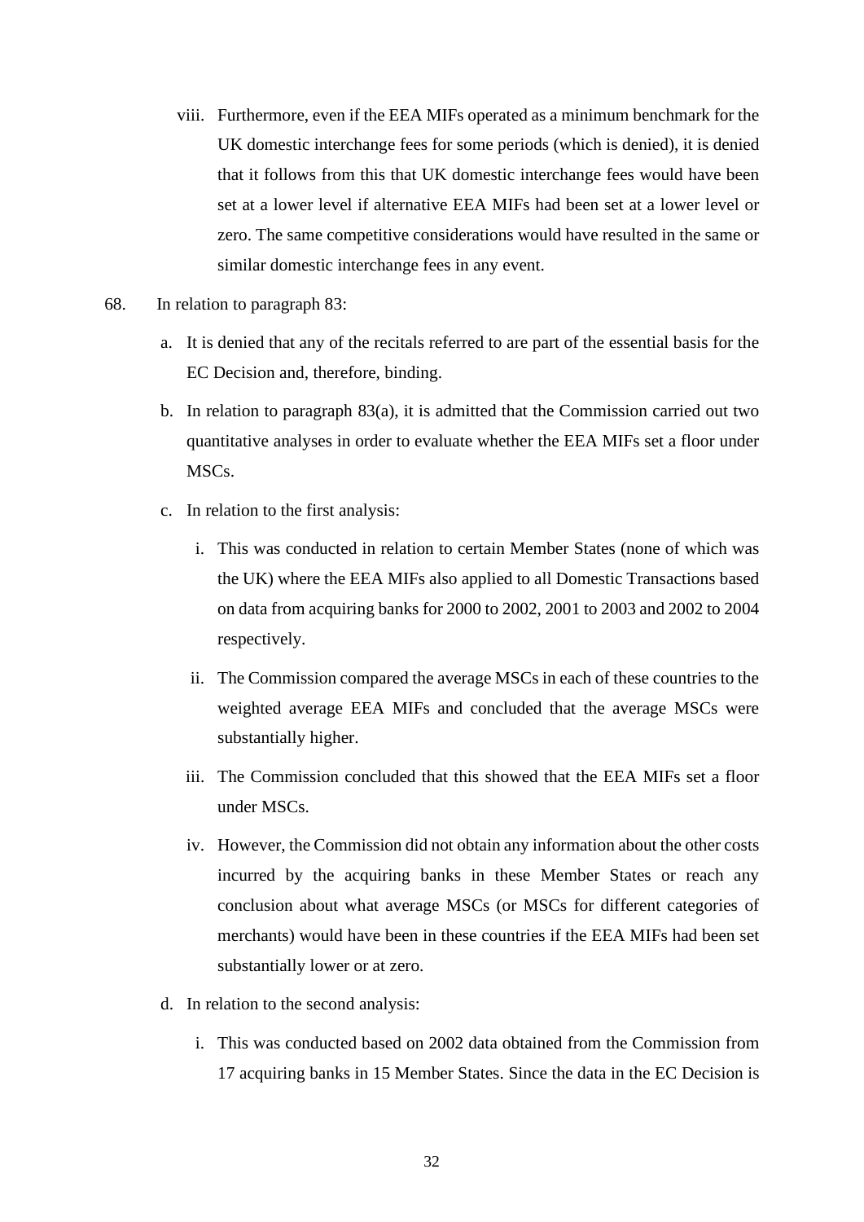viii. Furthermore, even if the EEA MIFs operated as a minimum benchmark for the UK domestic interchange fees for some periods (which is denied), it is denied that it follows from this that UK domestic interchange fees would have been set at a lower level if alternative EEA MIFs had been set at a lower level or zero. The same competitive considerations would have resulted in the same or similar domestic interchange fees in any event.

68. In relation to paragraph 83:

a. It is denied that any of the recitals referred to are part of the essential basis for the EC Decision and, therefore, binding.

b. In relation to paragraph 83(a), it is admitted that the Commission carried out two quantitative analyses in order to evaluate whether the EEA MIFs set a floor under MSCs.

c. In relation to the first analysis:

i. This was conducted in relation to certain Member States (none of which was the UK) where the EEA MIFs also applied to all Domestic Transactions based on data from acquiring banks for 2000 to 2002, 2001 to 2003 and 2002 to 2004 respectively.

ii. The Commission compared the average MSCs in each of these countries to the weighted average EEA MIFs and concluded that the average MSCs were substantially higher.

iii. The Commission concluded that this showed that the EEA MIFs set a floor under MSCs.

iv. However, the Commission did not obtain any information about the other costs incurred by the acquiring banks in these Member States or reach any conclusion about what average MSCs (or MSCs for different categories of merchants) would have been in these countries if the EEA MIFs had been set substantially lower or at zero.

d. In relation to the second analysis:

i. This was conducted based on 2002 data obtained from the Commission from 17 acquiring banks in 15 Member States. Since the data in the EC Decision is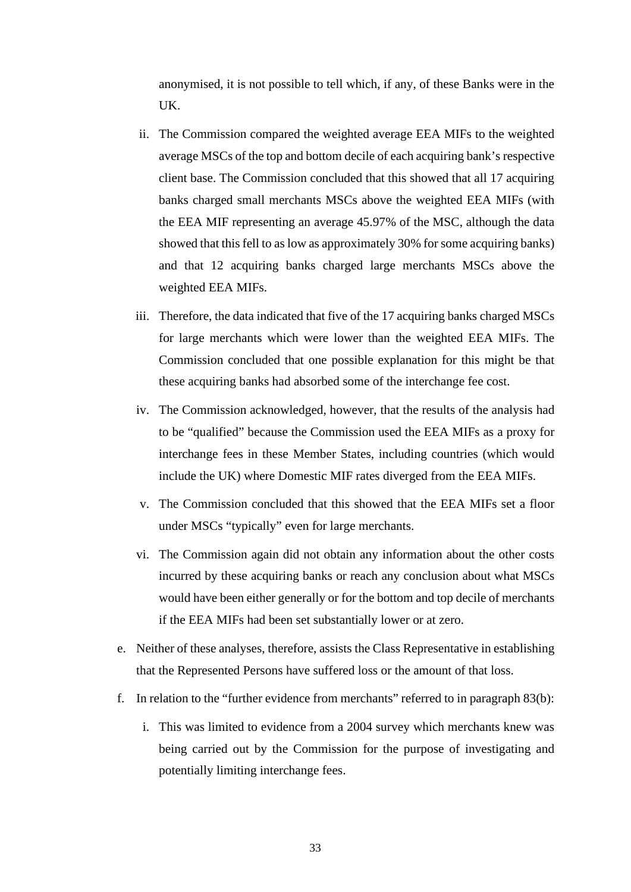anonymised, it is not possible to tell which, if any, of these Banks were in the UK.

ii. The Commission compared the weighted average EEA MIFs to the weighted average MSCs of the top and bottom decile of each acquiring bank's respective client base. The Commission concluded that this showed that all 17 acquiring banks charged small merchants MSCs above the weighted EEA MIFs (with the EEA MIF representing an average 45.97% of the MSC, although the data showed that this fell to as low as approximately 30% for some acquiring banks) and that 12 acquiring banks charged large merchants MSCs above the weighted EEA MIFs.

iii. Therefore, the data indicated that five of the 17 acquiring banks charged MSCs for large merchants which were lower than the weighted EEA MIFs. The Commission concluded that one possible explanation for this might be that these acquiring banks had absorbed some of the interchange fee cost.

iv. The Commission acknowledged, however, that the results of the analysis had to be "qualified" because the Commission used the EEA MIFs as a proxy for interchange fees in these Member States, including countries (which would include the UK) where Domestic MIF rates diverged from the EEA MIFs.

v. The Commission concluded that this showed that the EEA MIFs set a floor under MSCs "typically" even for large merchants.

vi. The Commission again did not obtain any information about the other costs incurred by these acquiring banks or reach any conclusion about what MSCs would have been either generally or for the bottom and top decile of merchants if the EEA MIFs had been set substantially lower or at zero.

e. Neither of these analyses, therefore, assists the Class Representative in establishing that the Represented Persons have suffered loss or the amount of that loss.

f. In relation to the "further evidence from merchants" referred to in paragraph 83(b):

i. This was limited to evidence from a 2004 survey which merchants knew was being carried out by the Commission for the purpose of investigating and potentially limiting interchange fees.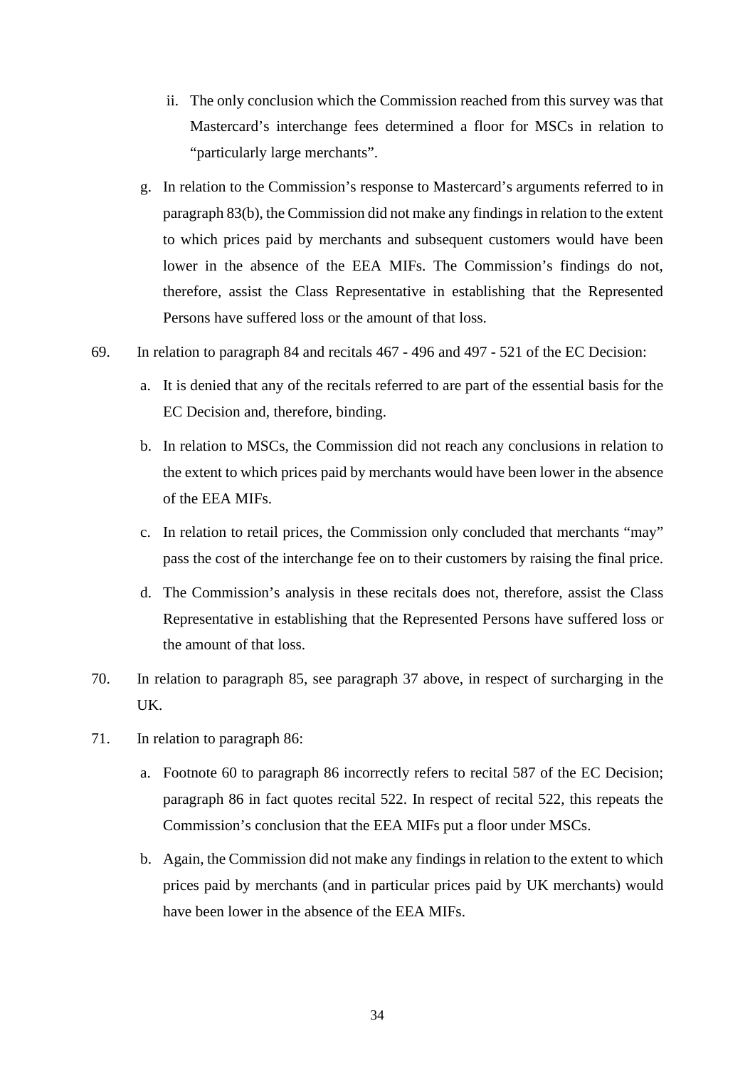ii. The only conclusion which the Commission reached from this survey was that Mastercard's interchange fees determined a floor for MSCs in relation to "particularly large merchants".

g. In relation to the Commission's response to Mastercard's arguments referred to in paragraph 83(b), the Commission did not make any findings in relation to the extent to which prices paid by merchants and subsequent customers would have been lower in the absence of the EEA MIFs. The Commission's findings do not, therefore, assist the Class Representative in establishing that the Represented Persons have suffered loss or the amount of that loss.

69. In relation to paragraph 84 and recitals 467 - 496 and 497 - 521 of the EC Decision:

   a. It is denied that any of the recitals referred to are part of the essential basis for the EC Decision and, therefore, binding.

   b. In relation to MSCs, the Commission did not reach any conclusions in relation to the extent to which prices paid by merchants would have been lower in the absence of the EEA MIFs.

   c. In relation to retail prices, the Commission only concluded that merchants "may" pass the cost of the interchange fee on to their customers by raising the final price.

   d. The Commission's analysis in these recitals does not, therefore, assist the Class Representative in establishing that the Represented Persons have suffered loss or the amount of that loss.

70. In relation to paragraph 85, see paragraph 37 above, in respect of surcharging in the UK.

71. In relation to paragraph 86:

   a. Footnote 60 to paragraph 86 incorrectly refers to recital 587 of the EC Decision; paragraph 86 in fact quotes recital 522. In respect of recital 522, this repeats the Commission's conclusion that the EEA MIFs put a floor under MSCs.

   b. Again, the Commission did not make any findings in relation to the extent to which prices paid by merchants (and in particular prices paid by UK merchants) would have been lower in the absence of the EEA MIFs.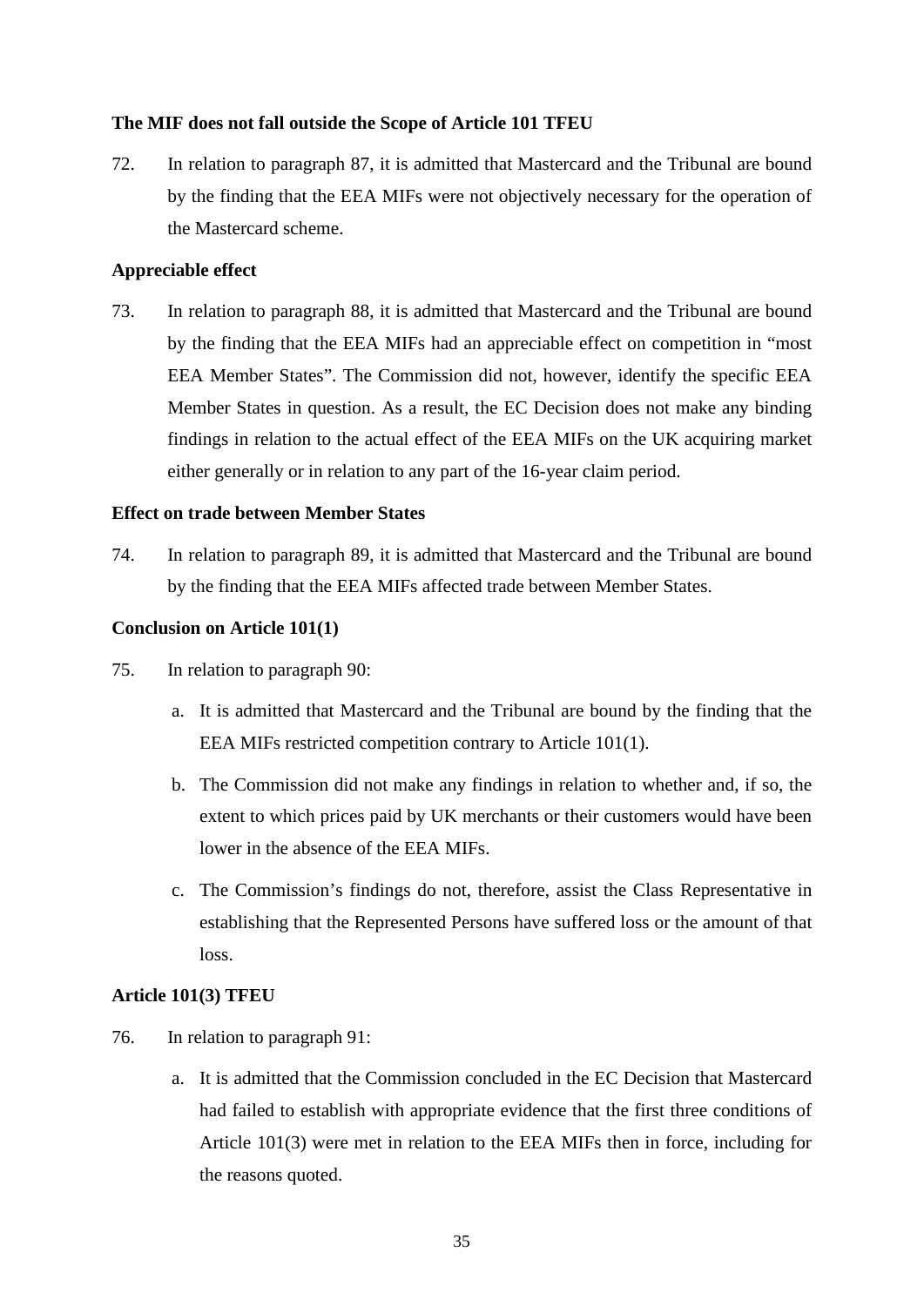**The MIF does not fall outside the Scope of Article 101 TFEU**

72. In relation to paragraph 87, it is admitted that Mastercard and the Tribunal are bound by the finding that the EEA MIFs were not objectively necessary for the operation of the Mastercard scheme.

**Appreciable effect**

73. In relation to paragraph 88, it is admitted that Mastercard and the Tribunal are bound by the finding that the EEA MIFs had an appreciable effect on competition in "most EEA Member States". The Commission did not, however, identify the specific EEA Member States in question. As a result, the EC Decision does not make any binding findings in relation to the actual effect of the EEA MIFs on the UK acquiring market either generally or in relation to any part of the 16-year claim period.

**Effect on trade between Member States**

74. In relation to paragraph 89, it is admitted that Mastercard and the Tribunal are bound by the finding that the EEA MIFs affected trade between Member States.

**Conclusion on Article 101(1)**

75. In relation to paragraph 90:

   a. It is admitted that Mastercard and the Tribunal are bound by the finding that the EEA MIFs restricted competition contrary to Article 101(1).

   b. The Commission did not make any findings in relation to whether and, if so, the extent to which prices paid by UK merchants or their customers would have been lower in the absence of the EEA MIFs.

   c. The Commission's findings do not, therefore, assist the Class Representative in establishing that the Represented Persons have suffered loss or the amount of that loss.

**Article 101(3) TFEU**

76. In relation to paragraph 91:

   a. It is admitted that the Commission concluded in the EC Decision that Mastercard had failed to establish with appropriate evidence that the first three conditions of Article 101(3) were met in relation to the EEA MIFs then in force, including for the reasons quoted.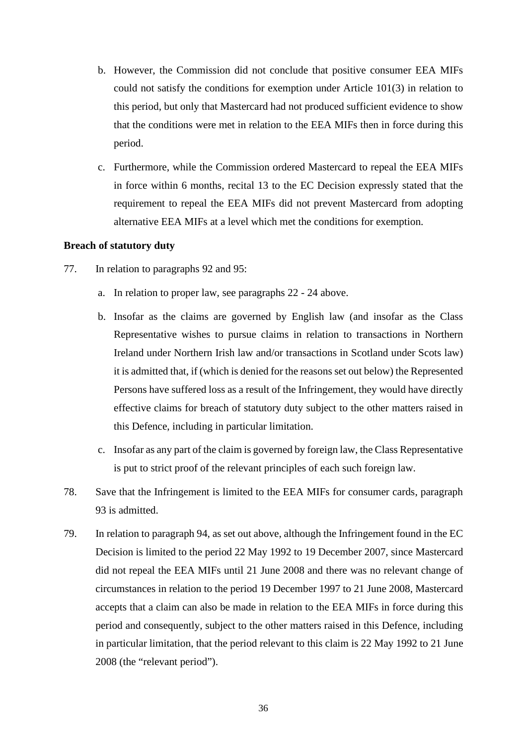b. However, the Commission did not conclude that positive consumer EEA MIFs could not satisfy the conditions for exemption under Article 101(3) in relation to this period, but only that Mastercard had not produced sufficient evidence to show that the conditions were met in relation to the EEA MIFs then in force during this period.

c. Furthermore, while the Commission ordered Mastercard to repeal the EEA MIFs in force within 6 months, recital 13 to the EC Decision expressly stated that the requirement to repeal the EEA MIFs did not prevent Mastercard from adopting alternative EEA MIFs at a level which met the conditions for exemption.

**Breach of statutory duty**

77. In relation to paragraphs 92 and 95:

a. In relation to proper law, see paragraphs 22 - 24 above.

b. Insofar as the claims are governed by English law (and insofar as the Class Representative wishes to pursue claims in relation to transactions in Northern Ireland under Northern Irish law and/or transactions in Scotland under Scots law) it is admitted that, if (which is denied for the reasons set out below) the Represented Persons have suffered loss as a result of the Infringement, they would have directly effective claims for breach of statutory duty subject to the other matters raised in this Defence, including in particular limitation.

c. Insofar as any part of the claim is governed by foreign law, the Class Representative is put to strict proof of the relevant principles of each such foreign law.

78. Save that the Infringement is limited to the EEA MIFs for consumer cards, paragraph 93 is admitted.

79. In relation to paragraph 94, as set out above, although the Infringement found in the EC Decision is limited to the period 22 May 1992 to 19 December 2007, since Mastercard did not repeal the EEA MIFs until 21 June 2008 and there was no relevant change of circumstances in relation to the period 19 December 1997 to 21 June 2008, Mastercard accepts that a claim can also be made in relation to the EEA MIFs in force during this period and consequently, subject to the other matters raised in this Defence, including in particular limitation, that the period relevant to this claim is 22 May 1992 to 21 June 2008 (the "relevant period").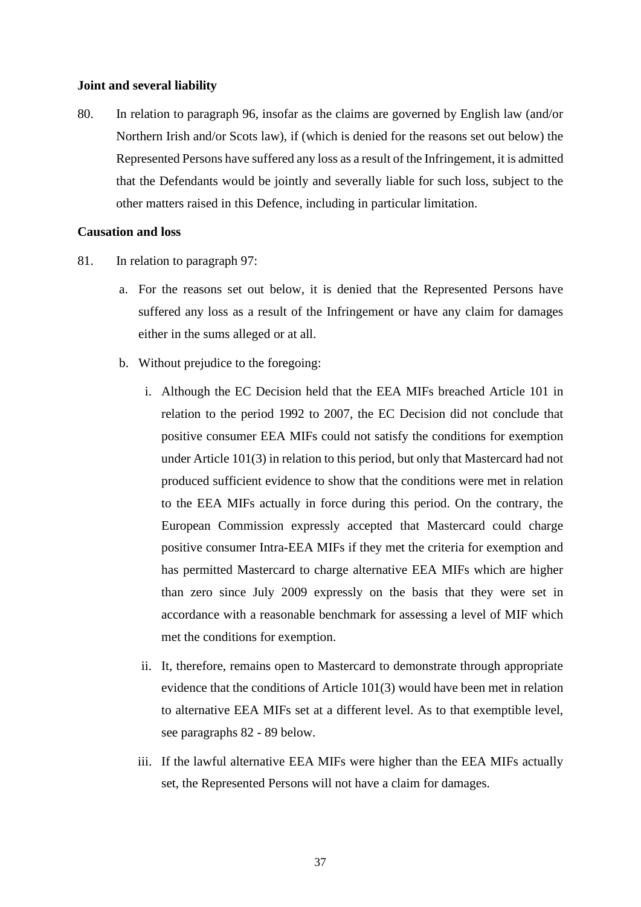**Joint and several liability**

80. In relation to paragraph 96, insofar as the claims are governed by English law (and/or Northern Irish and/or Scots law), if (which is denied for the reasons set out below) the Represented Persons have suffered any loss as a result of the Infringement, it is admitted that the Defendants would be jointly and severally liable for such loss, subject to the other matters raised in this Defence, including in particular limitation.

**Causation and loss**

81. In relation to paragraph 97:

   a. For the reasons set out below, it is denied that the Represented Persons have suffered any loss as a result of the Infringement or have any claim for damages either in the sums alleged or at all.

   b. Without prejudice to the foregoing:

      i. Although the EC Decision held that the EEA MIFs breached Article 101 in relation to the period 1992 to 2007, the EC Decision did not conclude that positive consumer EEA MIFs could not satisfy the conditions for exemption under Article 101(3) in relation to this period, but only that Mastercard had not produced sufficient evidence to show that the conditions were met in relation to the EEA MIFs actually in force during this period. On the contrary, the European Commission expressly accepted that Mastercard could charge positive consumer Intra-EEA MIFs if they met the criteria for exemption and has permitted Mastercard to charge alternative EEA MIFs which are higher than zero since July 2009 expressly on the basis that they were set in accordance with a reasonable benchmark for assessing a level of MIF which met the conditions for exemption.

      ii. It, therefore, remains open to Mastercard to demonstrate through appropriate evidence that the conditions of Article 101(3) would have been met in relation to alternative EEA MIFs set at a different level. As to that exemptible level, see paragraphs 82 - 89 below.

      iii. If the lawful alternative EEA MIFs were higher than the EEA MIFs actually set, the Represented Persons will not have a claim for damages.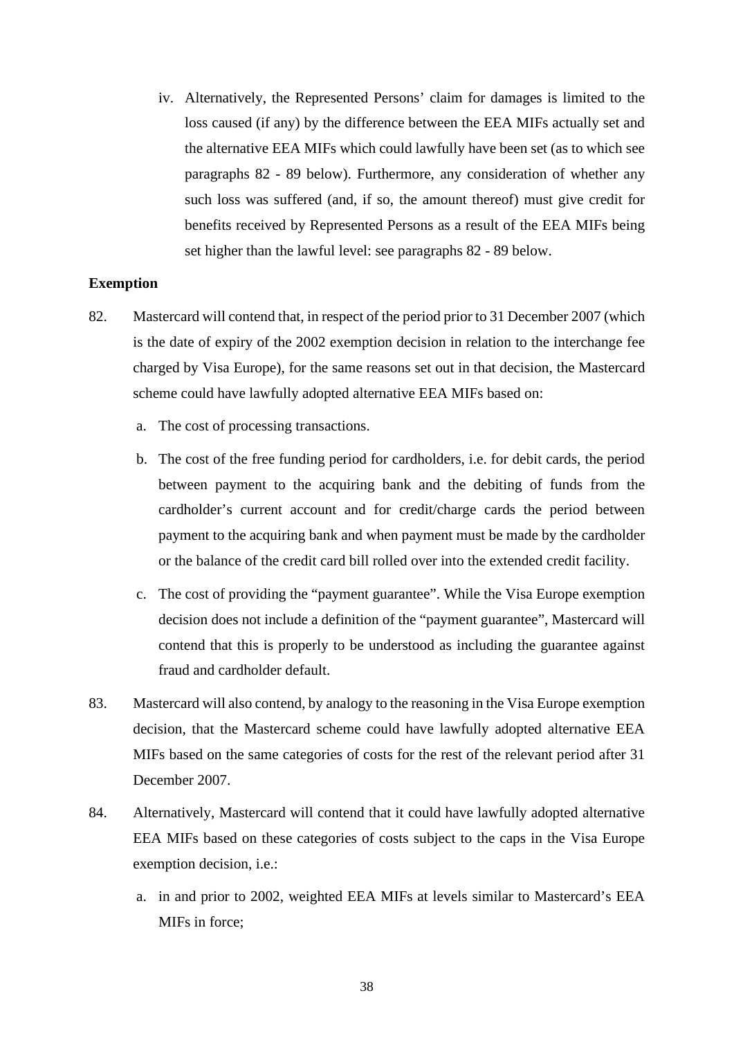iv. Alternatively, the Represented Persons' claim for damages is limited to the loss caused (if any) by the difference between the EEA MIFs actually set and the alternative EEA MIFs which could lawfully have been set (as to which see paragraphs 82 - 89 below). Furthermore, any consideration of whether any such loss was suffered (and, if so, the amount thereof) must give credit for benefits received by Represented Persons as a result of the EEA MIFs being set higher than the lawful level: see paragraphs 82 - 89 below.

**Exemption**

82. Mastercard will contend that, in respect of the period prior to 31 December 2007 (which is the date of expiry of the 2002 exemption decision in relation to the interchange fee charged by Visa Europe), for the same reasons set out in that decision, the Mastercard scheme could have lawfully adopted alternative EEA MIFs based on:

   a. The cost of processing transactions.

   b. The cost of the free funding period for cardholders, i.e. for debit cards, the period between payment to the acquiring bank and the debiting of funds from the cardholder's current account and for credit/charge cards the period between payment to the acquiring bank and when payment must be made by the cardholder or the balance of the credit card bill rolled over into the extended credit facility.

   c. The cost of providing the "payment guarantee". While the Visa Europe exemption decision does not include a definition of the "payment guarantee", Mastercard will contend that this is properly to be understood as including the guarantee against fraud and cardholder default.

83. Mastercard will also contend, by analogy to the reasoning in the Visa Europe exemption decision, that the Mastercard scheme could have lawfully adopted alternative EEA MIFs based on the same categories of costs for the rest of the relevant period after 31 December 2007.

84. Alternatively, Mastercard will contend that it could have lawfully adopted alternative EEA MIFs based on these categories of costs subject to the caps in the Visa Europe exemption decision, i.e.:

   a. in and prior to 2002, weighted EEA MIFs at levels similar to Mastercard's EEA MIFs in force;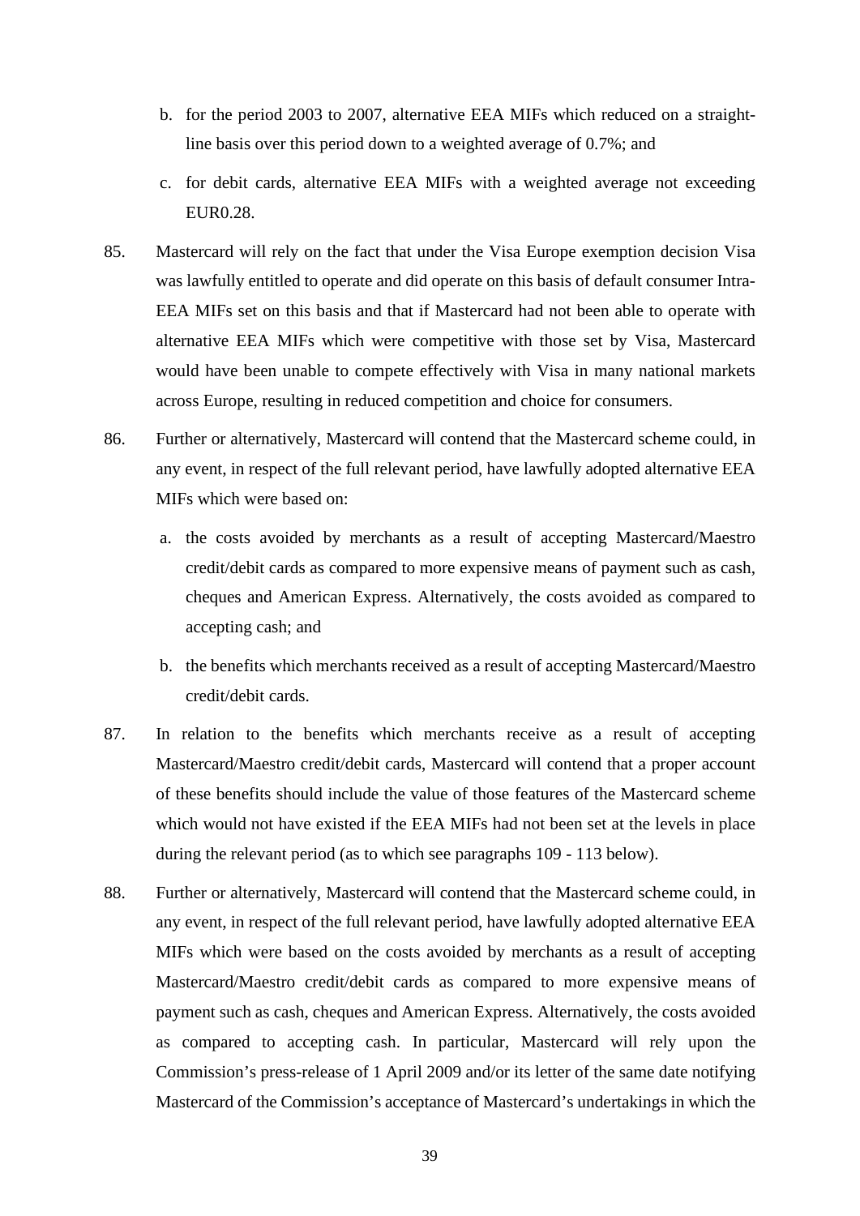b. for the period 2003 to 2007, alternative EEA MIFs which reduced on a straight-line basis over this period down to a weighted average of 0.7%; and

c. for debit cards, alternative EEA MIFs with a weighted average not exceeding EUR0.28.

85. Mastercard will rely on the fact that under the Visa Europe exemption decision Visa was lawfully entitled to operate and did operate on this basis of default consumer Intra-EEA MIFs set on this basis and that if Mastercard had not been able to operate with alternative EEA MIFs which were competitive with those set by Visa, Mastercard would have been unable to compete effectively with Visa in many national markets across Europe, resulting in reduced competition and choice for consumers.

86. Further or alternatively, Mastercard will contend that the Mastercard scheme could, in any event, in respect of the full relevant period, have lawfully adopted alternative EEA MIFs which were based on:

a. the costs avoided by merchants as a result of accepting Mastercard/Maestro credit/debit cards as compared to more expensive means of payment such as cash, cheques and American Express. Alternatively, the costs avoided as compared to accepting cash; and

b. the benefits which merchants received as a result of accepting Mastercard/Maestro credit/debit cards.

87. In relation to the benefits which merchants receive as a result of accepting Mastercard/Maestro credit/debit cards, Mastercard will contend that a proper account of these benefits should include the value of those features of the Mastercard scheme which would not have existed if the EEA MIFs had not been set at the levels in place during the relevant period (as to which see paragraphs 109 - 113 below).

88. Further or alternatively, Mastercard will contend that the Mastercard scheme could, in any event, in respect of the full relevant period, have lawfully adopted alternative EEA MIFs which were based on the costs avoided by merchants as a result of accepting Mastercard/Maestro credit/debit cards as compared to more expensive means of payment such as cash, cheques and American Express. Alternatively, the costs avoided as compared to accepting cash. In particular, Mastercard will rely upon the Commission's press-release of 1 April 2009 and/or its letter of the same date notifying Mastercard of the Commission's acceptance of Mastercard's undertakings in which the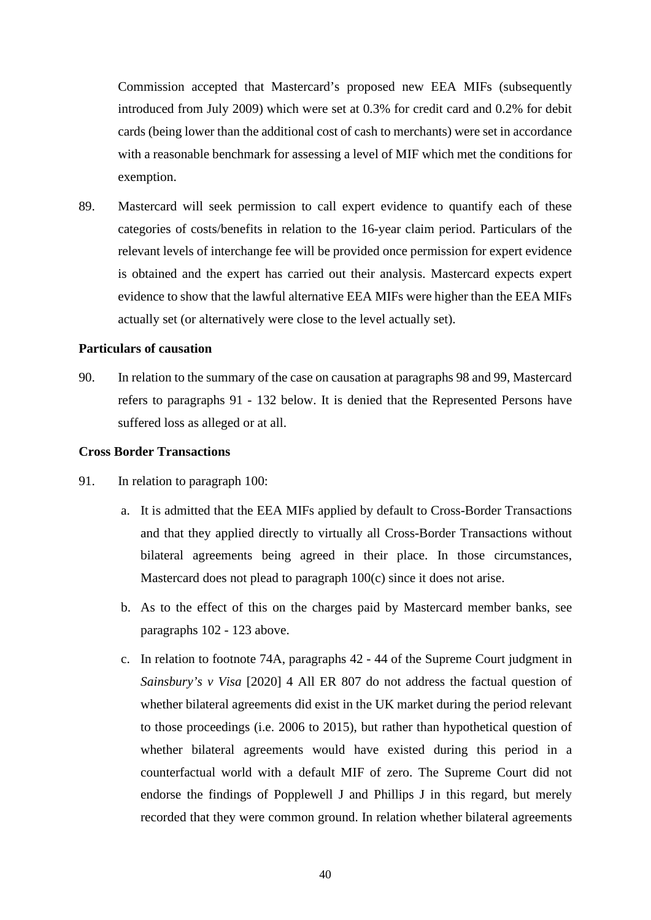Commission accepted that Mastercard's proposed new EEA MIFs (subsequently introduced from July 2009) which were set at 0.3% for credit card and 0.2% for debit cards (being lower than the additional cost of cash to merchants) were set in accordance with a reasonable benchmark for assessing a level of MIF which met the conditions for exemption.

89. Mastercard will seek permission to call expert evidence to quantify each of these categories of costs/benefits in relation to the 16-year claim period. Particulars of the relevant levels of interchange fee will be provided once permission for expert evidence is obtained and the expert has carried out their analysis. Mastercard expects expert evidence to show that the lawful alternative EEA MIFs were higher than the EEA MIFs actually set (or alternatively were close to the level actually set).

**Particulars of causation**

90. In relation to the summary of the case on causation at paragraphs 98 and 99, Mastercard refers to paragraphs 91 - 132 below. It is denied that the Represented Persons have suffered loss as alleged or at all.

**Cross Border Transactions**

91. In relation to paragraph 100:

   a. It is admitted that the EEA MIFs applied by default to Cross-Border Transactions and that they applied directly to virtually all Cross-Border Transactions without bilateral agreements being agreed in their place. In those circumstances, Mastercard does not plead to paragraph 100(c) since it does not arise.

   b. As to the effect of this on the charges paid by Mastercard member banks, see paragraphs 102 - 123 above.

   c. In relation to footnote 74A, paragraphs 42 - 44 of the Supreme Court judgment in *Sainsbury's v Visa* [2020] 4 All ER 807 do not address the factual question of whether bilateral agreements did exist in the UK market during the period relevant to those proceedings (i.e. 2006 to 2015), but rather than hypothetical question of whether bilateral agreements would have existed during this period in a counterfactual world with a default MIF of zero. The Supreme Court did not endorse the findings of Popplewell J and Phillips J in this regard, but merely recorded that they were common ground. In relation whether bilateral agreements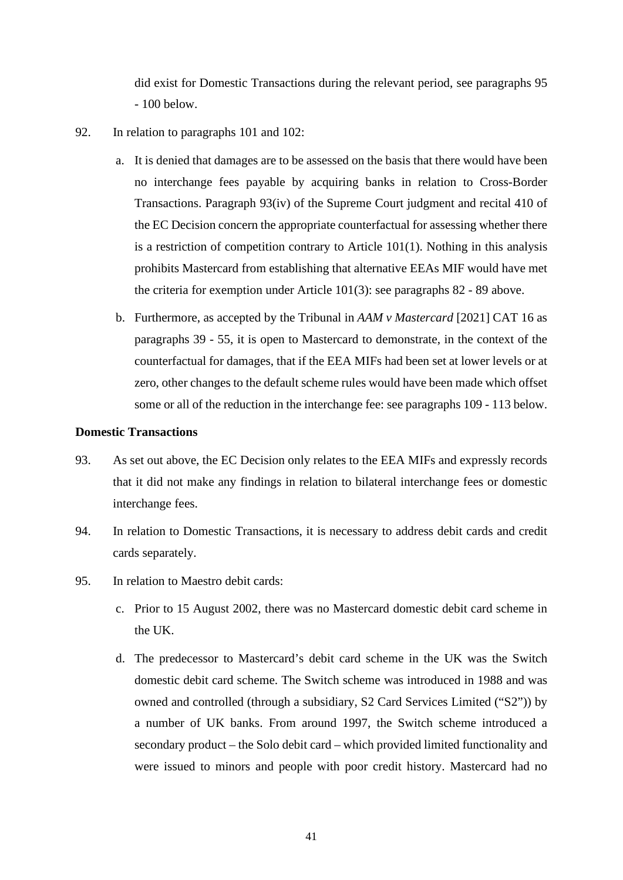did exist for Domestic Transactions during the relevant period, see paragraphs 95 - 100 below.

92. In relation to paragraphs 101 and 102:

   a. It is denied that damages are to be assessed on the basis that there would have been no interchange fees payable by acquiring banks in relation to Cross-Border Transactions. Paragraph 93(iv) of the Supreme Court judgment and recital 410 of the EC Decision concern the appropriate counterfactual for assessing whether there is a restriction of competition contrary to Article 101(1). Nothing in this analysis prohibits Mastercard from establishing that alternative EEAs MIF would have met the criteria for exemption under Article 101(3): see paragraphs 82 - 89 above.

   b. Furthermore, as accepted by the Tribunal in *AAM v Mastercard* [2021] CAT 16 as paragraphs 39 - 55, it is open to Mastercard to demonstrate, in the context of the counterfactual for damages, that if the EEA MIFs had been set at lower levels or at zero, other changes to the default scheme rules would have been made which offset some or all of the reduction in the interchange fee: see paragraphs 109 - 113 below.

**Domestic Transactions**

93. As set out above, the EC Decision only relates to the EEA MIFs and expressly records that it did not make any findings in relation to bilateral interchange fees or domestic interchange fees.

94. In relation to Domestic Transactions, it is necessary to address debit cards and credit cards separately.

95. In relation to Maestro debit cards:

   c. Prior to 15 August 2002, there was no Mastercard domestic debit card scheme in the UK.

   d. The predecessor to Mastercard's debit card scheme in the UK was the Switch domestic debit card scheme. The Switch scheme was introduced in 1988 and was owned and controlled (through a subsidiary, S2 Card Services Limited ("S2")) by a number of UK banks. From around 1997, the Switch scheme introduced a secondary product – the Solo debit card – which provided limited functionality and were issued to minors and people with poor credit history. Mastercard had no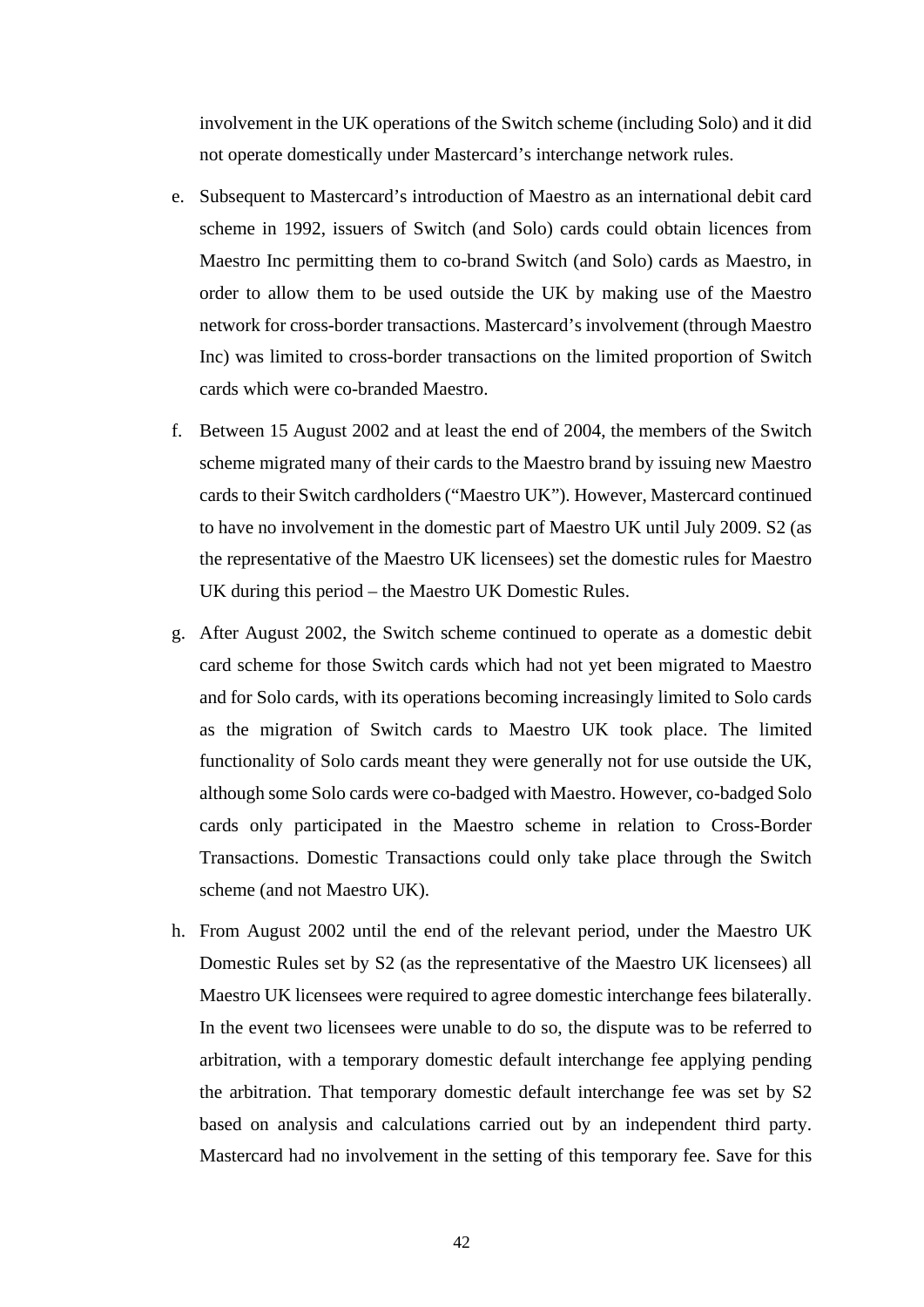involvement in the UK operations of the Switch scheme (including Solo) and it did not operate domestically under Mastercard's interchange network rules.

e. Subsequent to Mastercard's introduction of Maestro as an international debit card scheme in 1992, issuers of Switch (and Solo) cards could obtain licences from Maestro Inc permitting them to co-brand Switch (and Solo) cards as Maestro, in order to allow them to be used outside the UK by making use of the Maestro network for cross-border transactions. Mastercard's involvement (through Maestro Inc) was limited to cross-border transactions on the limited proportion of Switch cards which were co-branded Maestro.

f. Between 15 August 2002 and at least the end of 2004, the members of the Switch scheme migrated many of their cards to the Maestro brand by issuing new Maestro cards to their Switch cardholders ("Maestro UK"). However, Mastercard continued to have no involvement in the domestic part of Maestro UK until July 2009. S2 (as the representative of the Maestro UK licensees) set the domestic rules for Maestro UK during this period – the Maestro UK Domestic Rules.

g. After August 2002, the Switch scheme continued to operate as a domestic debit card scheme for those Switch cards which had not yet been migrated to Maestro and for Solo cards, with its operations becoming increasingly limited to Solo cards as the migration of Switch cards to Maestro UK took place. The limited functionality of Solo cards meant they were generally not for use outside the UK, although some Solo cards were co-badged with Maestro. However, co-badged Solo cards only participated in the Maestro scheme in relation to Cross-Border Transactions. Domestic Transactions could only take place through the Switch scheme (and not Maestro UK).

h. From August 2002 until the end of the relevant period, under the Maestro UK Domestic Rules set by S2 (as the representative of the Maestro UK licensees) all Maestro UK licensees were required to agree domestic interchange fees bilaterally. In the event two licensees were unable to do so, the dispute was to be referred to arbitration, with a temporary domestic default interchange fee applying pending the arbitration. That temporary domestic default interchange fee was set by S2 based on analysis and calculations carried out by an independent third party. Mastercard had no involvement in the setting of this temporary fee. Save for this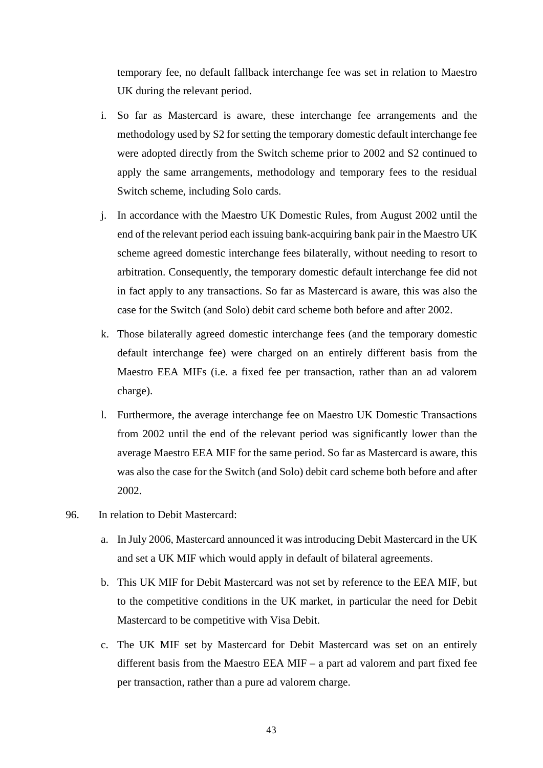temporary fee, no default fallback interchange fee was set in relation to Maestro UK during the relevant period.

i. So far as Mastercard is aware, these interchange fee arrangements and the methodology used by S2 for setting the temporary domestic default interchange fee were adopted directly from the Switch scheme prior to 2002 and S2 continued to apply the same arrangements, methodology and temporary fees to the residual Switch scheme, including Solo cards.

j. In accordance with the Maestro UK Domestic Rules, from August 2002 until the end of the relevant period each issuing bank-acquiring bank pair in the Maestro UK scheme agreed domestic interchange fees bilaterally, without needing to resort to arbitration. Consequently, the temporary domestic default interchange fee did not in fact apply to any transactions. So far as Mastercard is aware, this was also the case for the Switch (and Solo) debit card scheme both before and after 2002.

k. Those bilaterally agreed domestic interchange fees (and the temporary domestic default interchange fee) were charged on an entirely different basis from the Maestro EEA MIFs (i.e. a fixed fee per transaction, rather than an ad valorem charge).

l. Furthermore, the average interchange fee on Maestro UK Domestic Transactions from 2002 until the end of the relevant period was significantly lower than the average Maestro EEA MIF for the same period. So far as Mastercard is aware, this was also the case for the Switch (and Solo) debit card scheme both before and after 2002.

96. In relation to Debit Mastercard:

a. In July 2006, Mastercard announced it was introducing Debit Mastercard in the UK and set a UK MIF which would apply in default of bilateral agreements.

b. This UK MIF for Debit Mastercard was not set by reference to the EEA MIF, but to the competitive conditions in the UK market, in particular the need for Debit Mastercard to be competitive with Visa Debit.

c. The UK MIF set by Mastercard for Debit Mastercard was set on an entirely different basis from the Maestro EEA MIF – a part ad valorem and part fixed fee per transaction, rather than a pure ad valorem charge.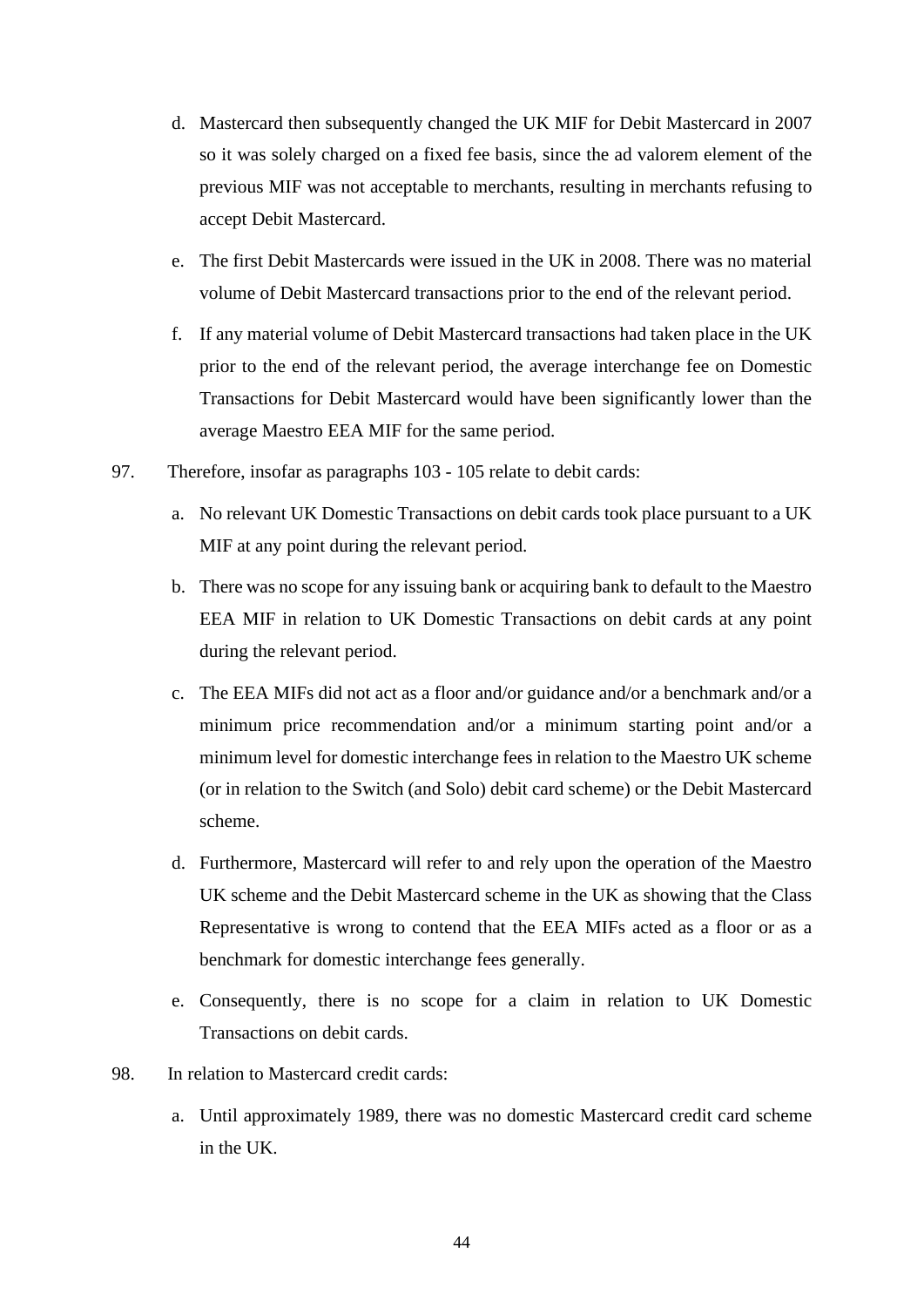d. Mastercard then subsequently changed the UK MIF for Debit Mastercard in 2007 so it was solely charged on a fixed fee basis, since the ad valorem element of the previous MIF was not acceptable to merchants, resulting in merchants refusing to accept Debit Mastercard.

e. The first Debit Mastercards were issued in the UK in 2008. There was no material volume of Debit Mastercard transactions prior to the end of the relevant period.

f. If any material volume of Debit Mastercard transactions had taken place in the UK prior to the end of the relevant period, the average interchange fee on Domestic Transactions for Debit Mastercard would have been significantly lower than the average Maestro EEA MIF for the same period.

97. Therefore, insofar as paragraphs 103 - 105 relate to debit cards:

a. No relevant UK Domestic Transactions on debit cards took place pursuant to a UK MIF at any point during the relevant period.

b. There was no scope for any issuing bank or acquiring bank to default to the Maestro EEA MIF in relation to UK Domestic Transactions on debit cards at any point during the relevant period.

c. The EEA MIFs did not act as a floor and/or guidance and/or a benchmark and/or a minimum price recommendation and/or a minimum starting point and/or a minimum level for domestic interchange fees in relation to the Maestro UK scheme (or in relation to the Switch (and Solo) debit card scheme) or the Debit Mastercard scheme.

d. Furthermore, Mastercard will refer to and rely upon the operation of the Maestro UK scheme and the Debit Mastercard scheme in the UK as showing that the Class Representative is wrong to contend that the EEA MIFs acted as a floor or as a benchmark for domestic interchange fees generally.

e. Consequently, there is no scope for a claim in relation to UK Domestic Transactions on debit cards.

98. In relation to Mastercard credit cards:

a. Until approximately 1989, there was no domestic Mastercard credit card scheme in the UK.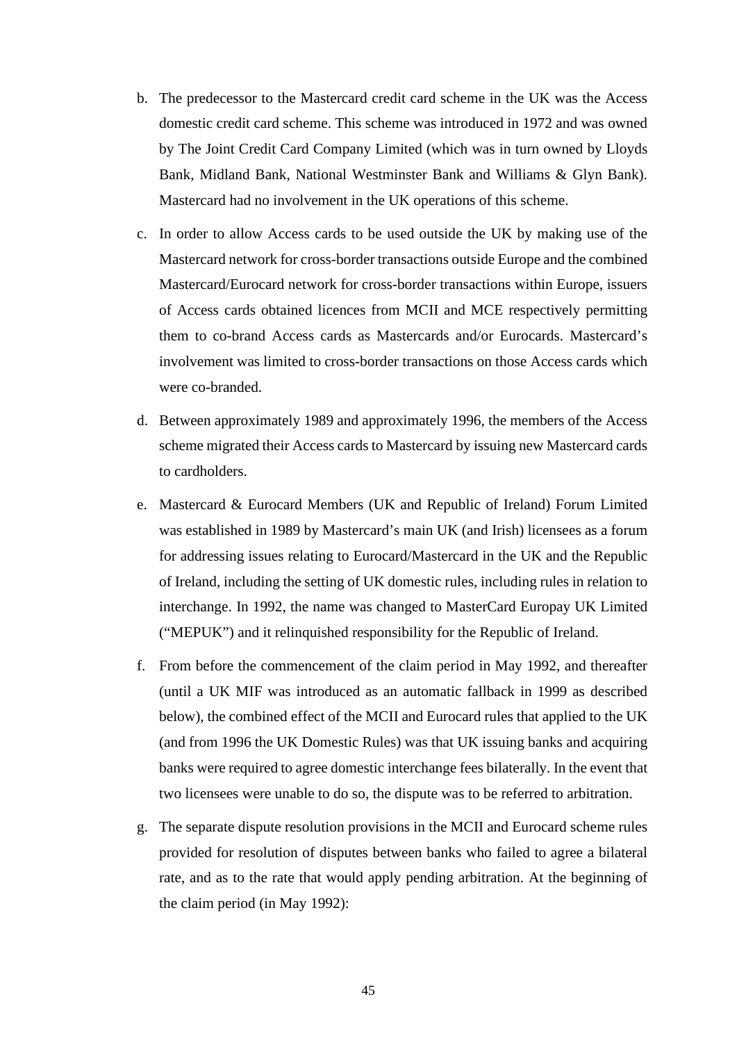b. The predecessor to the Mastercard credit card scheme in the UK was the Access domestic credit card scheme. This scheme was introduced in 1972 and was owned by The Joint Credit Card Company Limited (which was in turn owned by Lloyds Bank, Midland Bank, National Westminster Bank and Williams & Glyn Bank). Mastercard had no involvement in the UK operations of this scheme.

c. In order to allow Access cards to be used outside the UK by making use of the Mastercard network for cross-border transactions outside Europe and the combined Mastercard/Eurocard network for cross-border transactions within Europe, issuers of Access cards obtained licences from MCII and MCE respectively permitting them to co-brand Access cards as Mastercards and/or Eurocards. Mastercard's involvement was limited to cross-border transactions on those Access cards which were co-branded.

d. Between approximately 1989 and approximately 1996, the members of the Access scheme migrated their Access cards to Mastercard by issuing new Mastercard cards to cardholders.

e. Mastercard & Eurocard Members (UK and Republic of Ireland) Forum Limited was established in 1989 by Mastercard's main UK (and Irish) licensees as a forum for addressing issues relating to Eurocard/Mastercard in the UK and the Republic of Ireland, including the setting of UK domestic rules, including rules in relation to interchange. In 1992, the name was changed to MasterCard Europay UK Limited ("MEPUK") and it relinquished responsibility for the Republic of Ireland.

f. From before the commencement of the claim period in May 1992, and thereafter (until a UK MIF was introduced as an automatic fallback in 1999 as described below), the combined effect of the MCII and Eurocard rules that applied to the UK (and from 1996 the UK Domestic Rules) was that UK issuing banks and acquiring banks were required to agree domestic interchange fees bilaterally. In the event that two licensees were unable to do so, the dispute was to be referred to arbitration.

g. The separate dispute resolution provisions in the MCII and Eurocard scheme rules provided for resolution of disputes between banks who failed to agree a bilateral rate, and as to the rate that would apply pending arbitration. At the beginning of the claim period (in May 1992):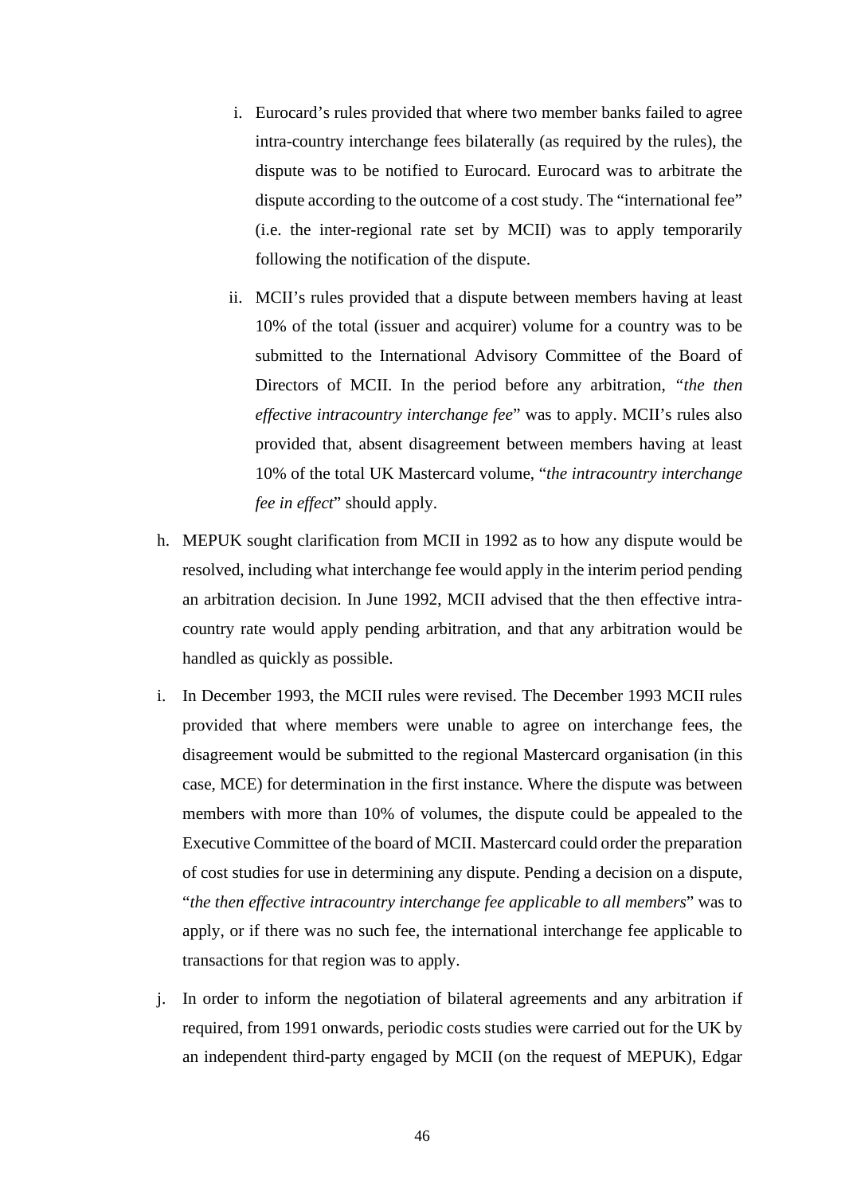i. Eurocard's rules provided that where two member banks failed to agree intra-country interchange fees bilaterally (as required by the rules), the dispute was to be notified to Eurocard. Eurocard was to arbitrate the dispute according to the outcome of a cost study. The "international fee" (i.e. the inter-regional rate set by MCII) was to apply temporarily following the notification of the dispute.

   ii. MCII's rules provided that a dispute between members having at least 10% of the total (issuer and acquirer) volume for a country was to be submitted to the International Advisory Committee of the Board of Directors of MCII. In the period before any arbitration, "*the then effective intracountry interchange fee*" was to apply. MCII's rules also provided that, absent disagreement between members having at least 10% of the total UK Mastercard volume, "*the intracountry interchange fee in effect*" should apply.

h. MEPUK sought clarification from MCII in 1992 as to how any dispute would be resolved, including what interchange fee would apply in the interim period pending an arbitration decision. In June 1992, MCII advised that the then effective intra-country rate would apply pending arbitration, and that any arbitration would be handled as quickly as possible.

i. In December 1993, the MCII rules were revised. The December 1993 MCII rules provided that where members were unable to agree on interchange fees, the disagreement would be submitted to the regional Mastercard organisation (in this case, MCE) for determination in the first instance. Where the dispute was between members with more than 10% of volumes, the dispute could be appealed to the Executive Committee of the board of MCII. Mastercard could order the preparation of cost studies for use in determining any dispute. Pending a decision on a dispute, "*the then effective intracountry interchange fee applicable to all members*" was to apply, or if there was no such fee, the international interchange fee applicable to transactions for that region was to apply.

j. In order to inform the negotiation of bilateral agreements and any arbitration if required, from 1991 onwards, periodic costs studies were carried out for the UK by an independent third-party engaged by MCII (on the request of MEPUK), Edgar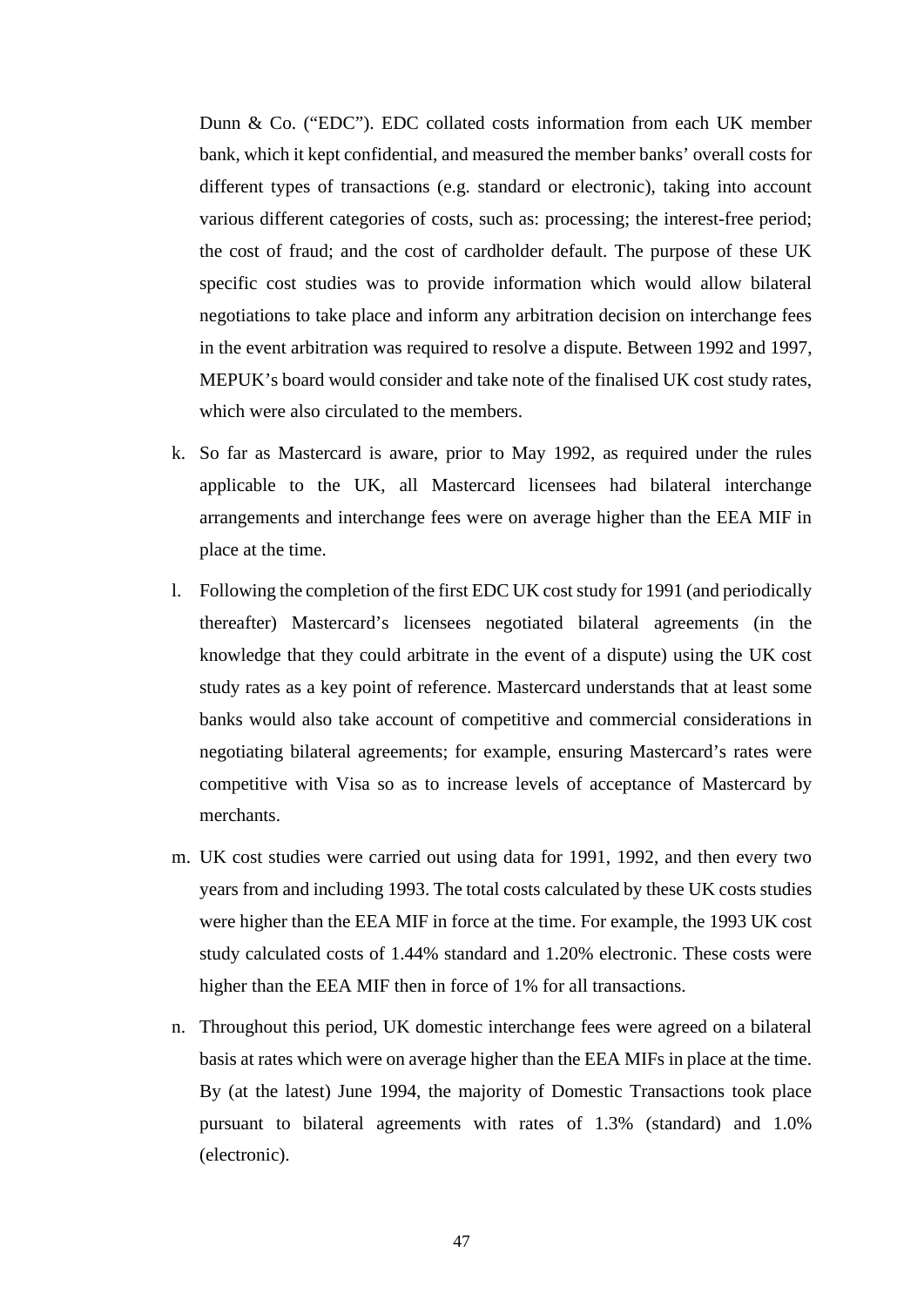Dunn & Co. ("EDC"). EDC collated costs information from each UK member bank, which it kept confidential, and measured the member banks' overall costs for different types of transactions (e.g. standard or electronic), taking into account various different categories of costs, such as: processing; the interest-free period; the cost of fraud; and the cost of cardholder default. The purpose of these UK specific cost studies was to provide information which would allow bilateral negotiations to take place and inform any arbitration decision on interchange fees in the event arbitration was required to resolve a dispute. Between 1992 and 1997, MEPUK's board would consider and take note of the finalised UK cost study rates, which were also circulated to the members.

k. So far as Mastercard is aware, prior to May 1992, as required under the rules applicable to the UK, all Mastercard licensees had bilateral interchange arrangements and interchange fees were on average higher than the EEA MIF in place at the time.

l. Following the completion of the first EDC UK cost study for 1991 (and periodically thereafter) Mastercard's licensees negotiated bilateral agreements (in the knowledge that they could arbitrate in the event of a dispute) using the UK cost study rates as a key point of reference. Mastercard understands that at least some banks would also take account of competitive and commercial considerations in negotiating bilateral agreements; for example, ensuring Mastercard's rates were competitive with Visa so as to increase levels of acceptance of Mastercard by merchants.

m. UK cost studies were carried out using data for 1991, 1992, and then every two years from and including 1993. The total costs calculated by these UK costs studies were higher than the EEA MIF in force at the time. For example, the 1993 UK cost study calculated costs of 1.44% standard and 1.20% electronic. These costs were higher than the EEA MIF then in force of 1% for all transactions.

n. Throughout this period, UK domestic interchange fees were agreed on a bilateral basis at rates which were on average higher than the EEA MIFs in place at the time. By (at the latest) June 1994, the majority of Domestic Transactions took place pursuant to bilateral agreements with rates of 1.3% (standard) and 1.0% (electronic).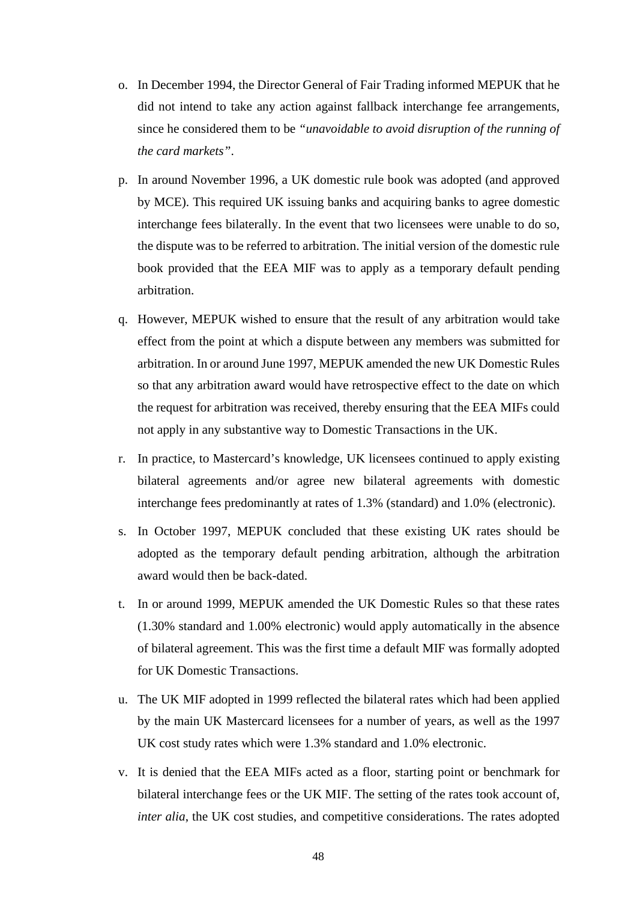o. In December 1994, the Director General of Fair Trading informed MEPUK that he did not intend to take any action against fallback interchange fee arrangements, since he considered them to be *"unavoidable to avoid disruption of the running of the card markets"*.

p. In around November 1996, a UK domestic rule book was adopted (and approved by MCE). This required UK issuing banks and acquiring banks to agree domestic interchange fees bilaterally. In the event that two licensees were unable to do so, the dispute was to be referred to arbitration. The initial version of the domestic rule book provided that the EEA MIF was to apply as a temporary default pending arbitration.

q. However, MEPUK wished to ensure that the result of any arbitration would take effect from the point at which a dispute between any members was submitted for arbitration. In or around June 1997, MEPUK amended the new UK Domestic Rules so that any arbitration award would have retrospective effect to the date on which the request for arbitration was received, thereby ensuring that the EEA MIFs could not apply in any substantive way to Domestic Transactions in the UK.

r. In practice, to Mastercard's knowledge, UK licensees continued to apply existing bilateral agreements and/or agree new bilateral agreements with domestic interchange fees predominantly at rates of 1.3% (standard) and 1.0% (electronic).

s. In October 1997, MEPUK concluded that these existing UK rates should be adopted as the temporary default pending arbitration, although the arbitration award would then be back-dated.

t. In or around 1999, MEPUK amended the UK Domestic Rules so that these rates (1.30% standard and 1.00% electronic) would apply automatically in the absence of bilateral agreement. This was the first time a default MIF was formally adopted for UK Domestic Transactions.

u. The UK MIF adopted in 1999 reflected the bilateral rates which had been applied by the main UK Mastercard licensees for a number of years, as well as the 1997 UK cost study rates which were 1.3% standard and 1.0% electronic.

v. It is denied that the EEA MIFs acted as a floor, starting point or benchmark for bilateral interchange fees or the UK MIF. The setting of the rates took account of, *inter alia*, the UK cost studies, and competitive considerations. The rates adopted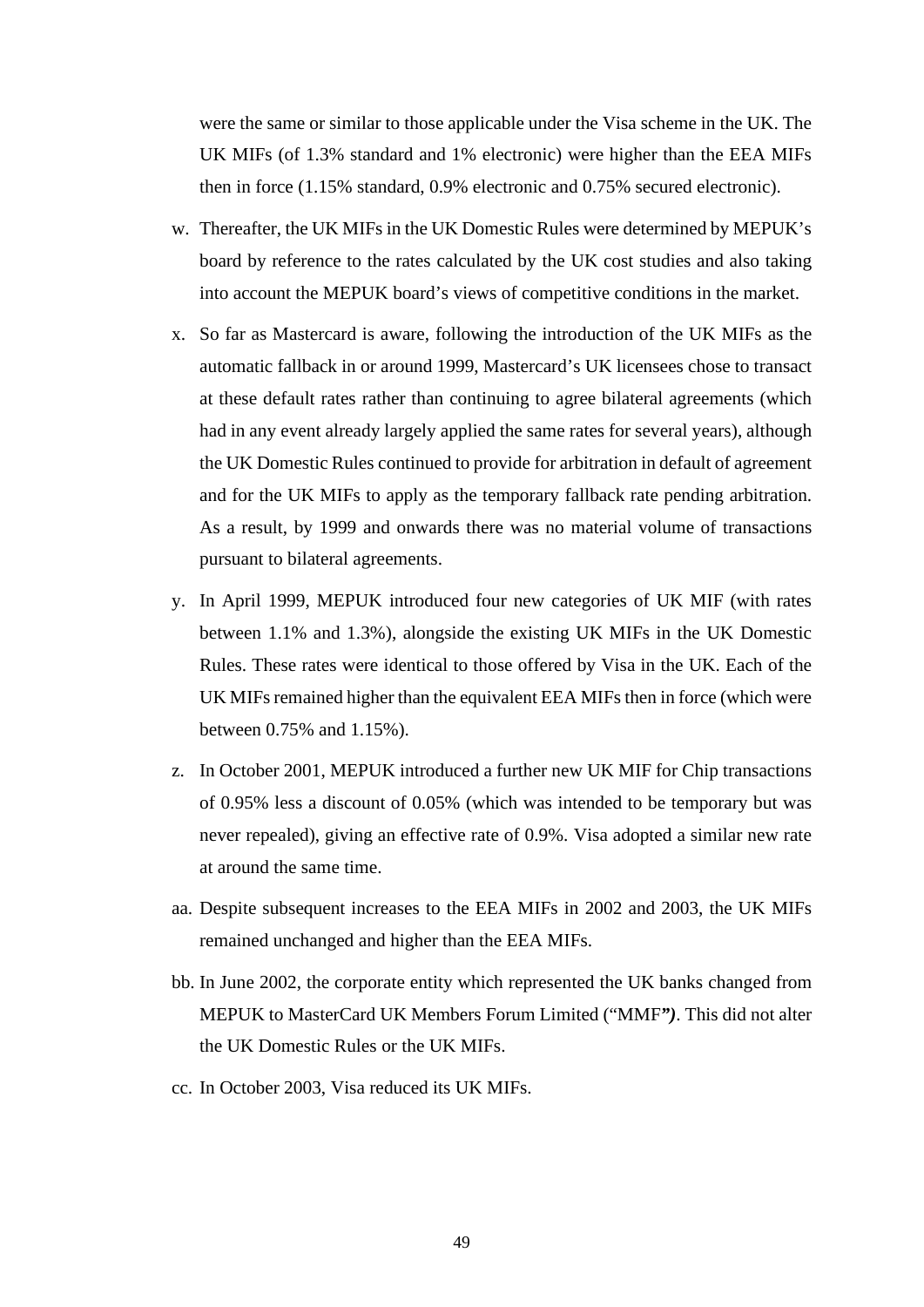were the same or similar to those applicable under the Visa scheme in the UK. The UK MIFs (of 1.3% standard and 1% electronic) were higher than the EEA MIFs then in force (1.15% standard, 0.9% electronic and 0.75% secured electronic).

w. Thereafter, the UK MIFs in the UK Domestic Rules were determined by MEPUK's board by reference to the rates calculated by the UK cost studies and also taking into account the MEPUK board's views of competitive conditions in the market.

x. So far as Mastercard is aware, following the introduction of the UK MIFs as the automatic fallback in or around 1999, Mastercard's UK licensees chose to transact at these default rates rather than continuing to agree bilateral agreements (which had in any event already largely applied the same rates for several years), although the UK Domestic Rules continued to provide for arbitration in default of agreement and for the UK MIFs to apply as the temporary fallback rate pending arbitration. As a result, by 1999 and onwards there was no material volume of transactions pursuant to bilateral agreements.

y. In April 1999, MEPUK introduced four new categories of UK MIF (with rates between 1.1% and 1.3%), alongside the existing UK MIFs in the UK Domestic Rules. These rates were identical to those offered by Visa in the UK. Each of the UK MIFs remained higher than the equivalent EEA MIFs then in force (which were between 0.75% and 1.15%).

z. In October 2001, MEPUK introduced a further new UK MIF for Chip transactions of 0.95% less a discount of 0.05% (which was intended to be temporary but was never repealed), giving an effective rate of 0.9%. Visa adopted a similar new rate at around the same time.

aa. Despite subsequent increases to the EEA MIFs in 2002 and 2003, the UK MIFs remained unchanged and higher than the EEA MIFs.

bb. In June 2002, the corporate entity which represented the UK banks changed from MEPUK to MasterCard UK Members Forum Limited ("MMF*")*. This did not alter the UK Domestic Rules or the UK MIFs.

cc. In October 2003, Visa reduced its UK MIFs.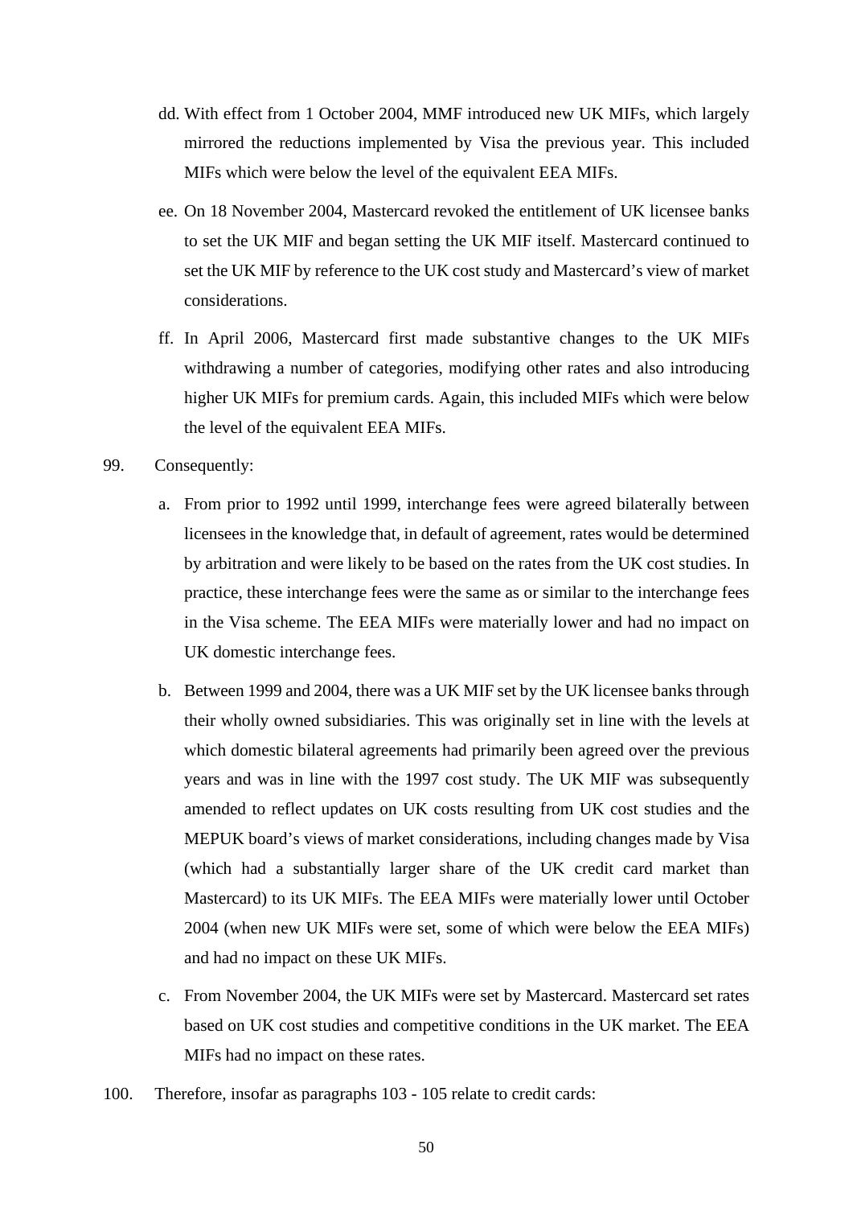dd. With effect from 1 October 2004, MMF introduced new UK MIFs, which largely mirrored the reductions implemented by Visa the previous year. This included MIFs which were below the level of the equivalent EEA MIFs.

ee. On 18 November 2004, Mastercard revoked the entitlement of UK licensee banks to set the UK MIF and began setting the UK MIF itself. Mastercard continued to set the UK MIF by reference to the UK cost study and Mastercard's view of market considerations.

ff. In April 2006, Mastercard first made substantive changes to the UK MIFs withdrawing a number of categories, modifying other rates and also introducing higher UK MIFs for premium cards. Again, this included MIFs which were below the level of the equivalent EEA MIFs.

99. Consequently:

a. From prior to 1992 until 1999, interchange fees were agreed bilaterally between licensees in the knowledge that, in default of agreement, rates would be determined by arbitration and were likely to be based on the rates from the UK cost studies. In practice, these interchange fees were the same as or similar to the interchange fees in the Visa scheme. The EEA MIFs were materially lower and had no impact on UK domestic interchange fees.

b. Between 1999 and 2004, there was a UK MIF set by the UK licensee banks through their wholly owned subsidiaries. This was originally set in line with the levels at which domestic bilateral agreements had primarily been agreed over the previous years and was in line with the 1997 cost study. The UK MIF was subsequently amended to reflect updates on UK costs resulting from UK cost studies and the MEPUK board's views of market considerations, including changes made by Visa (which had a substantially larger share of the UK credit card market than Mastercard) to its UK MIFs. The EEA MIFs were materially lower until October 2004 (when new UK MIFs were set, some of which were below the EEA MIFs) and had no impact on these UK MIFs.

c. From November 2004, the UK MIFs were set by Mastercard. Mastercard set rates based on UK cost studies and competitive conditions in the UK market. The EEA MIFs had no impact on these rates.

100. Therefore, insofar as paragraphs 103 - 105 relate to credit cards: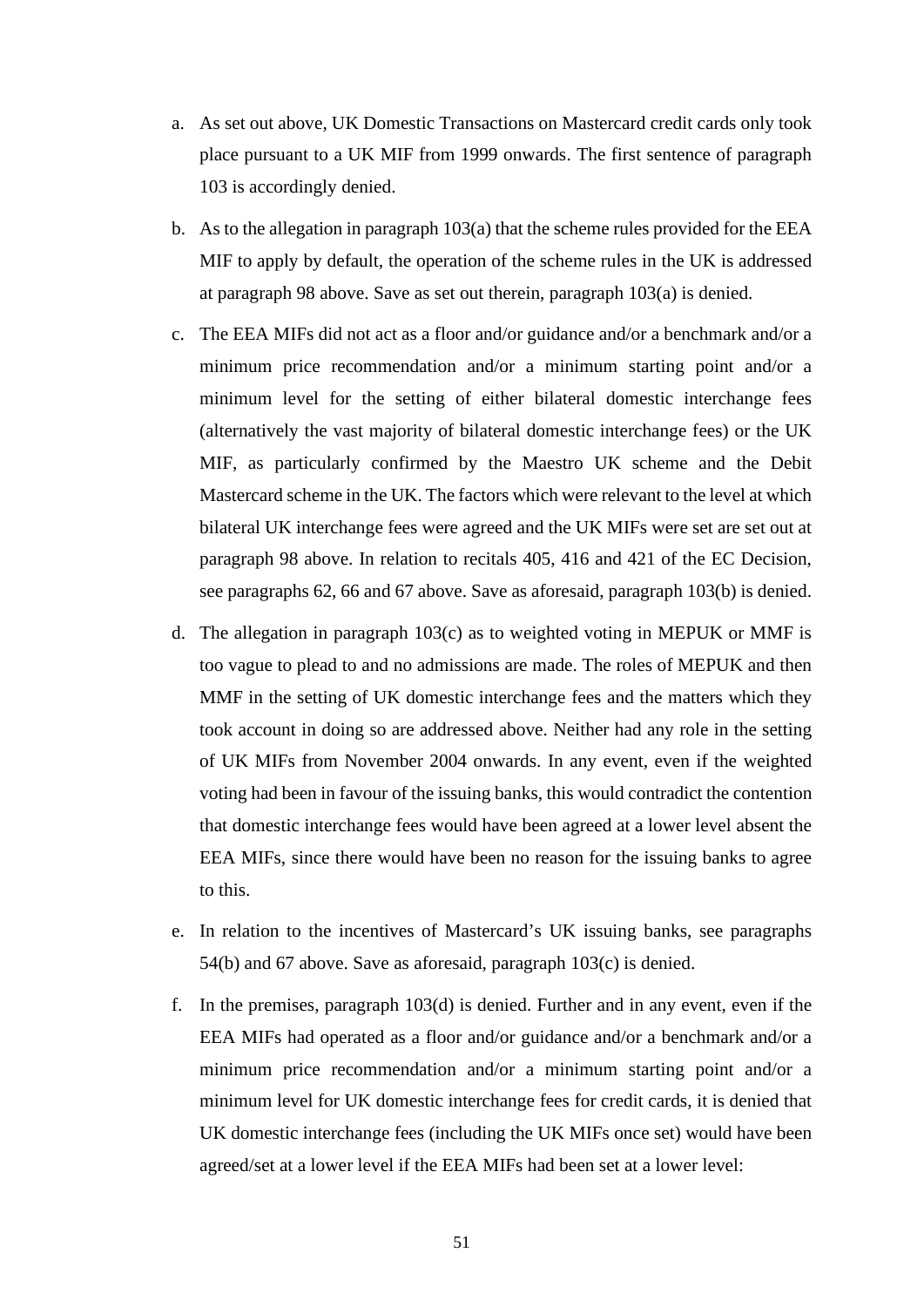a. As set out above, UK Domestic Transactions on Mastercard credit cards only took place pursuant to a UK MIF from 1999 onwards. The first sentence of paragraph 103 is accordingly denied.

b. As to the allegation in paragraph 103(a) that the scheme rules provided for the EEA MIF to apply by default, the operation of the scheme rules in the UK is addressed at paragraph 98 above. Save as set out therein, paragraph 103(a) is denied.

c. The EEA MIFs did not act as a floor and/or guidance and/or a benchmark and/or a minimum price recommendation and/or a minimum starting point and/or a minimum level for the setting of either bilateral domestic interchange fees (alternatively the vast majority of bilateral domestic interchange fees) or the UK MIF, as particularly confirmed by the Maestro UK scheme and the Debit Mastercard scheme in the UK. The factors which were relevant to the level at which bilateral UK interchange fees were agreed and the UK MIFs were set are set out at paragraph 98 above. In relation to recitals 405, 416 and 421 of the EC Decision, see paragraphs 62, 66 and 67 above. Save as aforesaid, paragraph 103(b) is denied.

d. The allegation in paragraph 103(c) as to weighted voting in MEPUK or MMF is too vague to plead to and no admissions are made. The roles of MEPUK and then MMF in the setting of UK domestic interchange fees and the matters which they took account in doing so are addressed above. Neither had any role in the setting of UK MIFs from November 2004 onwards. In any event, even if the weighted voting had been in favour of the issuing banks, this would contradict the contention that domestic interchange fees would have been agreed at a lower level absent the EEA MIFs, since there would have been no reason for the issuing banks to agree to this.

e. In relation to the incentives of Mastercard's UK issuing banks, see paragraphs 54(b) and 67 above. Save as aforesaid, paragraph 103(c) is denied.

f. In the premises, paragraph 103(d) is denied. Further and in any event, even if the EEA MIFs had operated as a floor and/or guidance and/or a benchmark and/or a minimum price recommendation and/or a minimum starting point and/or a minimum level for UK domestic interchange fees for credit cards, it is denied that UK domestic interchange fees (including the UK MIFs once set) would have been agreed/set at a lower level if the EEA MIFs had been set at a lower level: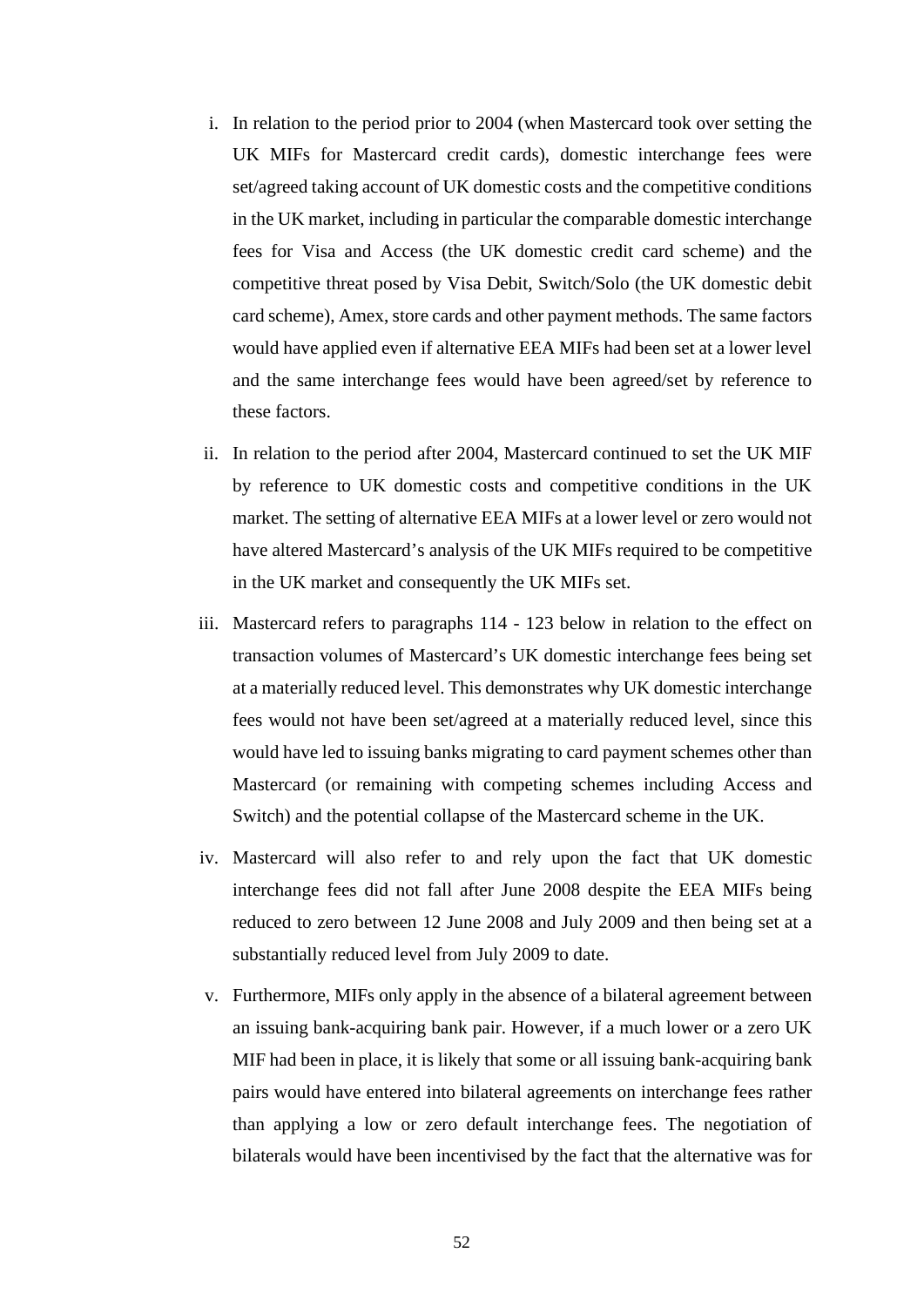i. In relation to the period prior to 2004 (when Mastercard took over setting the UK MIFs for Mastercard credit cards), domestic interchange fees were set/agreed taking account of UK domestic costs and the competitive conditions in the UK market, including in particular the comparable domestic interchange fees for Visa and Access (the UK domestic credit card scheme) and the competitive threat posed by Visa Debit, Switch/Solo (the UK domestic debit card scheme), Amex, store cards and other payment methods. The same factors would have applied even if alternative EEA MIFs had been set at a lower level and the same interchange fees would have been agreed/set by reference to these factors.

ii. In relation to the period after 2004, Mastercard continued to set the UK MIF by reference to UK domestic costs and competitive conditions in the UK market. The setting of alternative EEA MIFs at a lower level or zero would not have altered Mastercard's analysis of the UK MIFs required to be competitive in the UK market and consequently the UK MIFs set.

iii. Mastercard refers to paragraphs 114 - 123 below in relation to the effect on transaction volumes of Mastercard's UK domestic interchange fees being set at a materially reduced level. This demonstrates why UK domestic interchange fees would not have been set/agreed at a materially reduced level, since this would have led to issuing banks migrating to card payment schemes other than Mastercard (or remaining with competing schemes including Access and Switch) and the potential collapse of the Mastercard scheme in the UK.

iv. Mastercard will also refer to and rely upon the fact that UK domestic interchange fees did not fall after June 2008 despite the EEA MIFs being reduced to zero between 12 June 2008 and July 2009 and then being set at a substantially reduced level from July 2009 to date.

v. Furthermore, MIFs only apply in the absence of a bilateral agreement between an issuing bank-acquiring bank pair. However, if a much lower or a zero UK MIF had been in place, it is likely that some or all issuing bank-acquiring bank pairs would have entered into bilateral agreements on interchange fees rather than applying a low or zero default interchange fees. The negotiation of bilaterals would have been incentivised by the fact that the alternative was for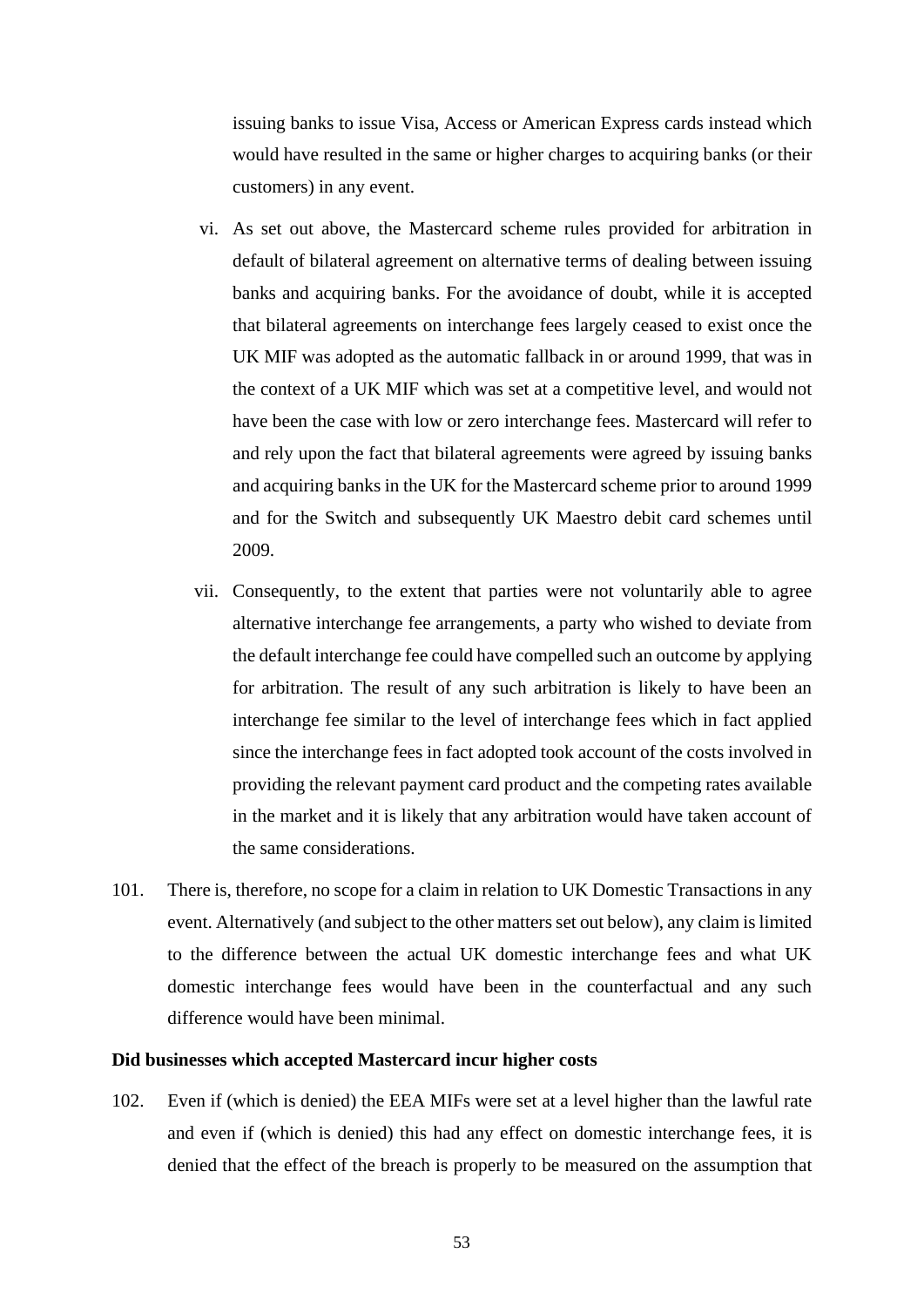issuing banks to issue Visa, Access or American Express cards instead which would have resulted in the same or higher charges to acquiring banks (or their customers) in any event.

vi. As set out above, the Mastercard scheme rules provided for arbitration in default of bilateral agreement on alternative terms of dealing between issuing banks and acquiring banks. For the avoidance of doubt, while it is accepted that bilateral agreements on interchange fees largely ceased to exist once the UK MIF was adopted as the automatic fallback in or around 1999, that was in the context of a UK MIF which was set at a competitive level, and would not have been the case with low or zero interchange fees. Mastercard will refer to and rely upon the fact that bilateral agreements were agreed by issuing banks and acquiring banks in the UK for the Mastercard scheme prior to around 1999 and for the Switch and subsequently UK Maestro debit card schemes until 2009.

vii. Consequently, to the extent that parties were not voluntarily able to agree alternative interchange fee arrangements, a party who wished to deviate from the default interchange fee could have compelled such an outcome by applying for arbitration. The result of any such arbitration is likely to have been an interchange fee similar to the level of interchange fees which in fact applied since the interchange fees in fact adopted took account of the costs involved in providing the relevant payment card product and the competing rates available in the market and it is likely that any arbitration would have taken account of the same considerations.

101. There is, therefore, no scope for a claim in relation to UK Domestic Transactions in any event. Alternatively (and subject to the other matters set out below), any claim is limited to the difference between the actual UK domestic interchange fees and what UK domestic interchange fees would have been in the counterfactual and any such difference would have been minimal.

**Did businesses which accepted Mastercard incur higher costs**

102. Even if (which is denied) the EEA MIFs were set at a level higher than the lawful rate and even if (which is denied) this had any effect on domestic interchange fees, it is denied that the effect of the breach is properly to be measured on the assumption that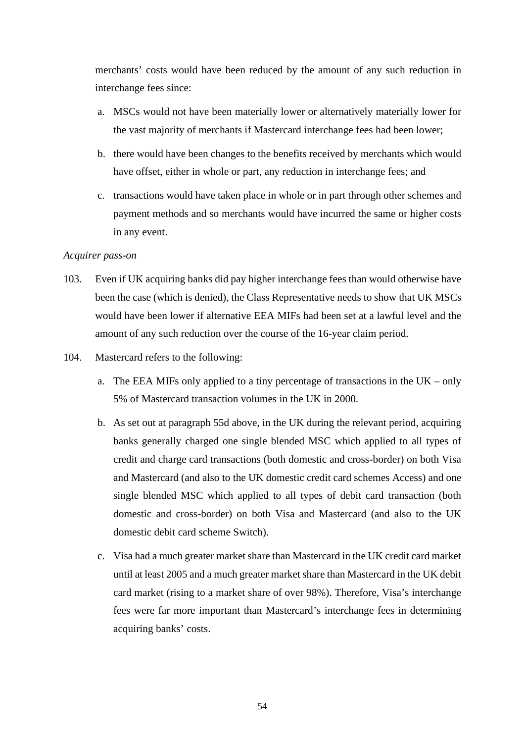merchants' costs would have been reduced by the amount of any such reduction in interchange fees since:

a. MSCs would not have been materially lower or alternatively materially lower for the vast majority of merchants if Mastercard interchange fees had been lower;

b. there would have been changes to the benefits received by merchants which would have offset, either in whole or part, any reduction in interchange fees; and

c. transactions would have taken place in whole or in part through other schemes and payment methods and so merchants would have incurred the same or higher costs in any event.

*Acquirer pass-on*

103. Even if UK acquiring banks did pay higher interchange fees than would otherwise have been the case (which is denied), the Class Representative needs to show that UK MSCs would have been lower if alternative EEA MIFs had been set at a lawful level and the amount of any such reduction over the course of the 16-year claim period.

104. Mastercard refers to the following:

a. The EEA MIFs only applied to a tiny percentage of transactions in the UK – only 5% of Mastercard transaction volumes in the UK in 2000.

b. As set out at paragraph 55d above, in the UK during the relevant period, acquiring banks generally charged one single blended MSC which applied to all types of credit and charge card transactions (both domestic and cross-border) on both Visa and Mastercard (and also to the UK domestic credit card schemes Access) and one single blended MSC which applied to all types of debit card transaction (both domestic and cross-border) on both Visa and Mastercard (and also to the UK domestic debit card scheme Switch).

c. Visa had a much greater market share than Mastercard in the UK credit card market until at least 2005 and a much greater market share than Mastercard in the UK debit card market (rising to a market share of over 98%). Therefore, Visa's interchange fees were far more important than Mastercard's interchange fees in determining acquiring banks' costs.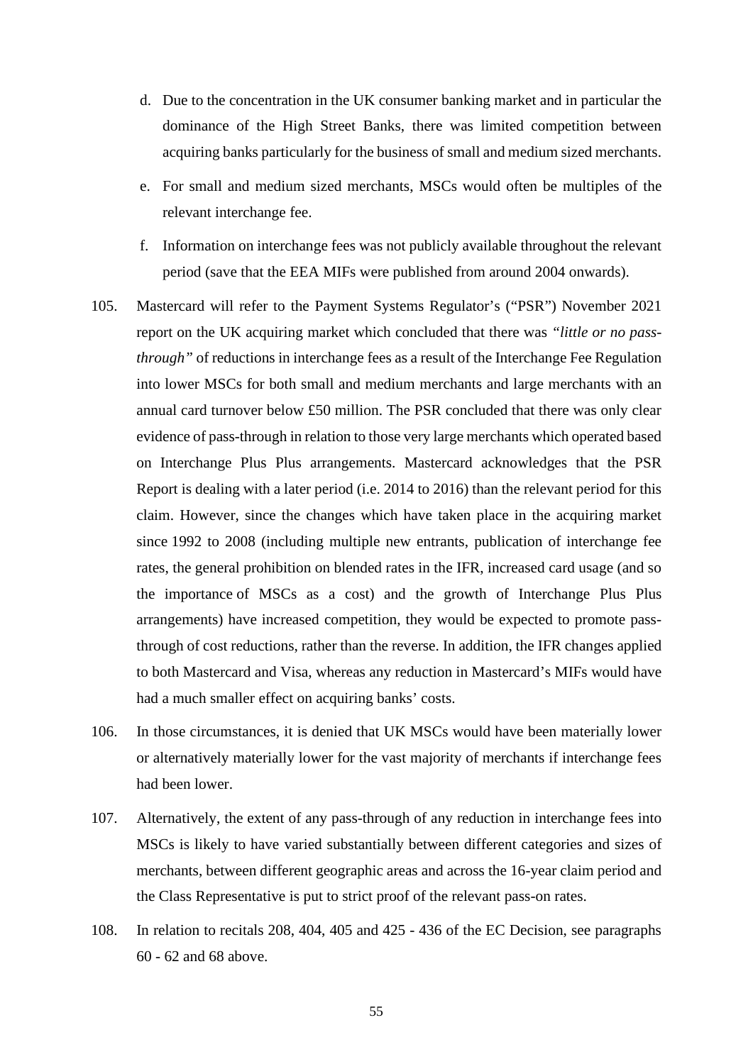d. Due to the concentration in the UK consumer banking market and in particular the dominance of the High Street Banks, there was limited competition between acquiring banks particularly for the business of small and medium sized merchants.

e. For small and medium sized merchants, MSCs would often be multiples of the relevant interchange fee.

f. Information on interchange fees was not publicly available throughout the relevant period (save that the EEA MIFs were published from around 2004 onwards).

105. Mastercard will refer to the Payment Systems Regulator's ("PSR") November 2021 report on the UK acquiring market which concluded that there was *"little or no pass-through"* of reductions in interchange fees as a result of the Interchange Fee Regulation into lower MSCs for both small and medium merchants and large merchants with an annual card turnover below £50 million. The PSR concluded that there was only clear evidence of pass-through in relation to those very large merchants which operated based on Interchange Plus Plus arrangements. Mastercard acknowledges that the PSR Report is dealing with a later period (i.e. 2014 to 2016) than the relevant period for this claim. However, since the changes which have taken place in the acquiring market since 1992 to 2008 (including multiple new entrants, publication of interchange fee rates, the general prohibition on blended rates in the IFR, increased card usage (and so the importance of MSCs as a cost) and the growth of Interchange Plus Plus arrangements) have increased competition, they would be expected to promote pass-through of cost reductions, rather than the reverse. In addition, the IFR changes applied to both Mastercard and Visa, whereas any reduction in Mastercard's MIFs would have had a much smaller effect on acquiring banks' costs.

106. In those circumstances, it is denied that UK MSCs would have been materially lower or alternatively materially lower for the vast majority of merchants if interchange fees had been lower.

107. Alternatively, the extent of any pass-through of any reduction in interchange fees into MSCs is likely to have varied substantially between different categories and sizes of merchants, between different geographic areas and across the 16-year claim period and the Class Representative is put to strict proof of the relevant pass-on rates.

108. In relation to recitals 208, 404, 405 and 425 - 436 of the EC Decision, see paragraphs 60 - 62 and 68 above.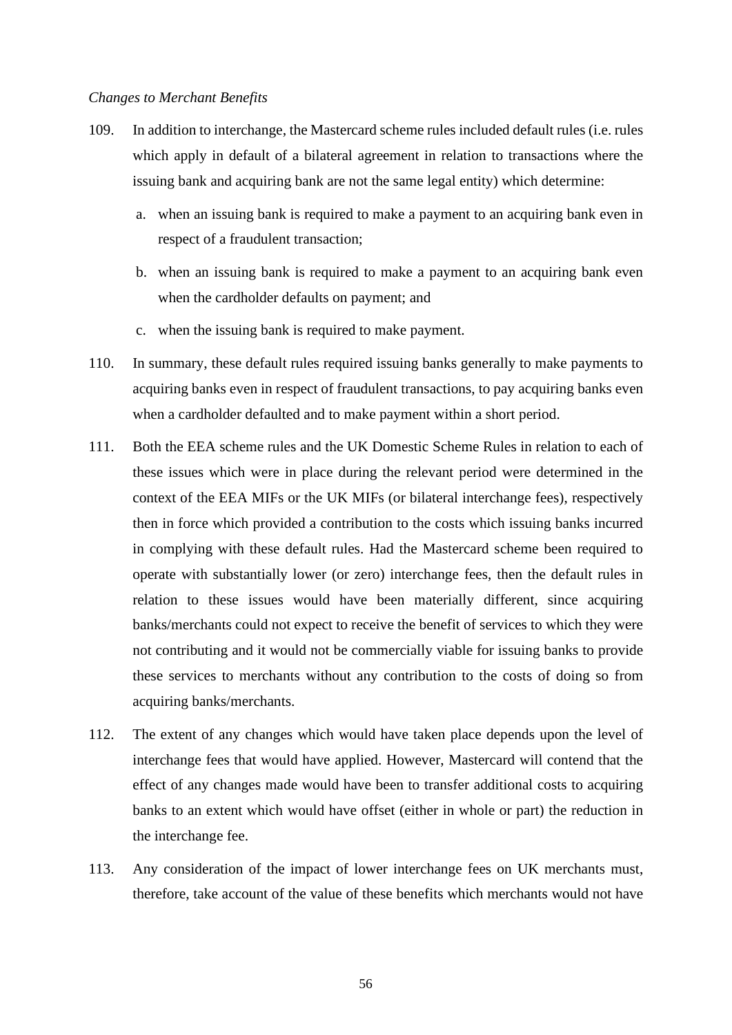*Changes to Merchant Benefits*

109. In addition to interchange, the Mastercard scheme rules included default rules (i.e. rules which apply in default of a bilateral agreement in relation to transactions where the issuing bank and acquiring bank are not the same legal entity) which determine:

   a. when an issuing bank is required to make a payment to an acquiring bank even in respect of a fraudulent transaction;

   b. when an issuing bank is required to make a payment to an acquiring bank even when the cardholder defaults on payment; and

   c. when the issuing bank is required to make payment.

110. In summary, these default rules required issuing banks generally to make payments to acquiring banks even in respect of fraudulent transactions, to pay acquiring banks even when a cardholder defaulted and to make payment within a short period.

111. Both the EEA scheme rules and the UK Domestic Scheme Rules in relation to each of these issues which were in place during the relevant period were determined in the context of the EEA MIFs or the UK MIFs (or bilateral interchange fees), respectively then in force which provided a contribution to the costs which issuing banks incurred in complying with these default rules. Had the Mastercard scheme been required to operate with substantially lower (or zero) interchange fees, then the default rules in relation to these issues would have been materially different, since acquiring banks/merchants could not expect to receive the benefit of services to which they were not contributing and it would not be commercially viable for issuing banks to provide these services to merchants without any contribution to the costs of doing so from acquiring banks/merchants.

112. The extent of any changes which would have taken place depends upon the level of interchange fees that would have applied. However, Mastercard will contend that the effect of any changes made would have been to transfer additional costs to acquiring banks to an extent which would have offset (either in whole or part) the reduction in the interchange fee.

113. Any consideration of the impact of lower interchange fees on UK merchants must, therefore, take account of the value of these benefits which merchants would not have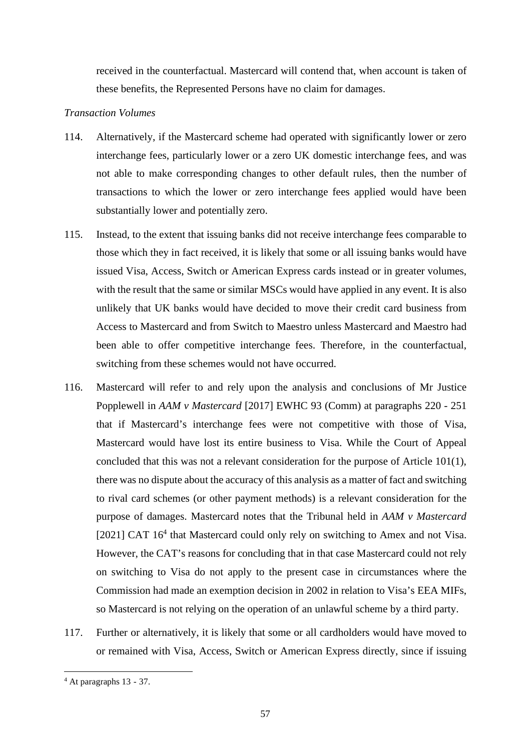received in the counterfactual. Mastercard will contend that, when account is taken of these benefits, the Represented Persons have no claim for damages.

*Transaction Volumes*

114. Alternatively, if the Mastercard scheme had operated with significantly lower or zero interchange fees, particularly lower or a zero UK domestic interchange fees, and was not able to make corresponding changes to other default rules, then the number of transactions to which the lower or zero interchange fees applied would have been substantially lower and potentially zero.

115. Instead, to the extent that issuing banks did not receive interchange fees comparable to those which they in fact received, it is likely that some or all issuing banks would have issued Visa, Access, Switch or American Express cards instead or in greater volumes, with the result that the same or similar MSCs would have applied in any event. It is also unlikely that UK banks would have decided to move their credit card business from Access to Mastercard and from Switch to Maestro unless Mastercard and Maestro had been able to offer competitive interchange fees. Therefore, in the counterfactual, switching from these schemes would not have occurred.

116. Mastercard will refer to and rely upon the analysis and conclusions of Mr Justice Popplewell in *AAM v Mastercard* [2017] EWHC 93 (Comm) at paragraphs 220 - 251 that if Mastercard's interchange fees were not competitive with those of Visa, Mastercard would have lost its entire business to Visa. While the Court of Appeal concluded that this was not a relevant consideration for the purpose of Article 101(1), there was no dispute about the accuracy of this analysis as a matter of fact and switching to rival card schemes (or other payment methods) is a relevant consideration for the purpose of damages. Mastercard notes that the Tribunal held in *AAM v Mastercard* [2021] CAT 16[4] that Mastercard could only rely on switching to Amex and not Visa. However, the CAT's reasons for concluding that in that case Mastercard could not rely on switching to Visa do not apply to the present case in circumstances where the Commission had made an exemption decision in 2002 in relation to Visa's EEA MIFs, so Mastercard is not relying on the operation of an unlawful scheme by a third party.

117. Further or alternatively, it is likely that some or all cardholders would have moved to or remained with Visa, Access, Switch or American Express directly, since if issuing

[4] At paragraphs 13 - 37.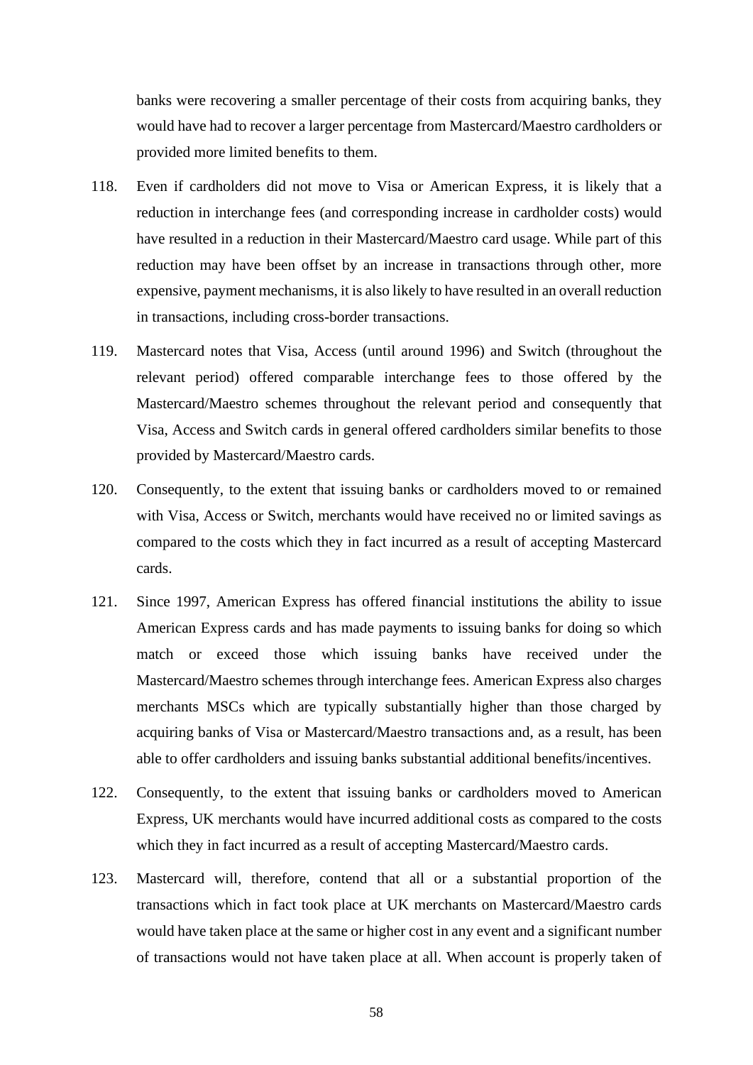banks were recovering a smaller percentage of their costs from acquiring banks, they would have had to recover a larger percentage from Mastercard/Maestro cardholders or provided more limited benefits to them.

118. Even if cardholders did not move to Visa or American Express, it is likely that a reduction in interchange fees (and corresponding increase in cardholder costs) would have resulted in a reduction in their Mastercard/Maestro card usage. While part of this reduction may have been offset by an increase in transactions through other, more expensive, payment mechanisms, it is also likely to have resulted in an overall reduction in transactions, including cross-border transactions.

119. Mastercard notes that Visa, Access (until around 1996) and Switch (throughout the relevant period) offered comparable interchange fees to those offered by the Mastercard/Maestro schemes throughout the relevant period and consequently that Visa, Access and Switch cards in general offered cardholders similar benefits to those provided by Mastercard/Maestro cards.

120. Consequently, to the extent that issuing banks or cardholders moved to or remained with Visa, Access or Switch, merchants would have received no or limited savings as compared to the costs which they in fact incurred as a result of accepting Mastercard cards.

121. Since 1997, American Express has offered financial institutions the ability to issue American Express cards and has made payments to issuing banks for doing so which match or exceed those which issuing banks have received under the Mastercard/Maestro schemes through interchange fees. American Express also charges merchants MSCs which are typically substantially higher than those charged by acquiring banks of Visa or Mastercard/Maestro transactions and, as a result, has been able to offer cardholders and issuing banks substantial additional benefits/incentives.

122. Consequently, to the extent that issuing banks or cardholders moved to American Express, UK merchants would have incurred additional costs as compared to the costs which they in fact incurred as a result of accepting Mastercard/Maestro cards.

123. Mastercard will, therefore, contend that all or a substantial proportion of the transactions which in fact took place at UK merchants on Mastercard/Maestro cards would have taken place at the same or higher cost in any event and a significant number of transactions would not have taken place at all. When account is properly taken of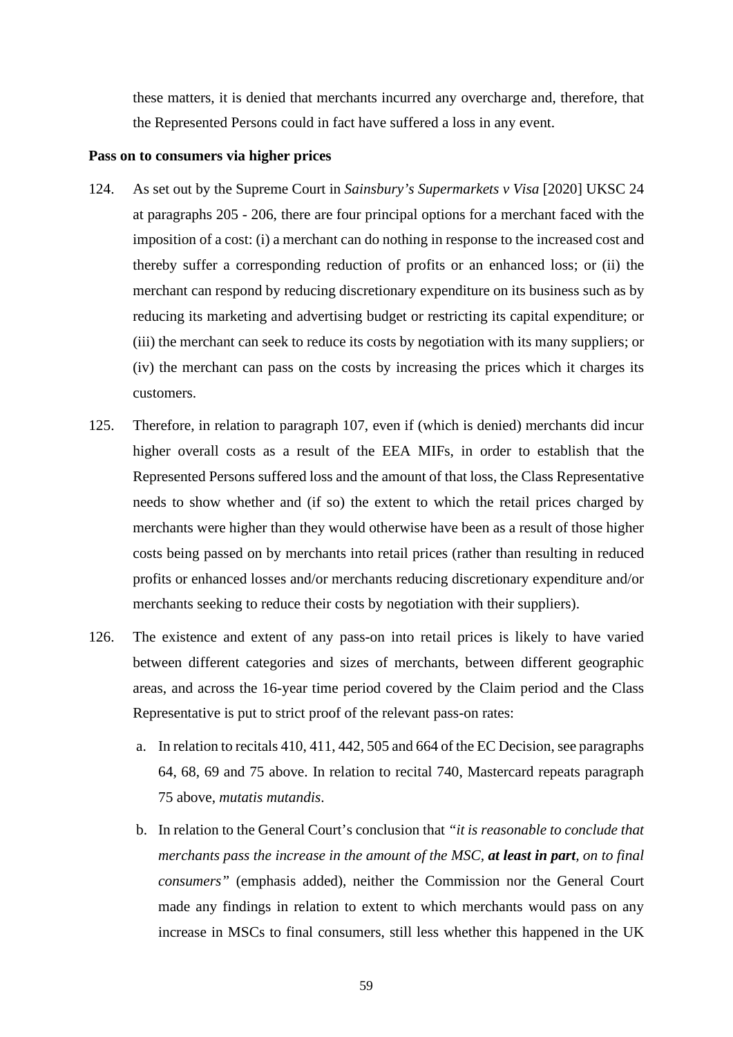these matters, it is denied that merchants incurred any overcharge and, therefore, that the Represented Persons could in fact have suffered a loss in any event.

**Pass on to consumers via higher prices**

124. As set out by the Supreme Court in *Sainsbury's Supermarkets v Visa* [2020] UKSC 24 at paragraphs 205 - 206, there are four principal options for a merchant faced with the imposition of a cost: (i) a merchant can do nothing in response to the increased cost and thereby suffer a corresponding reduction of profits or an enhanced loss; or (ii) the merchant can respond by reducing discretionary expenditure on its business such as by reducing its marketing and advertising budget or restricting its capital expenditure; or (iii) the merchant can seek to reduce its costs by negotiation with its many suppliers; or (iv) the merchant can pass on the costs by increasing the prices which it charges its customers.

125. Therefore, in relation to paragraph 107, even if (which is denied) merchants did incur higher overall costs as a result of the EEA MIFs, in order to establish that the Represented Persons suffered loss and the amount of that loss, the Class Representative needs to show whether and (if so) the extent to which the retail prices charged by merchants were higher than they would otherwise have been as a result of those higher costs being passed on by merchants into retail prices (rather than resulting in reduced profits or enhanced losses and/or merchants reducing discretionary expenditure and/or merchants seeking to reduce their costs by negotiation with their suppliers).

126. The existence and extent of any pass-on into retail prices is likely to have varied between different categories and sizes of merchants, between different geographic areas, and across the 16-year time period covered by the Claim period and the Class Representative is put to strict proof of the relevant pass-on rates:

   a. In relation to recitals 410, 411, 442, 505 and 664 of the EC Decision, see paragraphs 64, 68, 69 and 75 above. In relation to recital 740, Mastercard repeats paragraph 75 above, *mutatis mutandis*.

   b. In relation to the General Court's conclusion that *"it is reasonable to conclude that merchants pass the increase in the amount of the MSC, **at least in part**, on to final consumers"* (emphasis added), neither the Commission nor the General Court made any findings in relation to extent to which merchants would pass on any increase in MSCs to final consumers, still less whether this happened in the UK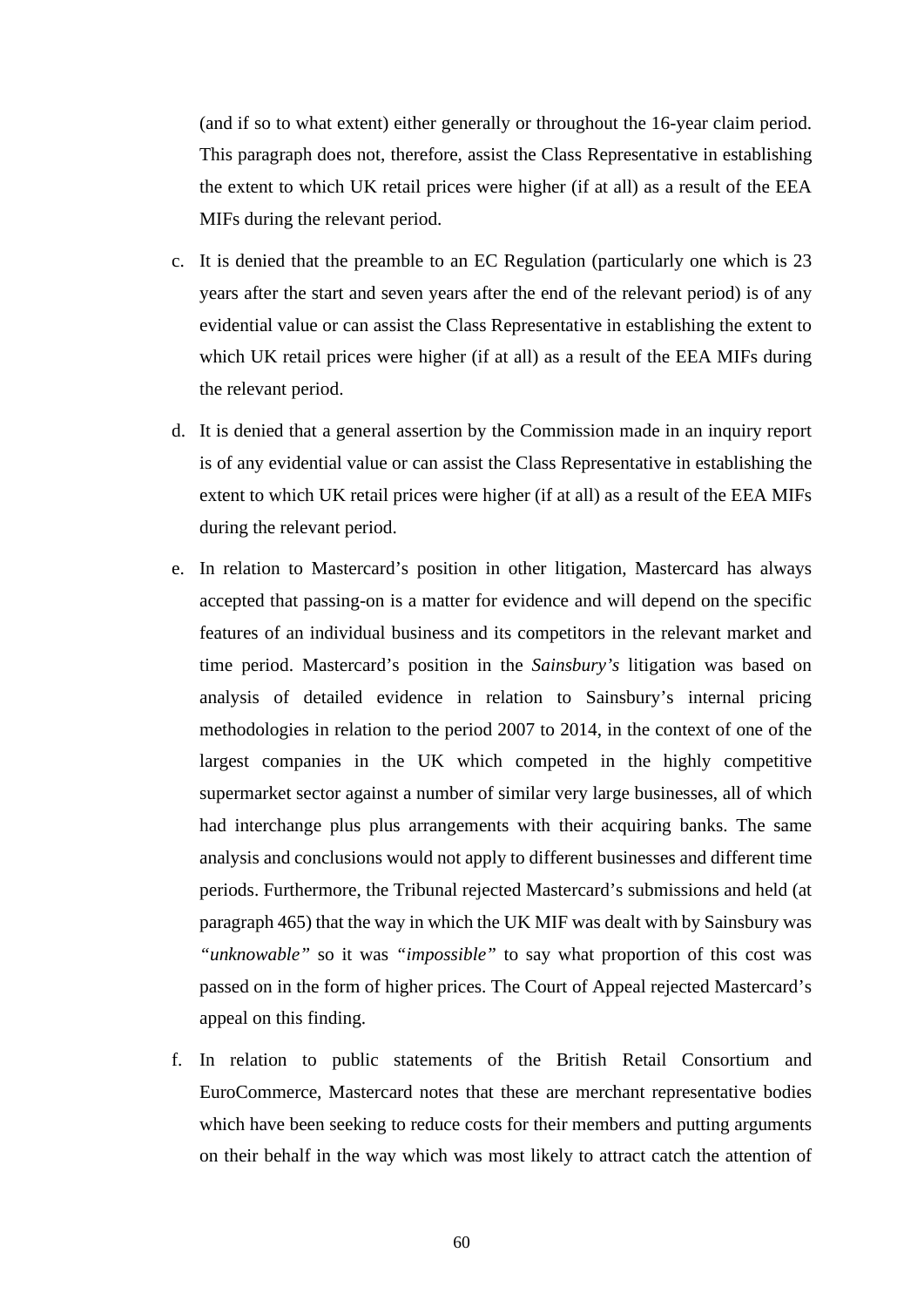(and if so to what extent) either generally or throughout the 16-year claim period. This paragraph does not, therefore, assist the Class Representative in establishing the extent to which UK retail prices were higher (if at all) as a result of the EEA MIFs during the relevant period.

c. It is denied that the preamble to an EC Regulation (particularly one which is 23 years after the start and seven years after the end of the relevant period) is of any evidential value or can assist the Class Representative in establishing the extent to which UK retail prices were higher (if at all) as a result of the EEA MIFs during the relevant period.

d. It is denied that a general assertion by the Commission made in an inquiry report is of any evidential value or can assist the Class Representative in establishing the extent to which UK retail prices were higher (if at all) as a result of the EEA MIFs during the relevant period.

e. In relation to Mastercard's position in other litigation, Mastercard has always accepted that passing-on is a matter for evidence and will depend on the specific features of an individual business and its competitors in the relevant market and time period. Mastercard's position in the *Sainsbury's* litigation was based on analysis of detailed evidence in relation to Sainsbury's internal pricing methodologies in relation to the period 2007 to 2014, in the context of one of the largest companies in the UK which competed in the highly competitive supermarket sector against a number of similar very large businesses, all of which had interchange plus plus arrangements with their acquiring banks. The same analysis and conclusions would not apply to different businesses and different time periods. Furthermore, the Tribunal rejected Mastercard's submissions and held (at paragraph 465) that the way in which the UK MIF was dealt with by Sainsbury was *"unknowable"* so it was *"impossible"* to say what proportion of this cost was passed on in the form of higher prices. The Court of Appeal rejected Mastercard's appeal on this finding.

f. In relation to public statements of the British Retail Consortium and EuroCommerce, Mastercard notes that these are merchant representative bodies which have been seeking to reduce costs for their members and putting arguments on their behalf in the way which was most likely to attract catch the attention of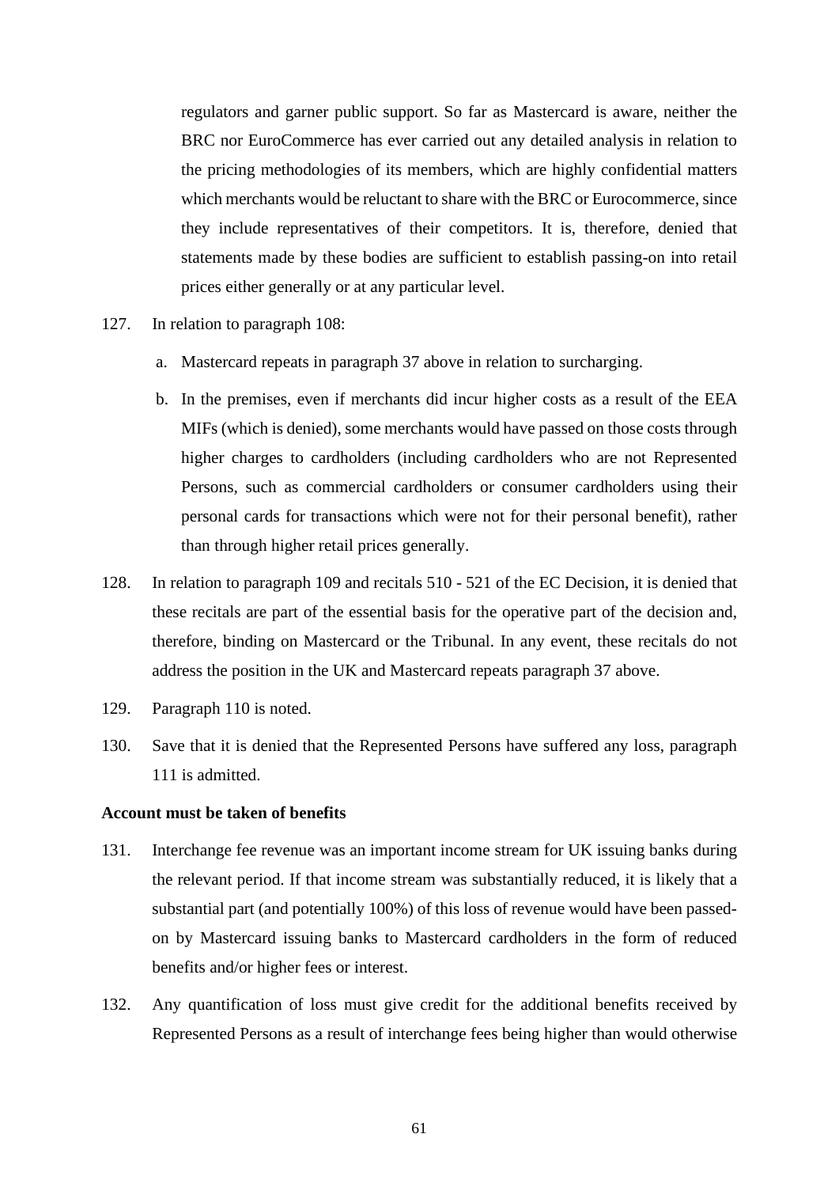regulators and garner public support. So far as Mastercard is aware, neither the BRC nor EuroCommerce has ever carried out any detailed analysis in relation to the pricing methodologies of its members, which are highly confidential matters which merchants would be reluctant to share with the BRC or Eurocommerce, since they include representatives of their competitors. It is, therefore, denied that statements made by these bodies are sufficient to establish passing-on into retail prices either generally or at any particular level.

127. In relation to paragraph 108:

   a. Mastercard repeats in paragraph 37 above in relation to surcharging.

   b. In the premises, even if merchants did incur higher costs as a result of the EEA MIFs (which is denied), some merchants would have passed on those costs through higher charges to cardholders (including cardholders who are not Represented Persons, such as commercial cardholders or consumer cardholders using their personal cards for transactions which were not for their personal benefit), rather than through higher retail prices generally.

128. In relation to paragraph 109 and recitals 510 - 521 of the EC Decision, it is denied that these recitals are part of the essential basis for the operative part of the decision and, therefore, binding on Mastercard or the Tribunal. In any event, these recitals do not address the position in the UK and Mastercard repeats paragraph 37 above.

129. Paragraph 110 is noted.

130. Save that it is denied that the Represented Persons have suffered any loss, paragraph 111 is admitted.

**Account must be taken of benefits**

131. Interchange fee revenue was an important income stream for UK issuing banks during the relevant period. If that income stream was substantially reduced, it is likely that a substantial part (and potentially 100%) of this loss of revenue would have been passed-on by Mastercard issuing banks to Mastercard cardholders in the form of reduced benefits and/or higher fees or interest.

132. Any quantification of loss must give credit for the additional benefits received by Represented Persons as a result of interchange fees being higher than would otherwise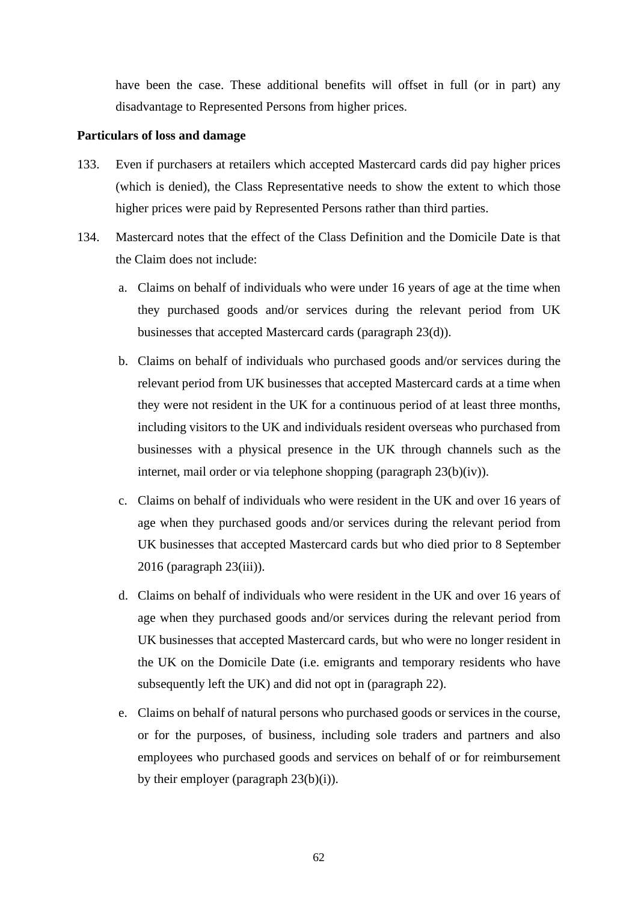have been the case. These additional benefits will offset in full (or in part) any disadvantage to Represented Persons from higher prices.

**Particulars of loss and damage**

133. Even if purchasers at retailers which accepted Mastercard cards did pay higher prices (which is denied), the Class Representative needs to show the extent to which those higher prices were paid by Represented Persons rather than third parties.

134. Mastercard notes that the effect of the Class Definition and the Domicile Date is that the Claim does not include:

   a. Claims on behalf of individuals who were under 16 years of age at the time when they purchased goods and/or services during the relevant period from UK businesses that accepted Mastercard cards (paragraph 23(d)).

   b. Claims on behalf of individuals who purchased goods and/or services during the relevant period from UK businesses that accepted Mastercard cards at a time when they were not resident in the UK for a continuous period of at least three months, including visitors to the UK and individuals resident overseas who purchased from businesses with a physical presence in the UK through channels such as the internet, mail order or via telephone shopping (paragraph 23(b)(iv)).

   c. Claims on behalf of individuals who were resident in the UK and over 16 years of age when they purchased goods and/or services during the relevant period from UK businesses that accepted Mastercard cards but who died prior to 8 September 2016 (paragraph 23(iii)).

   d. Claims on behalf of individuals who were resident in the UK and over 16 years of age when they purchased goods and/or services during the relevant period from UK businesses that accepted Mastercard cards, but who were no longer resident in the UK on the Domicile Date (i.e. emigrants and temporary residents who have subsequently left the UK) and did not opt in (paragraph 22).

   e. Claims on behalf of natural persons who purchased goods or services in the course, or for the purposes, of business, including sole traders and partners and also employees who purchased goods and services on behalf of or for reimbursement by their employer (paragraph 23(b)(i)).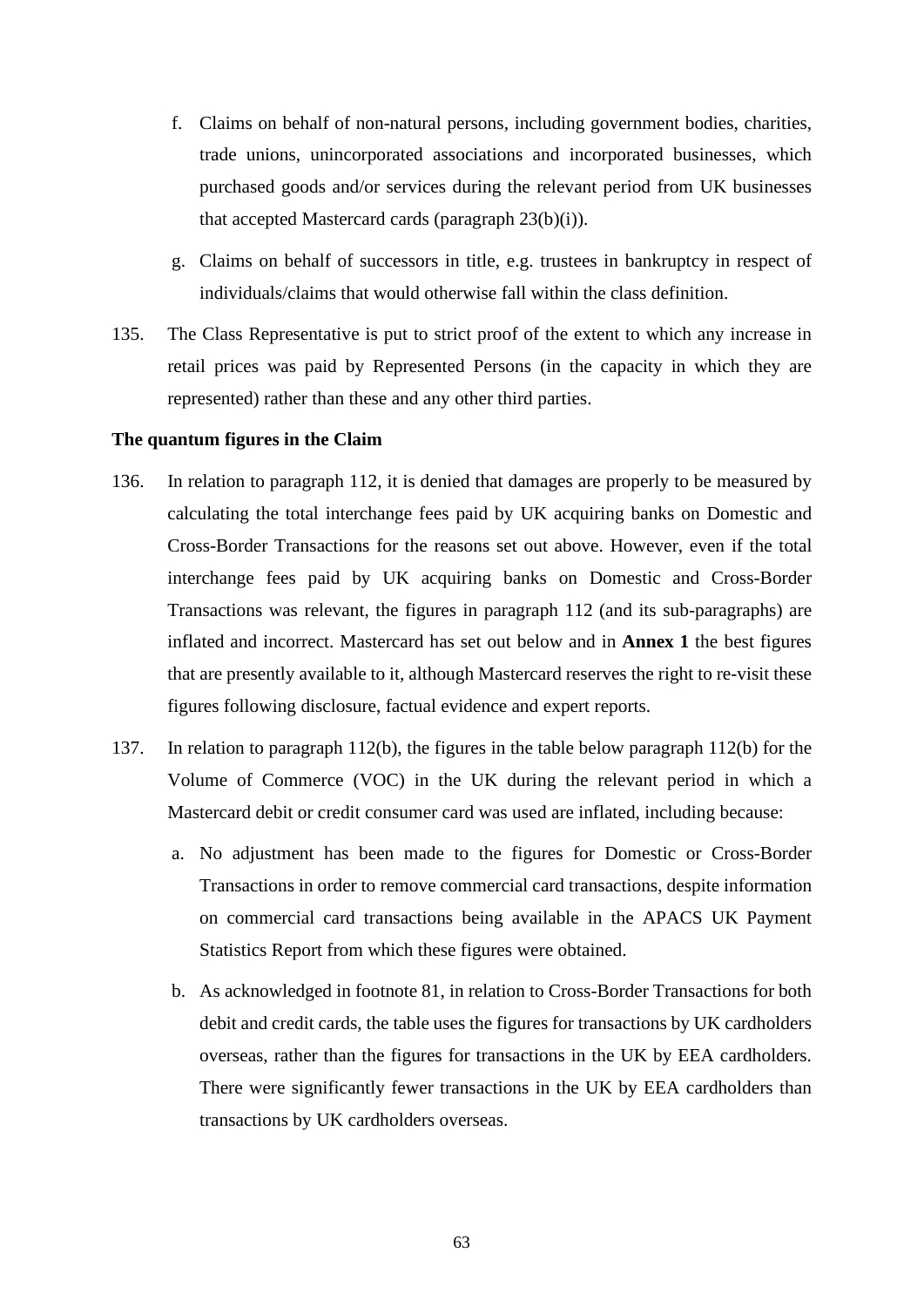f. Claims on behalf of non-natural persons, including government bodies, charities, trade unions, unincorporated associations and incorporated businesses, which purchased goods and/or services during the relevant period from UK businesses that accepted Mastercard cards (paragraph 23(b)(i)).

g. Claims on behalf of successors in title, e.g. trustees in bankruptcy in respect of individuals/claims that would otherwise fall within the class definition.

135. The Class Representative is put to strict proof of the extent to which any increase in retail prices was paid by Represented Persons (in the capacity in which they are represented) rather than these and any other third parties.

**The quantum figures in the Claim**

136. In relation to paragraph 112, it is denied that damages are properly to be measured by calculating the total interchange fees paid by UK acquiring banks on Domestic and Cross-Border Transactions for the reasons set out above. However, even if the total interchange fees paid by UK acquiring banks on Domestic and Cross-Border Transactions was relevant, the figures in paragraph 112 (and its sub-paragraphs) are inflated and incorrect. Mastercard has set out below and in **Annex 1** the best figures that are presently available to it, although Mastercard reserves the right to re-visit these figures following disclosure, factual evidence and expert reports.

137. In relation to paragraph 112(b), the figures in the table below paragraph 112(b) for the Volume of Commerce (VOC) in the UK during the relevant period in which a Mastercard debit or credit consumer card was used are inflated, including because:

a. No adjustment has been made to the figures for Domestic or Cross-Border Transactions in order to remove commercial card transactions, despite information on commercial card transactions being available in the APACS UK Payment Statistics Report from which these figures were obtained.

b. As acknowledged in footnote 81, in relation to Cross-Border Transactions for both debit and credit cards, the table uses the figures for transactions by UK cardholders overseas, rather than the figures for transactions in the UK by EEA cardholders. There were significantly fewer transactions in the UK by EEA cardholders than transactions by UK cardholders overseas.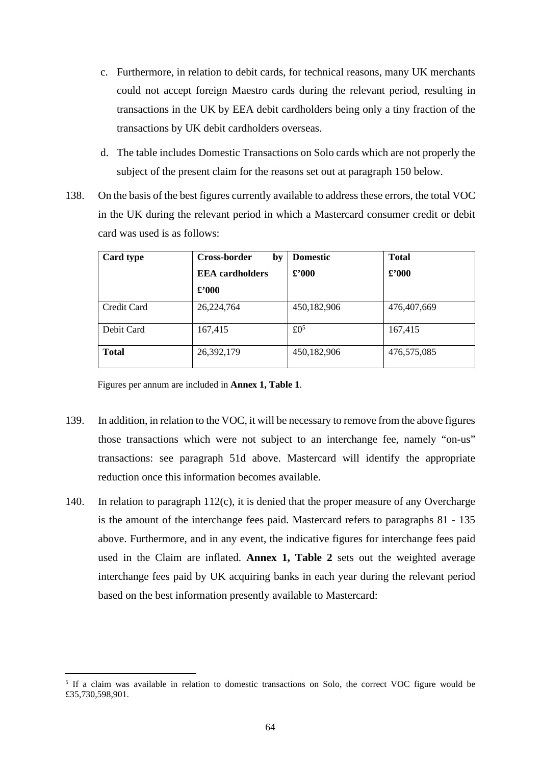c. Furthermore, in relation to debit cards, for technical reasons, many UK merchants could not accept foreign Maestro cards during the relevant period, resulting in transactions in the UK by EEA debit cardholders being only a tiny fraction of the transactions by UK debit cardholders overseas.

d. The table includes Domestic Transactions on Solo cards which are not properly the subject of the present claim for the reasons set out at paragraph 150 below.

138. On the basis of the best figures currently available to address these errors, the total VOC in the UK during the relevant period in which a Mastercard consumer credit or debit card was used is as follows:

| **Card type** | **Cross-border by EEA cardholders £'000** | **Domestic £'000** | **Total £'000** |
|---|---|---|---|
| Credit Card | 26,224,764 | 450,182,906 | 476,407,669 |
| Debit Card | 167,415 | £0[5] | 167,415 |
| **Total** | 26,392,179 | 450,182,906 | 476,575,085 |

Figures per annum are included in **Annex 1, Table 1**.

139. In addition, in relation to the VOC, it will be necessary to remove from the above figures those transactions which were not subject to an interchange fee, namely "on-us" transactions: see paragraph 51d above. Mastercard will identify the appropriate reduction once this information becomes available.

140. In relation to paragraph 112(c), it is denied that the proper measure of any Overcharge is the amount of the interchange fees paid. Mastercard refers to paragraphs 81 - 135 above. Furthermore, and in any event, the indicative figures for interchange fees paid used in the Claim are inflated. **Annex 1, Table 2** sets out the weighted average interchange fees paid by UK acquiring banks in each year during the relevant period based on the best information presently available to Mastercard:

---

[5] If a claim was available in relation to domestic transactions on Solo, the correct VOC figure would be £35,730,598,901.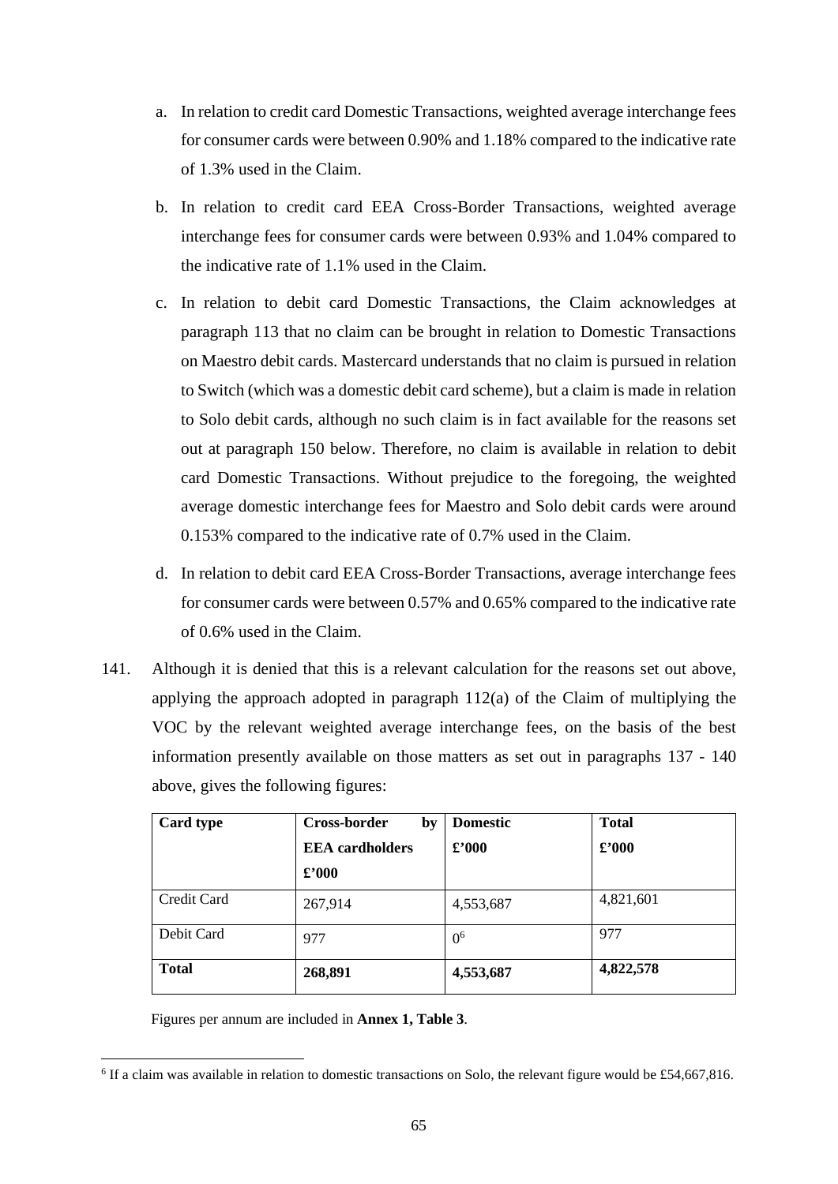a. In relation to credit card Domestic Transactions, weighted average interchange fees for consumer cards were between 0.90% and 1.18% compared to the indicative rate of 1.3% used in the Claim.

b. In relation to credit card EEA Cross-Border Transactions, weighted average interchange fees for consumer cards were between 0.93% and 1.04% compared to the indicative rate of 1.1% used in the Claim.

c. In relation to debit card Domestic Transactions, the Claim acknowledges at paragraph 113 that no claim can be brought in relation to Domestic Transactions on Maestro debit cards. Mastercard understands that no claim is pursued in relation to Switch (which was a domestic debit card scheme), but a claim is made in relation to Solo debit cards, although no such claim is in fact available for the reasons set out at paragraph 150 below. Therefore, no claim is available in relation to debit card Domestic Transactions. Without prejudice to the foregoing, the weighted average domestic interchange fees for Maestro and Solo debit cards were around 0.153% compared to the indicative rate of 0.7% used in the Claim.

d. In relation to debit card EEA Cross-Border Transactions, average interchange fees for consumer cards were between 0.57% and 0.65% compared to the indicative rate of 0.6% used in the Claim.

141. Although it is denied that this is a relevant calculation for the reasons set out above, applying the approach adopted in paragraph 112(a) of the Claim of multiplying the VOC by the relevant weighted average interchange fees, on the basis of the best information presently available on those matters as set out in paragraphs 137 - 140 above, gives the following figures:

| **Card type** | **Cross-border by EEA cardholders £'000** | **Domestic £'000** | **Total £'000** |
|---|---|---|---|
| Credit Card | 267,914 | 4,553,687 | 4,821,601 |
| Debit Card | 977 | 0[6] | 977 |
| **Total** | **268,891** | **4,553,687** | **4,822,578** |

Figures per annum are included in **Annex 1, Table 3**.

[6] If a claim was available in relation to domestic transactions on Solo, the relevant figure would be £54,667,816.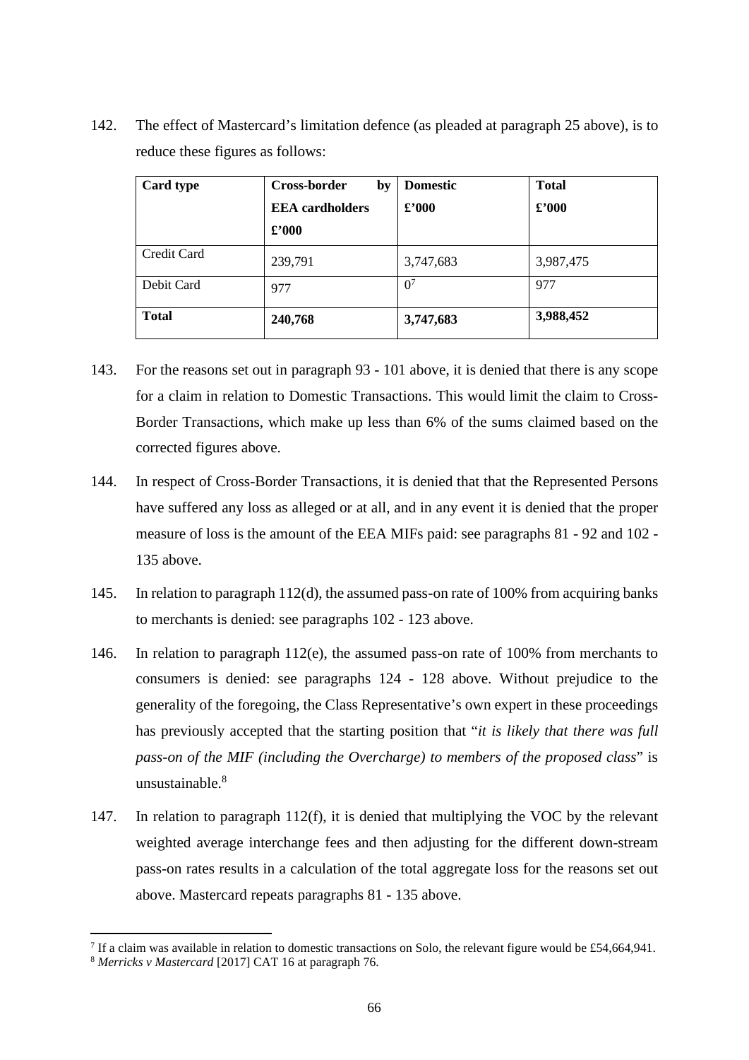142. The effect of Mastercard's limitation defence (as pleaded at paragraph 25 above), is to reduce these figures as follows:

| **Card type** | **Cross-border by EEA cardholders £'000** | **Domestic £'000** | **Total £'000** |
|---|---|---|---|
| Credit Card | 239,791 | 3,747,683 | 3,987,475 |
| Debit Card | 977 | 0[7] | 977 |
| **Total** | **240,768** | **3,747,683** | **3,988,452** |

143. For the reasons set out in paragraph 93 - 101 above, it is denied that there is any scope for a claim in relation to Domestic Transactions. This would limit the claim to Cross-Border Transactions, which make up less than 6% of the sums claimed based on the corrected figures above.

144. In respect of Cross-Border Transactions, it is denied that that the Represented Persons have suffered any loss as alleged or at all, and in any event it is denied that the proper measure of loss is the amount of the EEA MIFs paid: see paragraphs 81 - 92 and 102 - 135 above.

145. In relation to paragraph 112(d), the assumed pass-on rate of 100% from acquiring banks to merchants is denied: see paragraphs 102 - 123 above.

146. In relation to paragraph 112(e), the assumed pass-on rate of 100% from merchants to consumers is denied: see paragraphs 124 - 128 above. Without prejudice to the generality of the foregoing, the Class Representative's own expert in these proceedings has previously accepted that the starting position that "*it is likely that there was full pass-on of the MIF (including the Overcharge) to members of the proposed class*" is unsustainable.[8]

147. In relation to paragraph 112(f), it is denied that multiplying the VOC by the relevant weighted average interchange fees and then adjusting for the different down-stream pass-on rates results in a calculation of the total aggregate loss for the reasons set out above. Mastercard repeats paragraphs 81 - 135 above.

---

[7] If a claim was available in relation to domestic transactions on Solo, the relevant figure would be £54,664,941.

[8] *Merricks v Mastercard* [2017] CAT 16 at paragraph 76.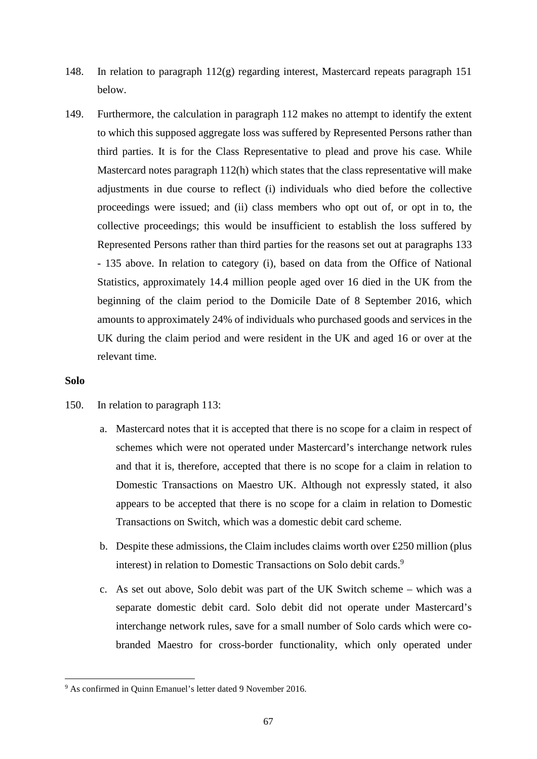148. In relation to paragraph 112(g) regarding interest, Mastercard repeats paragraph 151 below.

149. Furthermore, the calculation in paragraph 112 makes no attempt to identify the extent to which this supposed aggregate loss was suffered by Represented Persons rather than third parties. It is for the Class Representative to plead and prove his case. While Mastercard notes paragraph 112(h) which states that the class representative will make adjustments in due course to reflect (i) individuals who died before the collective proceedings were issued; and (ii) class members who opt out of, or opt in to, the collective proceedings; this would be insufficient to establish the loss suffered by Represented Persons rather than third parties for the reasons set out at paragraphs 133 - 135 above. In relation to category (i), based on data from the Office of National Statistics, approximately 14.4 million people aged over 16 died in the UK from the beginning of the claim period to the Domicile Date of 8 September 2016, which amounts to approximately 24% of individuals who purchased goods and services in the UK during the claim period and were resident in the UK and aged 16 or over at the relevant time.

**Solo**

150. In relation to paragraph 113:

   a. Mastercard notes that it is accepted that there is no scope for a claim in respect of schemes which were not operated under Mastercard's interchange network rules and that it is, therefore, accepted that there is no scope for a claim in relation to Domestic Transactions on Maestro UK. Although not expressly stated, it also appears to be accepted that there is no scope for a claim in relation to Domestic Transactions on Switch, which was a domestic debit card scheme.

   b. Despite these admissions, the Claim includes claims worth over £250 million (plus interest) in relation to Domestic Transactions on Solo debit cards.[9]

   c. As set out above, Solo debit was part of the UK Switch scheme – which was a separate domestic debit card. Solo debit did not operate under Mastercard's interchange network rules, save for a small number of Solo cards which were co-branded Maestro for cross-border functionality, which only operated under

[9] As confirmed in Quinn Emanuel's letter dated 9 November 2016.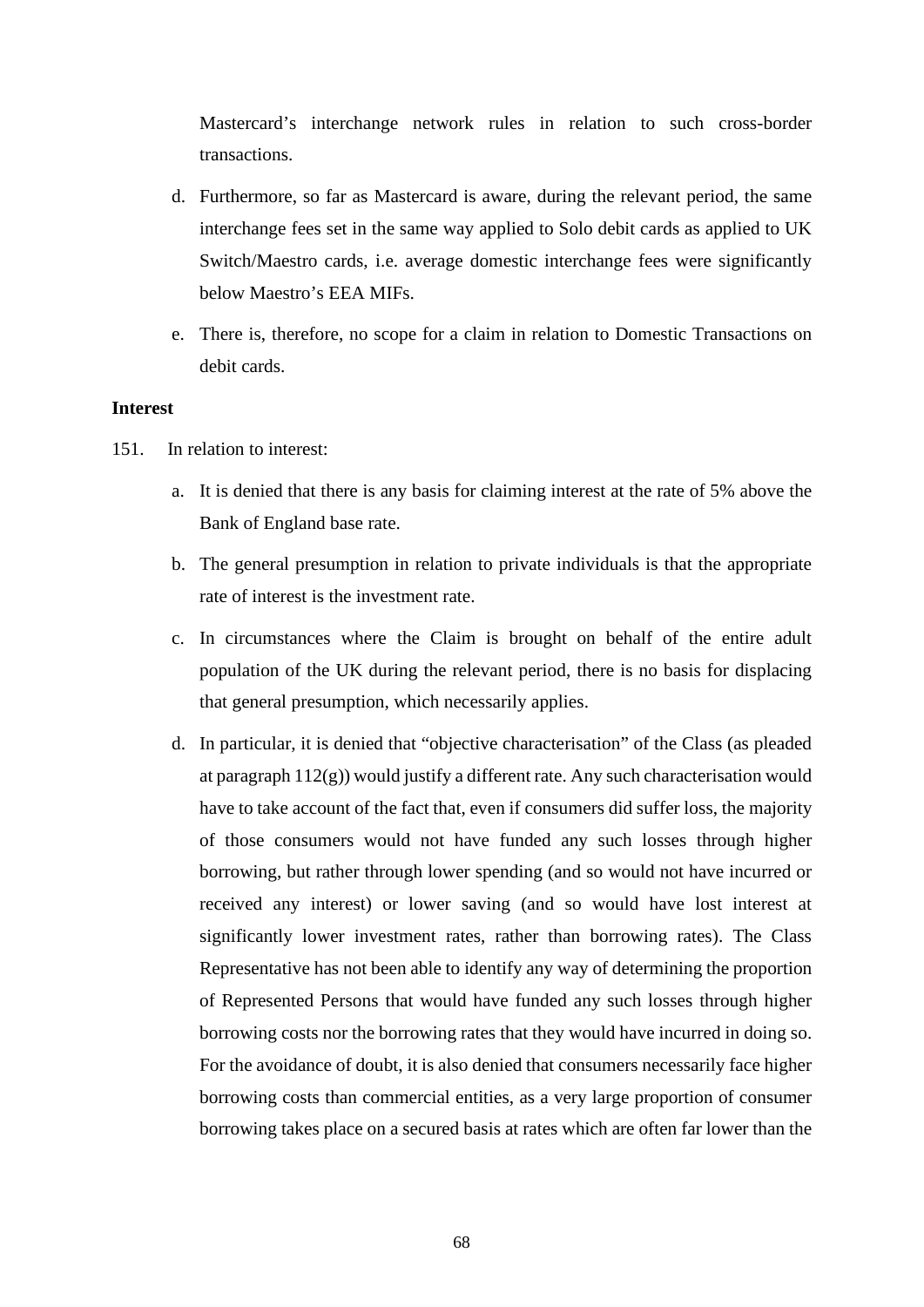Mastercard's interchange network rules in relation to such cross-border transactions.

d. Furthermore, so far as Mastercard is aware, during the relevant period, the same interchange fees set in the same way applied to Solo debit cards as applied to UK Switch/Maestro cards, i.e. average domestic interchange fees were significantly below Maestro's EEA MIFs.

e. There is, therefore, no scope for a claim in relation to Domestic Transactions on debit cards.

**Interest**

151. In relation to interest:

a. It is denied that there is any basis for claiming interest at the rate of 5% above the Bank of England base rate.

b. The general presumption in relation to private individuals is that the appropriate rate of interest is the investment rate.

c. In circumstances where the Claim is brought on behalf of the entire adult population of the UK during the relevant period, there is no basis for displacing that general presumption, which necessarily applies.

d. In particular, it is denied that "objective characterisation" of the Class (as pleaded at paragraph 112(g)) would justify a different rate. Any such characterisation would have to take account of the fact that, even if consumers did suffer loss, the majority of those consumers would not have funded any such losses through higher borrowing, but rather through lower spending (and so would not have incurred or received any interest) or lower saving (and so would have lost interest at significantly lower investment rates, rather than borrowing rates). The Class Representative has not been able to identify any way of determining the proportion of Represented Persons that would have funded any such losses through higher borrowing costs nor the borrowing rates that they would have incurred in doing so. For the avoidance of doubt, it is also denied that consumers necessarily face higher borrowing costs than commercial entities, as a very large proportion of consumer borrowing takes place on a secured basis at rates which are often far lower than the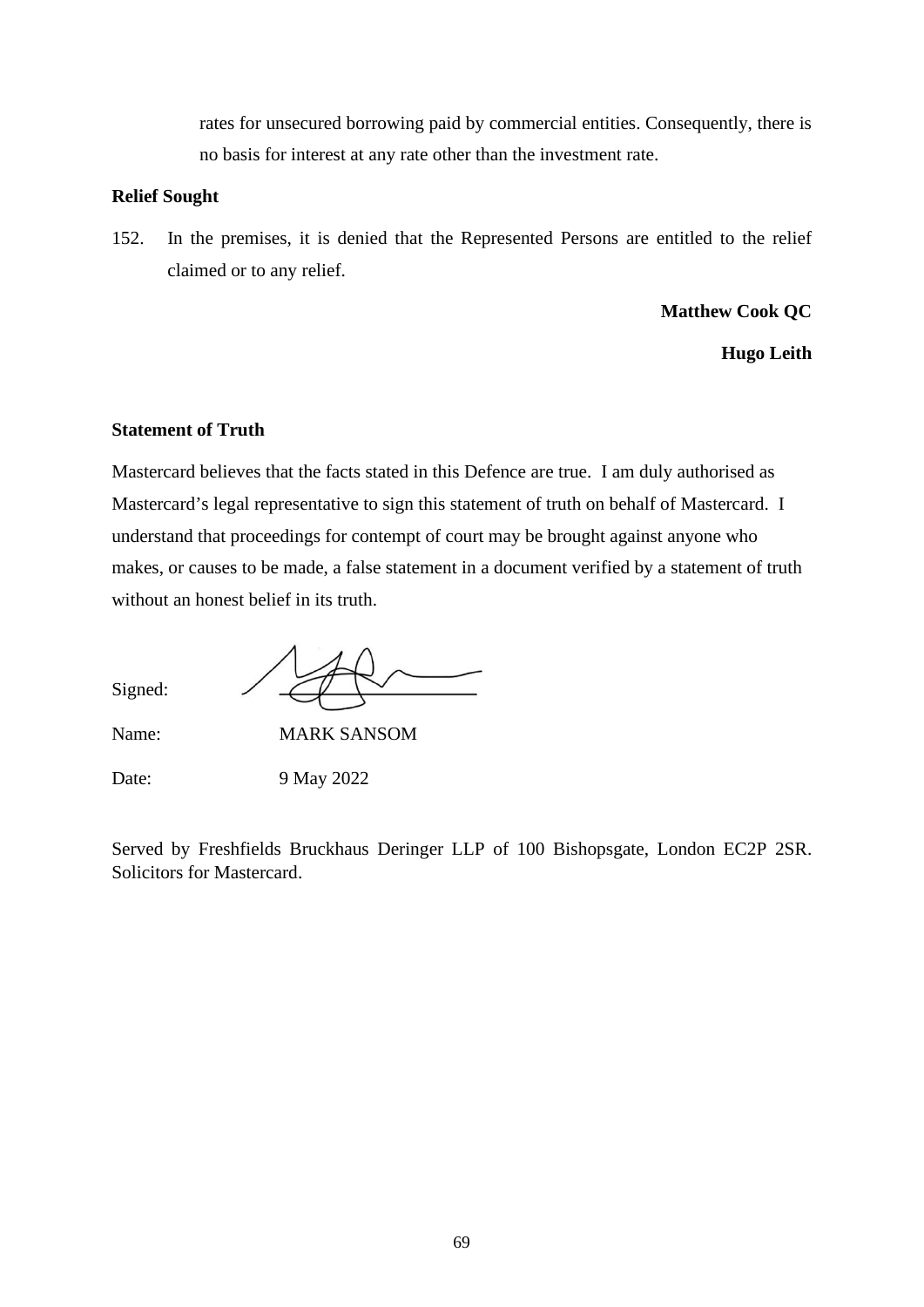rates for unsecured borrowing paid by commercial entities. Consequently, there is no basis for interest at any rate other than the investment rate.

**Relief Sought**

152. In the premises, it is denied that the Represented Persons are entitled to the relief claimed or to any relief.

**Matthew Cook QC**

**Hugo Leith**

**Statement of Truth**

Mastercard believes that the facts stated in this Defence are true. I am duly authorised as Mastercard's legal representative to sign this statement of truth on behalf of Mastercard. I understand that proceedings for contempt of court may be brought against anyone who makes, or causes to be made, a false statement in a document verified by a statement of truth without an honest belief in its truth.

Signed:

Name: MARK SANSOM

Date: 9 May 2022

Served by Freshfields Bruckhaus Deringer LLP of 100 Bishopsgate, London EC2P 2SR. Solicitors for Mastercard.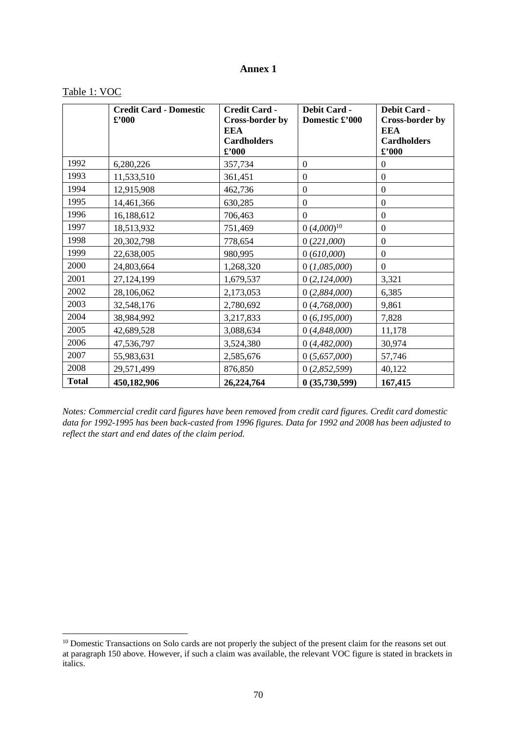**Annex 1**

Table 1: VOC

| | **Credit Card - Domestic £'000** | **Credit Card - Cross-border by EEA Cardholders £'000** | **Debit Card - Domestic £'000** | **Debit Card - Cross-border by EEA Cardholders £'000** |
|---|---|---|---|---|
| 1992 | 6,280,226 | 357,734 | 0 | 0 |
| 1993 | 11,533,510 | 361,451 | 0 | 0 |
| 1994 | 12,915,908 | 462,736 | 0 | 0 |
| 1995 | 14,461,366 | 630,285 | 0 | 0 |
| 1996 | 16,188,612 | 706,463 | 0 | 0 |
| 1997 | 18,513,932 | 751,469 | 0 (*4,000*)[10] | 0 |
| 1998 | 20,302,798 | 778,654 | 0 (*221,000*) | 0 |
| 1999 | 22,638,005 | 980,995 | 0 (*610,000*) | 0 |
| 2000 | 24,803,664 | 1,268,320 | 0 (*1,085,000*) | 0 |
| 2001 | 27,124,199 | 1,679,537 | 0 (*2,124,000*) | 3,321 |
| 2002 | 28,106,062 | 2,173,053 | 0 (*2,884,000*) | 6,385 |
| 2003 | 32,548,176 | 2,780,692 | 0 (*4,768,000*) | 9,861 |
| 2004 | 38,984,992 | 3,217,833 | 0 (*6,195,000*) | 7,828 |
| 2005 | 42,689,528 | 3,088,634 | 0 (*4,848,000*) | 11,178 |
| 2006 | 47,536,797 | 3,524,380 | 0 (*4,482,000*) | 30,974 |
| 2007 | 55,983,631 | 2,585,676 | 0 (*5,657,000*) | 57,746 |
| 2008 | 29,571,499 | 876,850 | 0 (*2,852,599*) | 40,122 |
| **Total** | **450,182,906** | **26,224,764** | **0 (35,730,599)** | **167,415** |

*Notes: Commercial credit card figures have been removed from credit card figures. Credit card domestic data for 1992-1995 has been back-casted from 1996 figures. Data for 1992 and 2008 has been adjusted to reflect the start and end dates of the claim period.*

[10] Domestic Transactions on Solo cards are not properly the subject of the present claim for the reasons set out at paragraph 150 above. However, if such a claim was available, the relevant VOC figure is stated in brackets in italics.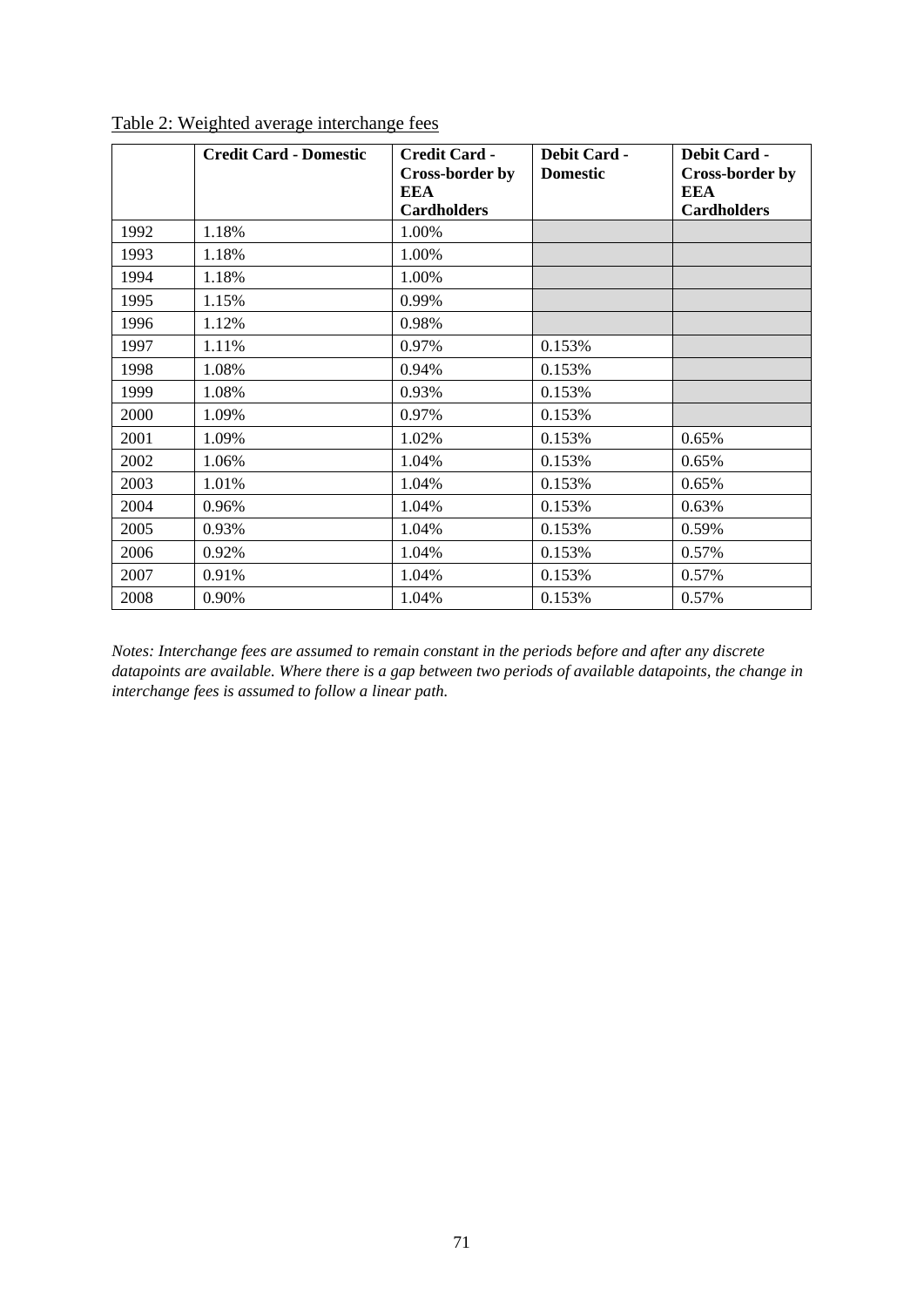Table 2: Weighted average interchange fees

| | Credit Card - Domestic | Credit Card - Cross-border by EEA Cardholders | Debit Card - Domestic | Debit Card - Cross-border by EEA Cardholders |
|---|---|---|---|---|
| 1992 | 1.18% | 1.00% | | |
| 1993 | 1.18% | 1.00% | | |
| 1994 | 1.18% | 1.00% | | |
| 1995 | 1.15% | 0.99% | | |
| 1996 | 1.12% | 0.98% | | |
| 1997 | 1.11% | 0.97% | 0.153% | |
| 1998 | 1.08% | 0.94% | 0.153% | |
| 1999 | 1.08% | 0.93% | 0.153% | |
| 2000 | 1.09% | 0.97% | 0.153% | |
| 2001 | 1.09% | 1.02% | 0.153% | 0.65% |
| 2002 | 1.06% | 1.04% | 0.153% | 0.65% |
| 2003 | 1.01% | 1.04% | 0.153% | 0.65% |
| 2004 | 0.96% | 1.04% | 0.153% | 0.63% |
| 2005 | 0.93% | 1.04% | 0.153% | 0.59% |
| 2006 | 0.92% | 1.04% | 0.153% | 0.57% |
| 2007 | 0.91% | 1.04% | 0.153% | 0.57% |
| 2008 | 0.90% | 1.04% | 0.153% | 0.57% |

*Notes: Interchange fees are assumed to remain constant in the periods before and after any discrete datapoints are available. Where there is a gap between two periods of available datapoints, the change in interchange fees is assumed to follow a linear path.*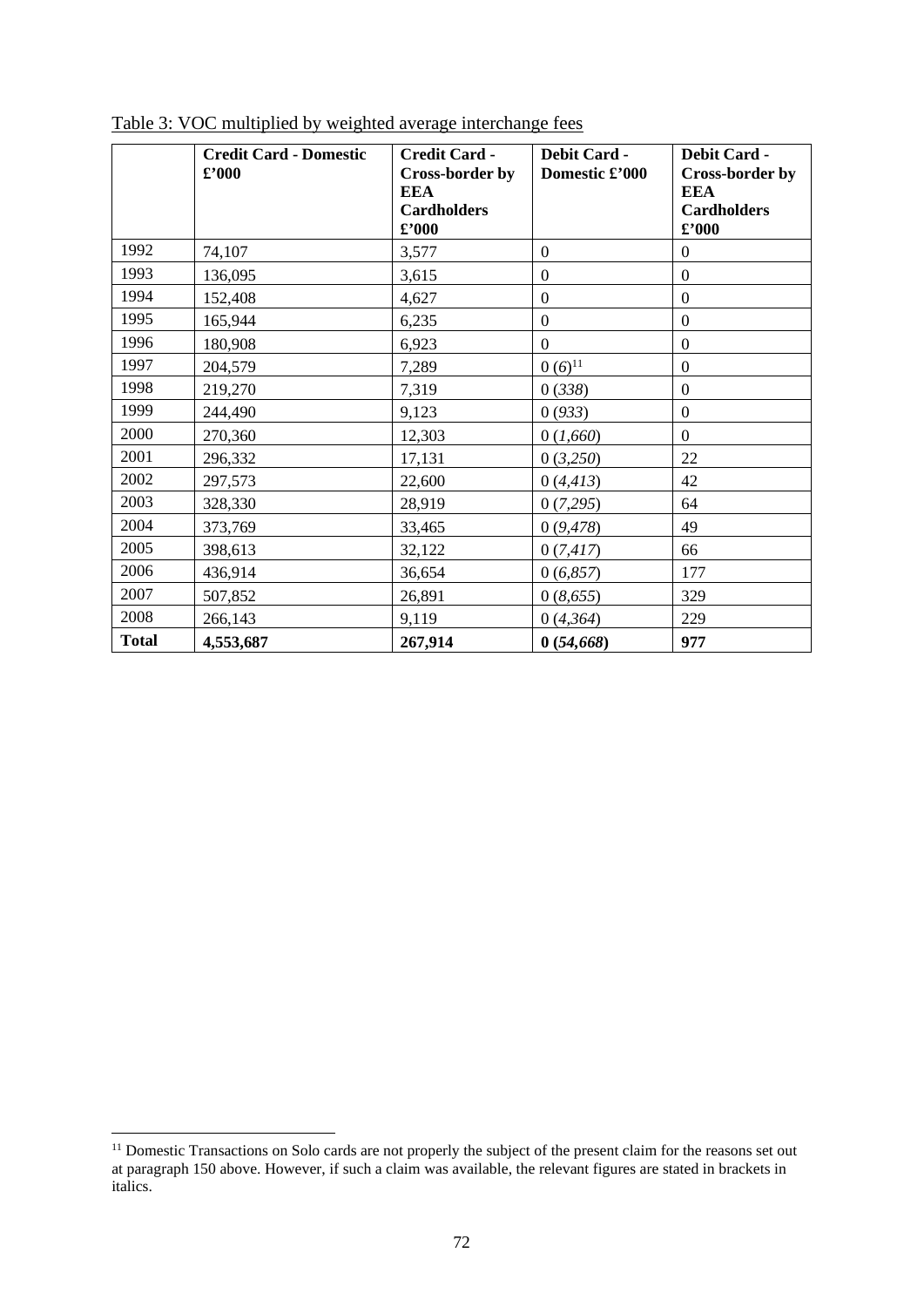Table 3: VOC multiplied by weighted average interchange fees

| | **Credit Card - Domestic £'000** | **Credit Card - Cross-border by EEA Cardholders £'000** | **Debit Card - Domestic £'000** | **Debit Card - Cross-border by EEA Cardholders £'000** |
|---|---|---|---|---|
| 1992 | 74,107 | 3,577 | 0 | 0 |
| 1993 | 136,095 | 3,615 | 0 | 0 |
| 1994 | 152,408 | 4,627 | 0 | 0 |
| 1995 | 165,944 | 6,235 | 0 | 0 |
| 1996 | 180,908 | 6,923 | 0 | 0 |
| 1997 | 204,579 | 7,289 | 0 (*6*)[11] | 0 |
| 1998 | 219,270 | 7,319 | 0 (*338*) | 0 |
| 1999 | 244,490 | 9,123 | 0 (*933*) | 0 |
| 2000 | 270,360 | 12,303 | 0 (*1,660*) | 0 |
| 2001 | 296,332 | 17,131 | 0 (*3,250*) | 22 |
| 2002 | 297,573 | 22,600 | 0 (*4,413*) | 42 |
| 2003 | 328,330 | 28,919 | 0 (*7,295*) | 64 |
| 2004 | 373,769 | 33,465 | 0 (*9,478*) | 49 |
| 2005 | 398,613 | 32,122 | 0 (*7,417*) | 66 |
| 2006 | 436,914 | 36,654 | 0 (*6,857*) | 177 |
| 2007 | 507,852 | 26,891 | 0 (*8,655*) | 329 |
| 2008 | 266,143 | 9,119 | 0 (*4,364*) | 229 |
| **Total** | **4,553,687** | **267,914** | **0 (*54,668*)** | **977** |

[11] Domestic Transactions on Solo cards are not properly the subject of the present claim for the reasons set out at paragraph 150 above. However, if such a claim was available, the relevant figures are stated in brackets in italics.